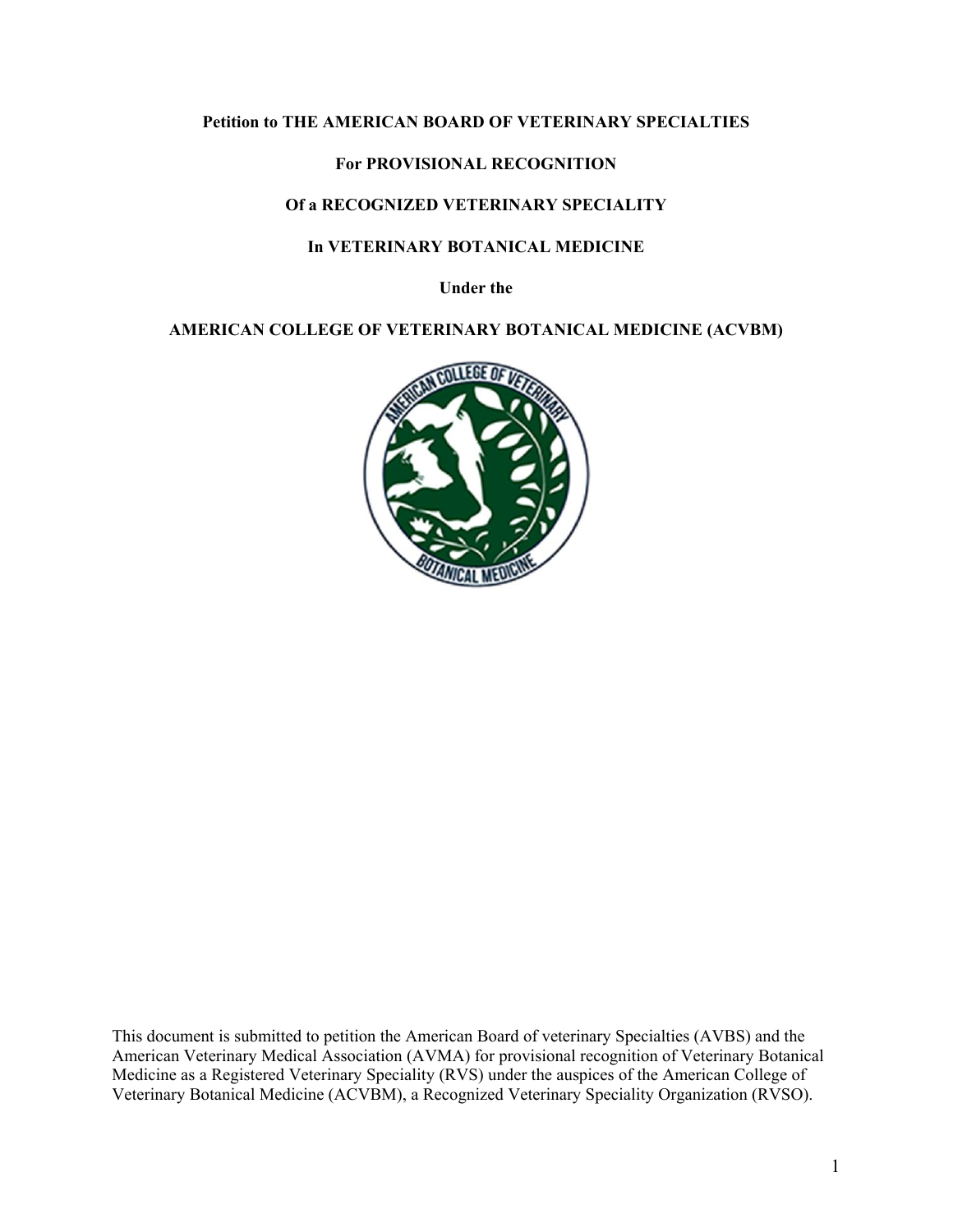**Petition to THE AMERICAN BOARD OF VETERINARY SPECIALTIES**

**For PROVISIONAL RECOGNITION**

**Of a RECOGNIZED VETERINARY SPECIALITY**

**In VETERINARY BOTANICAL MEDICINE**

**Under the**

**AMERICAN COLLEGE OF VETERINARY BOTANICAL MEDICINE (ACVBM)**

This document is submitted to petition the American Board of veterinary Specialties (AVBS) and the American Veterinary Medical Association (AVMA) for provisional recognition of Veterinary Botanical Medicine as a Registered Veterinary Speciality (RVS) under the auspices of the American College of Veterinary Botanical Medicine (ACVBM), a Recognized Veterinary Speciality Organization (RVSO).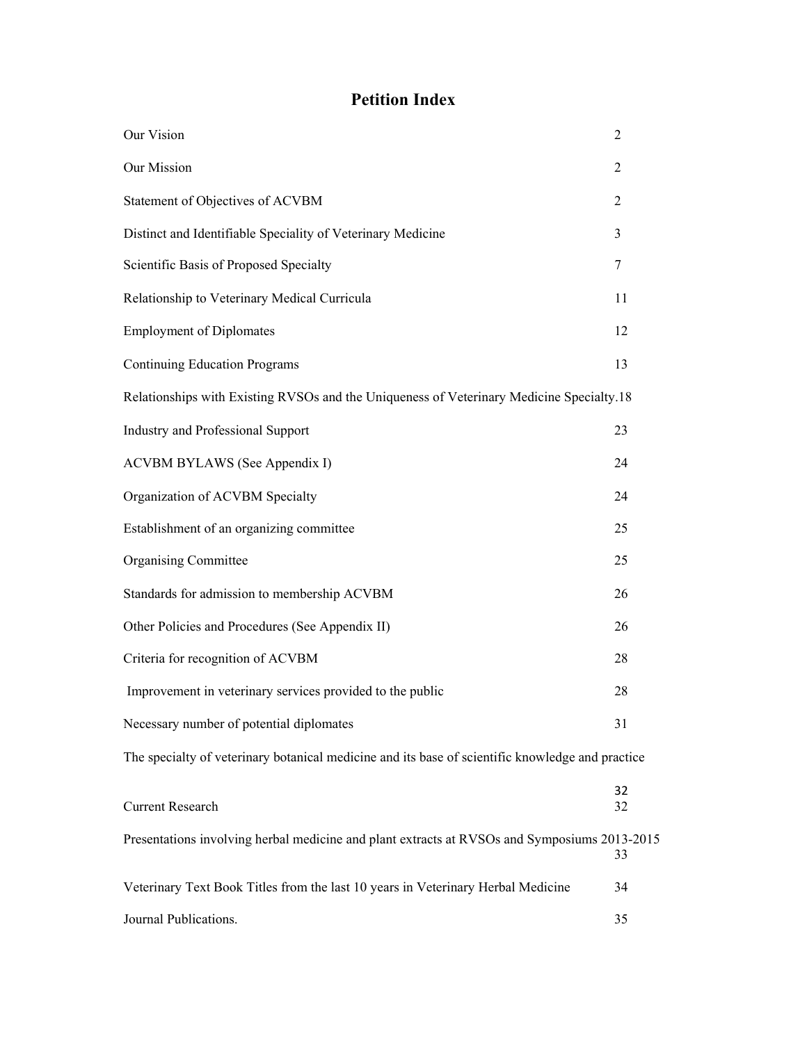# Petition Index

| | |
|---|---|
| Our Vision | 2 |
| Our Mission | 2 |
| Statement of Objectives of ACVBM | 2 |
| Distinct and Identifiable Speciality of Veterinary Medicine | 3 |
| Scientific Basis of Proposed Specialty | 7 |
| Relationship to Veterinary Medical Curricula | 11 |
| Employment of Diplomates | 12 |
| Continuing Education Programs | 13 |
| Relationships with Existing RVSOs and the Uniqueness of Veterinary Medicine Specialty. | 18 |
| Industry and Professional Support | 23 |
| ACVBM BYLAWS (See Appendix I) | 24 |
| Organization of ACVBM Specialty | 24 |
| Establishment of an organizing committee | 25 |
| Organising Committee | 25 |
| Standards for admission to membership ACVBM | 26 |
| Other Policies and Procedures (See Appendix II) | 26 |
| Criteria for recognition of ACVBM | 28 |
| Improvement in veterinary services provided to the public | 28 |
| Necessary number of potential diplomates | 31 |
| The specialty of veterinary botanical medicine and its base of scientific knowledge and practice | 32 |
| Current Research | 32 |
| Presentations involving herbal medicine and plant extracts at RVSOs and Symposiums 2013-2015 | 33 |
| Veterinary Text Book Titles from the last 10 years in Veterinary Herbal Medicine | 34 |
| Journal Publications. | 35 |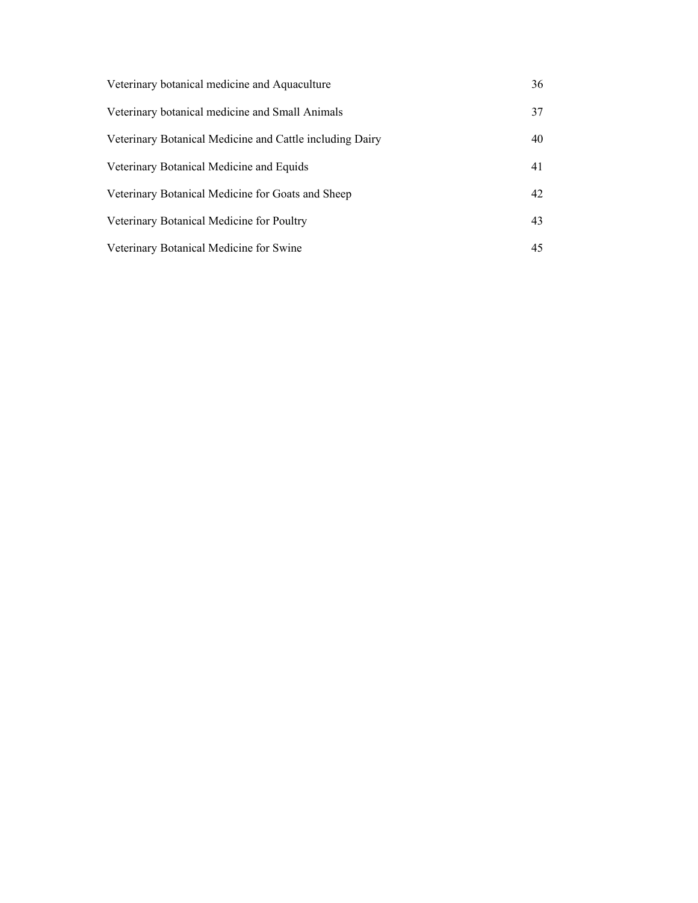| | |
|---|---|
| Veterinary botanical medicine and Aquaculture | 36 |
| Veterinary botanical medicine and Small Animals | 37 |
| Veterinary Botanical Medicine and Cattle including Dairy | 40 |
| Veterinary Botanical Medicine and Equids | 41 |
| Veterinary Botanical Medicine for Goats and Sheep | 42 |
| Veterinary Botanical Medicine for Poultry | 43 |
| Veterinary Botanical Medicine for Swine | 45 |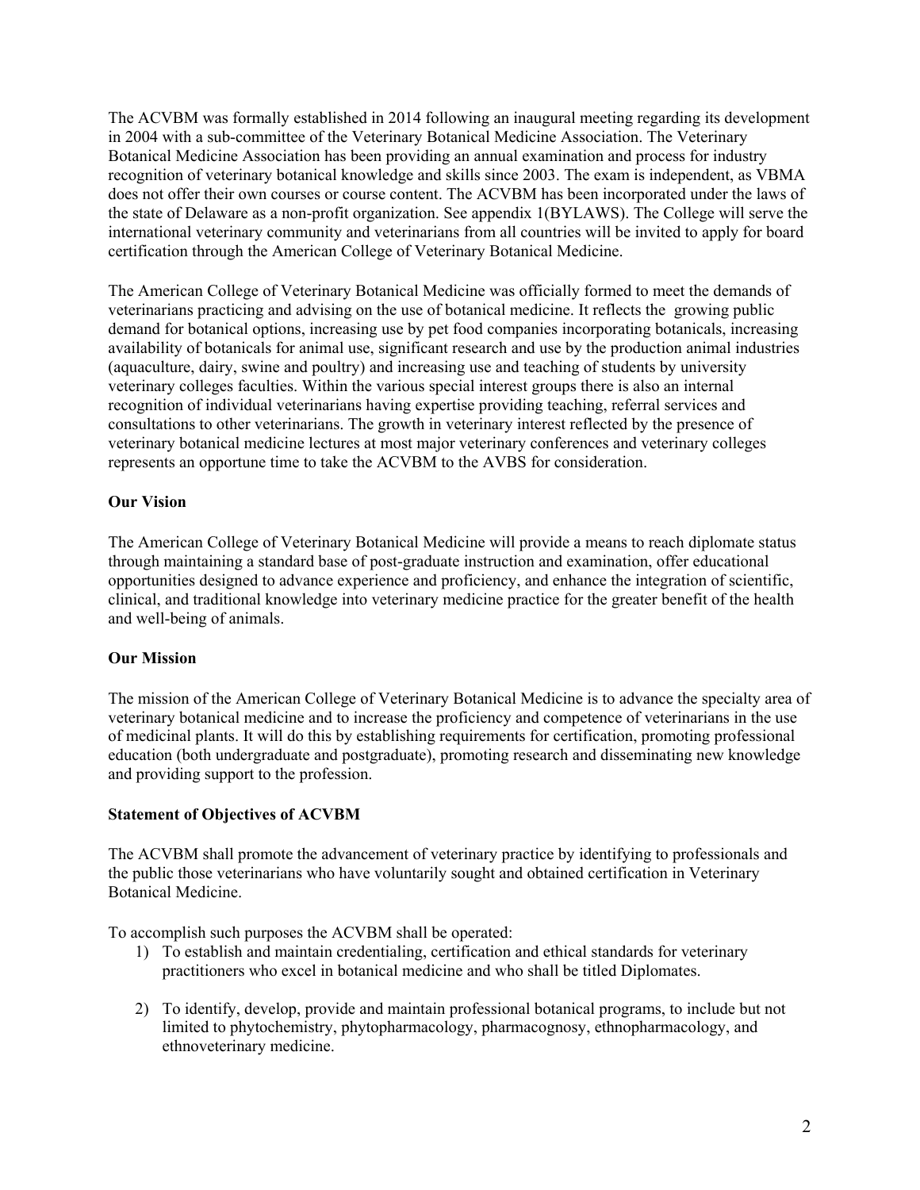The ACVBM was formally established in 2014 following an inaugural meeting regarding its development in 2004 with a sub-committee of the Veterinary Botanical Medicine Association. The Veterinary Botanical Medicine Association has been providing an annual examination and process for industry recognition of veterinary botanical knowledge and skills since 2003. The exam is independent, as VBMA does not offer their own courses or course content. The ACVBM has been incorporated under the laws of the state of Delaware as a non-profit organization. See appendix 1(BYLAWS). The College will serve the international veterinary community and veterinarians from all countries will be invited to apply for board certification through the American College of Veterinary Botanical Medicine.

The American College of Veterinary Botanical Medicine was officially formed to meet the demands of veterinarians practicing and advising on the use of botanical medicine. It reflects the growing public demand for botanical options, increasing use by pet food companies incorporating botanicals, increasing availability of botanicals for animal use, significant research and use by the production animal industries (aquaculture, dairy, swine and poultry) and increasing use and teaching of students by university veterinary colleges faculties. Within the various special interest groups there is also an internal recognition of individual veterinarians having expertise providing teaching, referral services and consultations to other veterinarians. The growth in veterinary interest reflected by the presence of veterinary botanical medicine lectures at most major veterinary conferences and veterinary colleges represents an opportune time to take the ACVBM to the AVBS for consideration.

**Our Vision**

The American College of Veterinary Botanical Medicine will provide a means to reach diplomate status through maintaining a standard base of post-graduate instruction and examination, offer educational opportunities designed to advance experience and proficiency, and enhance the integration of scientific, clinical, and traditional knowledge into veterinary medicine practice for the greater benefit of the health and well-being of animals.

**Our Mission**

The mission of the American College of Veterinary Botanical Medicine is to advance the specialty area of veterinary botanical medicine and to increase the proficiency and competence of veterinarians in the use of medicinal plants. It will do this by establishing requirements for certification, promoting professional education (both undergraduate and postgraduate), promoting research and disseminating new knowledge and providing support to the profession.

**Statement of Objectives of ACVBM**

The ACVBM shall promote the advancement of veterinary practice by identifying to professionals and the public those veterinarians who have voluntarily sought and obtained certification in Veterinary Botanical Medicine.

To accomplish such purposes the ACVBM shall be operated:

1) To establish and maintain credentialing, certification and ethical standards for veterinary practitioners who excel in botanical medicine and who shall be titled Diplomates.

2) To identify, develop, provide and maintain professional botanical programs, to include but not limited to phytochemistry, phytopharmacology, pharmacognosy, ethnopharmacology, and ethnoveterinary medicine.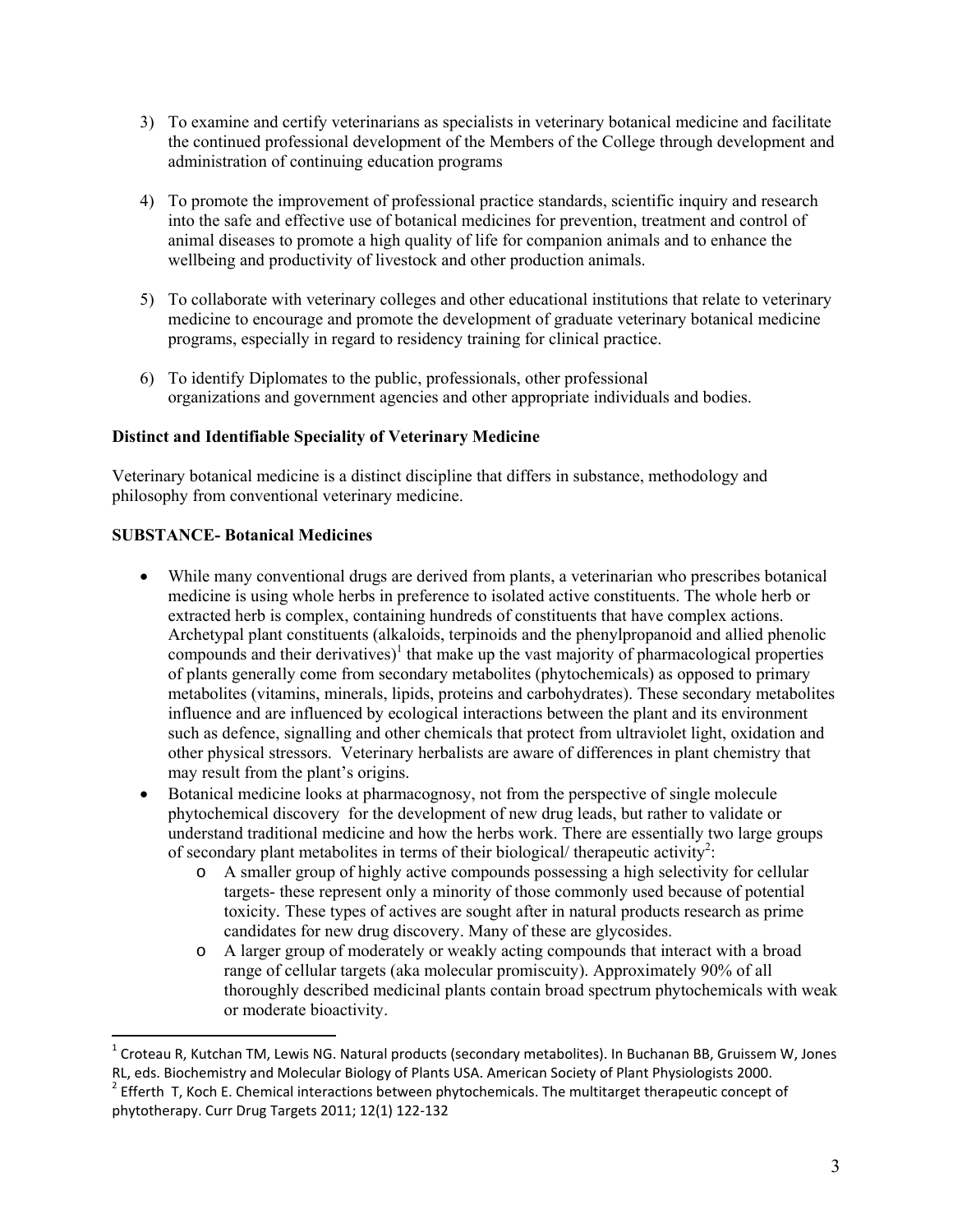3) To examine and certify veterinarians as specialists in veterinary botanical medicine and facilitate the continued professional development of the Members of the College through development and administration of continuing education programs

4) To promote the improvement of professional practice standards, scientific inquiry and research into the safe and effective use of botanical medicines for prevention, treatment and control of animal diseases to promote a high quality of life for companion animals and to enhance the wellbeing and productivity of livestock and other production animals.

5) To collaborate with veterinary colleges and other educational institutions that relate to veterinary medicine to encourage and promote the development of graduate veterinary botanical medicine programs, especially in regard to residency training for clinical practice.

6) To identify Diplomates to the public, professionals, other professional organizations and government agencies and other appropriate individuals and bodies.

**Distinct and Identifiable Speciality of Veterinary Medicine**

Veterinary botanical medicine is a distinct discipline that differs in substance, methodology and philosophy from conventional veterinary medicine.

**SUBSTANCE- Botanical Medicines**

- While many conventional drugs are derived from plants, a veterinarian who prescribes botanical medicine is using whole herbs in preference to isolated active constituents. The whole herb or extracted herb is complex, containing hundreds of constituents that have complex actions. Archetypal plant constituents (alkaloids, terpinoids and the phenylpropanoid and allied phenolic compounds and their derivatives)[1] that make up the vast majority of pharmacological properties of plants generally come from secondary metabolites (phytochemicals) as opposed to primary metabolites (vitamins, minerals, lipids, proteins and carbohydrates). These secondary metabolites influence and are influenced by ecological interactions between the plant and its environment such as defence, signalling and other chemicals that protect from ultraviolet light, oxidation and other physical stressors. Veterinary herbalists are aware of differences in plant chemistry that may result from the plant's origins.
- Botanical medicine looks at pharmacognosy, not from the perspective of single molecule phytochemical discovery for the development of new drug leads, but rather to validate or understand traditional medicine and how the herbs work. There are essentially two large groups of secondary plant metabolites in terms of their biological/ therapeutic activity[2]:
  - A smaller group of highly active compounds possessing a high selectivity for cellular targets- these represent only a minority of those commonly used because of potential toxicity. These types of actives are sought after in natural products research as prime candidates for new drug discovery. Many of these are glycosides.
  - A larger group of moderately or weakly acting compounds that interact with a broad range of cellular targets (aka molecular promiscuity). Approximately 90% of all thoroughly described medicinal plants contain broad spectrum phytochemicals with weak or moderate bioactivity.

[1] Croteau R, Kutchan TM, Lewis NG. Natural products (secondary metabolites). In Buchanan BB, Gruissem W, Jones RL, eds. Biochemistry and Molecular Biology of Plants USA. American Society of Plant Physiologists 2000.

[2] Efferth T, Koch E. Chemical interactions between phytochemicals. The multitarget therapeutic concept of phytotherapy. Curr Drug Targets 2011; 12(1) 122-132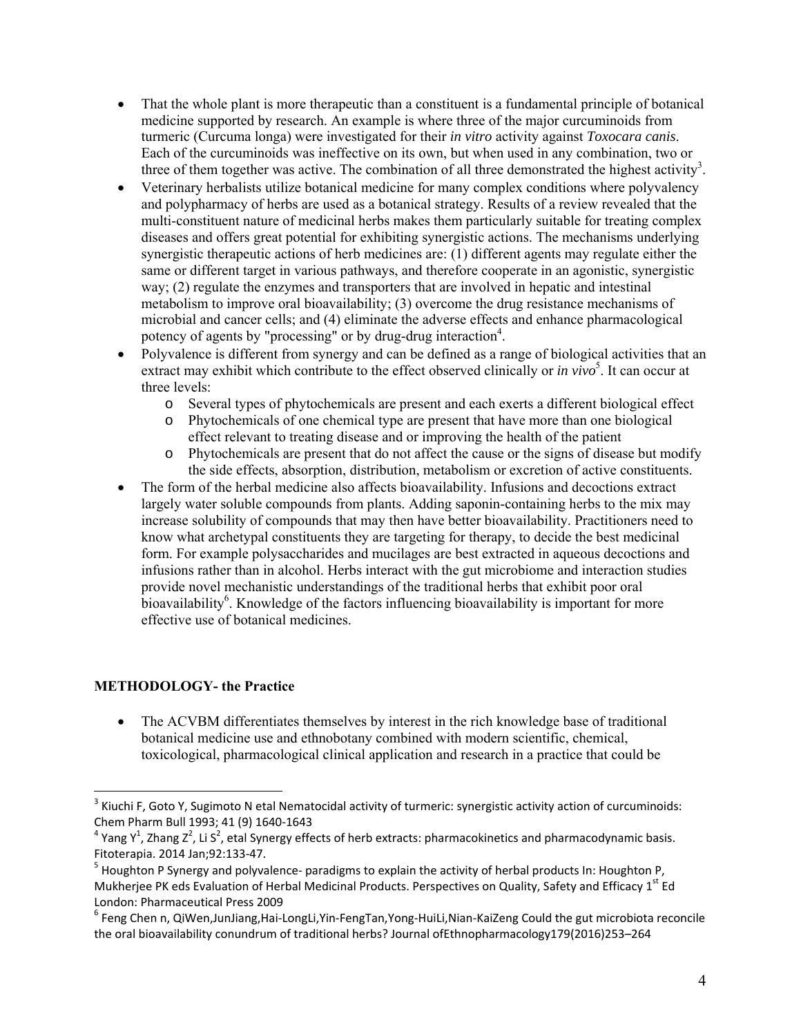- That the whole plant is more therapeutic than a constituent is a fundamental principle of botanical medicine supported by research. An example is where three of the major curcuminoids from turmeric (Curcuma longa) were investigated for their *in vitro* activity against *Toxocara canis*. Each of the curcuminoids was ineffective on its own, but when used in any combination, two or three of them together was active. The combination of all three demonstrated the highest activity[3].
- Veterinary herbalists utilize botanical medicine for many complex conditions where polyvalency and polypharmacy of herbs are used as a botanical strategy. Results of a review revealed that the multi-constituent nature of medicinal herbs makes them particularly suitable for treating complex diseases and offers great potential for exhibiting synergistic actions. The mechanisms underlying synergistic therapeutic actions of herb medicines are: (1) different agents may regulate either the same or different target in various pathways, and therefore cooperate in an agonistic, synergistic way; (2) regulate the enzymes and transporters that are involved in hepatic and intestinal metabolism to improve oral bioavailability; (3) overcome the drug resistance mechanisms of microbial and cancer cells; and (4) eliminate the adverse effects and enhance pharmacological potency of agents by "processing" or by drug-drug interaction[4].
- Polyvalence is different from synergy and can be defined as a range of biological activities that an extract may exhibit which contribute to the effect observed clinically or *in vivo*[5]. It can occur at three levels:
  - Several types of phytochemicals are present and each exerts a different biological effect
  - Phytochemicals of one chemical type are present that have more than one biological effect relevant to treating disease and or improving the health of the patient
  - Phytochemicals are present that do not affect the cause or the signs of disease but modify the side effects, absorption, distribution, metabolism or excretion of active constituents.
- The form of the herbal medicine also affects bioavailability. Infusions and decoctions extract largely water soluble compounds from plants. Adding saponin-containing herbs to the mix may increase solubility of compounds that may then have better bioavailability. Practitioners need to know what archetypal constituents they are targeting for therapy, to decide the best medicinal form. For example polysaccharides and mucilages are best extracted in aqueous decoctions and infusions rather than in alcohol. Herbs interact with the gut microbiome and interaction studies provide novel mechanistic understandings of the traditional herbs that exhibit poor oral bioavailability[6]. Knowledge of the factors influencing bioavailability is important for more effective use of botanical medicines.

**METHODOLOGY- the Practice**

- The ACVBM differentiates themselves by interest in the rich knowledge base of traditional botanical medicine use and ethnobotany combined with modern scientific, chemical, toxicological, pharmacological clinical application and research in a practice that could be

---

[3] Kiuchi F, Goto Y, Sugimoto N etal Nematocidal activity of turmeric: synergistic activity action of curcuminoids: Chem Pharm Bull 1993; 41 (9) 1640-1643

[4] Yang Y[1], Zhang Z[2], Li S[2], etal Synergy effects of herb extracts: pharmacokinetics and pharmacodynamic basis. Fitoterapia. 2014 Jan;92:133-47.

[5] Houghton P Synergy and polyvalence- paradigms to explain the activity of herbal products In: Houghton P, Mukherjee PK eds Evaluation of Herbal Medicinal Products. Perspectives on Quality, Safety and Efficacy 1st Ed London: Pharmaceutical Press 2009

[6] Feng Chen n, QiWen,JunJiang,Hai-LongLi,Yin-FengTan,Yong-HuiLi,Nian-KaiZeng Could the gut microbiota reconcile the oral bioavailability conundrum of traditional herbs? Journal ofEthnopharmacology179(2016)253–264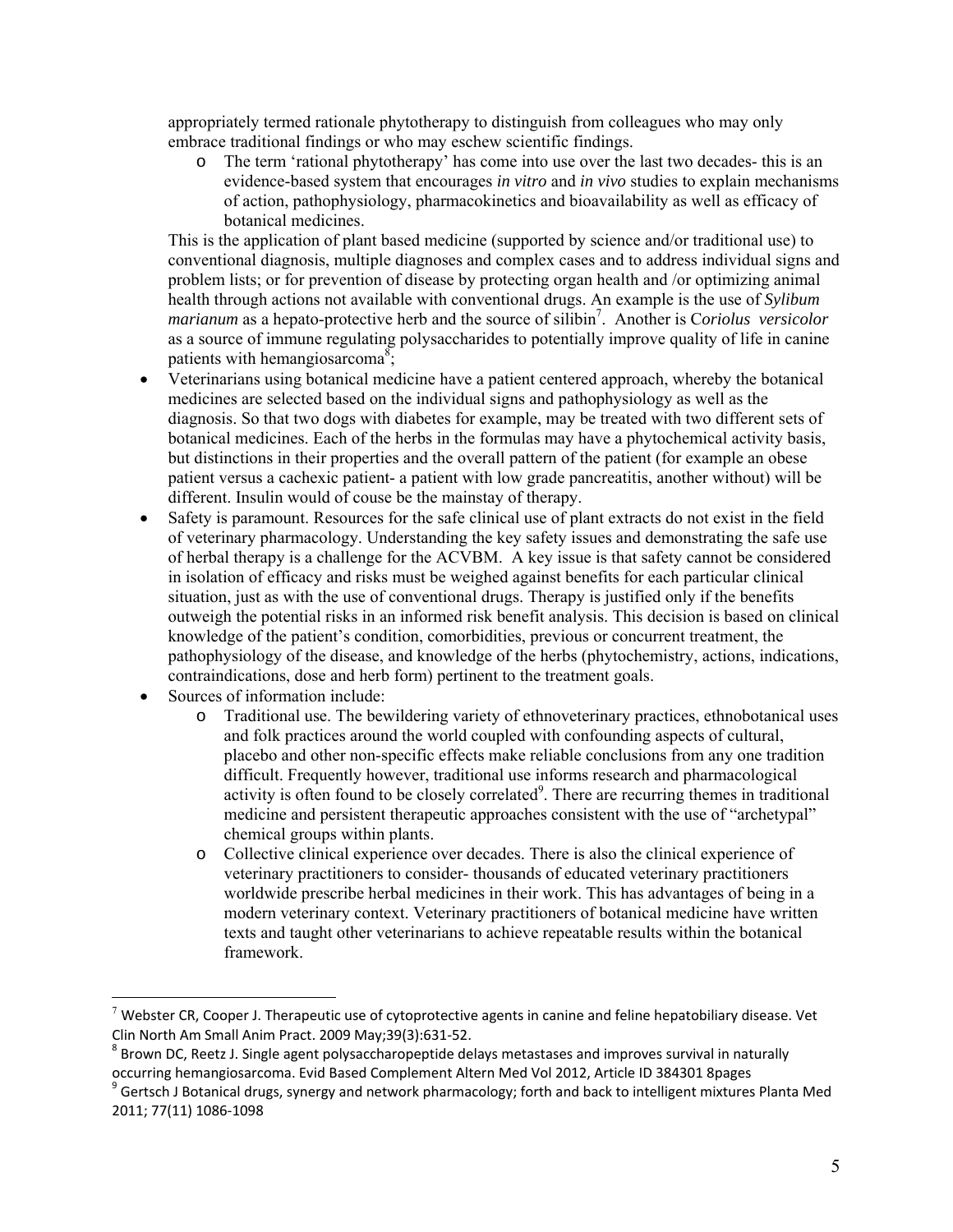appropriately termed rationale phytotherapy to distinguish from colleagues who may only embrace traditional findings or who may eschew scientific findings.

  - The term 'rational phytotherapy' has come into use over the last two decades- this is an evidence-based system that encourages *in vitro* and *in vivo* studies to explain mechanisms of action, pathophysiology, pharmacokinetics and bioavailability as well as efficacy of botanical medicines.

  This is the application of plant based medicine (supported by science and/or traditional use) to conventional diagnosis, multiple diagnoses and complex cases and to address individual signs and problem lists; or for prevention of disease by protecting organ health and /or optimizing animal health through actions not available with conventional drugs. An example is the use of *Sylibum marianum* as a hepato-protective herb and the source of silibin[7]. Another is C*oriolus versicolor* as a source of immune regulating polysaccharides to potentially improve quality of life in canine patients with hemangiosarcoma[8];

- Veterinarians using botanical medicine have a patient centered approach, whereby the botanical medicines are selected based on the individual signs and pathophysiology as well as the diagnosis. So that two dogs with diabetes for example, may be treated with two different sets of botanical medicines. Each of the herbs in the formulas may have a phytochemical activity basis, but distinctions in their properties and the overall pattern of the patient (for example an obese patient versus a cachexic patient- a patient with low grade pancreatitis, another without) will be different. Insulin would of couse be the mainstay of therapy.
- Safety is paramount. Resources for the safe clinical use of plant extracts do not exist in the field of veterinary pharmacology. Understanding the key safety issues and demonstrating the safe use of herbal therapy is a challenge for the ACVBM. A key issue is that safety cannot be considered in isolation of efficacy and risks must be weighed against benefits for each particular clinical situation, just as with the use of conventional drugs. Therapy is justified only if the benefits outweigh the potential risks in an informed risk benefit analysis. This decision is based on clinical knowledge of the patient's condition, comorbidities, previous or concurrent treatment, the pathophysiology of the disease, and knowledge of the herbs (phytochemistry, actions, indications, contraindications, dose and herb form) pertinent to the treatment goals.
- Sources of information include:
  - Traditional use. The bewildering variety of ethnoveterinary practices, ethnobotanical uses and folk practices around the world coupled with confounding aspects of cultural, placebo and other non-specific effects make reliable conclusions from any one tradition difficult. Frequently however, traditional use informs research and pharmacological activity is often found to be closely correlated[9]. There are recurring themes in traditional medicine and persistent therapeutic approaches consistent with the use of "archetypal" chemical groups within plants.
  - Collective clinical experience over decades. There is also the clinical experience of veterinary practitioners to consider- thousands of educated veterinary practitioners worldwide prescribe herbal medicines in their work. This has advantages of being in a modern veterinary context. Veterinary practitioners of botanical medicine have written texts and taught other veterinarians to achieve repeatable results within the botanical framework.

---

[7] Webster CR, Cooper J. Therapeutic use of cytoprotective agents in canine and feline hepatobiliary disease. Vet Clin North Am Small Anim Pract. 2009 May;39(3):631-52.

[8] Brown DC, Reetz J. Single agent polysaccharopeptide delays metastases and improves survival in naturally occurring hemangiosarcoma. Evid Based Complement Altern Med Vol 2012, Article ID 384301 8pages

[9] Gertsch J Botanical drugs, synergy and network pharmacology; forth and back to intelligent mixtures Planta Med 2011; 77(11) 1086-1098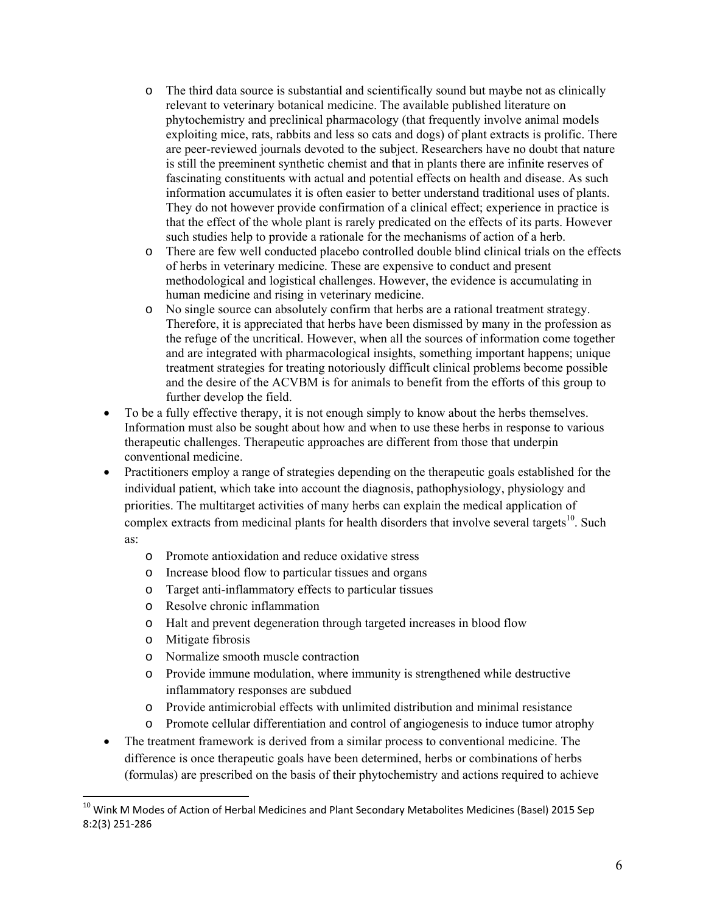- The third data source is substantial and scientifically sound but maybe not as clinically relevant to veterinary botanical medicine. The available published literature on phytochemistry and preclinical pharmacology (that frequently involve animal models exploiting mice, rats, rabbits and less so cats and dogs) of plant extracts is prolific. There are peer-reviewed journals devoted to the subject. Researchers have no doubt that nature is still the preeminent synthetic chemist and that in plants there are infinite reserves of fascinating constituents with actual and potential effects on health and disease. As such information accumulates it is often easier to better understand traditional uses of plants. They do not however provide confirmation of a clinical effect; experience in practice is that the effect of the whole plant is rarely predicated on the effects of its parts. However such studies help to provide a rationale for the mechanisms of action of a herb.
    - There are few well conducted placebo controlled double blind clinical trials on the effects of herbs in veterinary medicine. These are expensive to conduct and present methodological and logistical challenges. However, the evidence is accumulating in human medicine and rising in veterinary medicine.
    - No single source can absolutely confirm that herbs are a rational treatment strategy. Therefore, it is appreciated that herbs have been dismissed by many in the profession as the refuge of the uncritical. However, when all the sources of information come together and are integrated with pharmacological insights, something important happens; unique treatment strategies for treating notoriously difficult clinical problems become possible and the desire of the ACVBM is for animals to benefit from the efforts of this group to further develop the field.
- To be a fully effective therapy, it is not enough simply to know about the herbs themselves. Information must also be sought about how and when to use these herbs in response to various therapeutic challenges. Therapeutic approaches are different from those that underpin conventional medicine.
- Practitioners employ a range of strategies depending on the therapeutic goals established for the individual patient, which take into account the diagnosis, pathophysiology, physiology and priorities. The multitarget activities of many herbs can explain the medical application of complex extracts from medicinal plants for health disorders that involve several targets[10]. Such as:
    - Promote antioxidation and reduce oxidative stress
    - Increase blood flow to particular tissues and organs
    - Target anti-inflammatory effects to particular tissues
    - Resolve chronic inflammation
    - Halt and prevent degeneration through targeted increases in blood flow
    - Mitigate fibrosis
    - Normalize smooth muscle contraction
    - Provide immune modulation, where immunity is strengthened while destructive inflammatory responses are subdued
    - Provide antimicrobial effects with unlimited distribution and minimal resistance
    - Promote cellular differentiation and control of angiogenesis to induce tumor atrophy
- The treatment framework is derived from a similar process to conventional medicine. The difference is once therapeutic goals have been determined, herbs or combinations of herbs (formulas) are prescribed on the basis of their phytochemistry and actions required to achieve

[10] Wink M Modes of Action of Herbal Medicines and Plant Secondary Metabolites Medicines (Basel) 2015 Sep 8:2(3) 251-286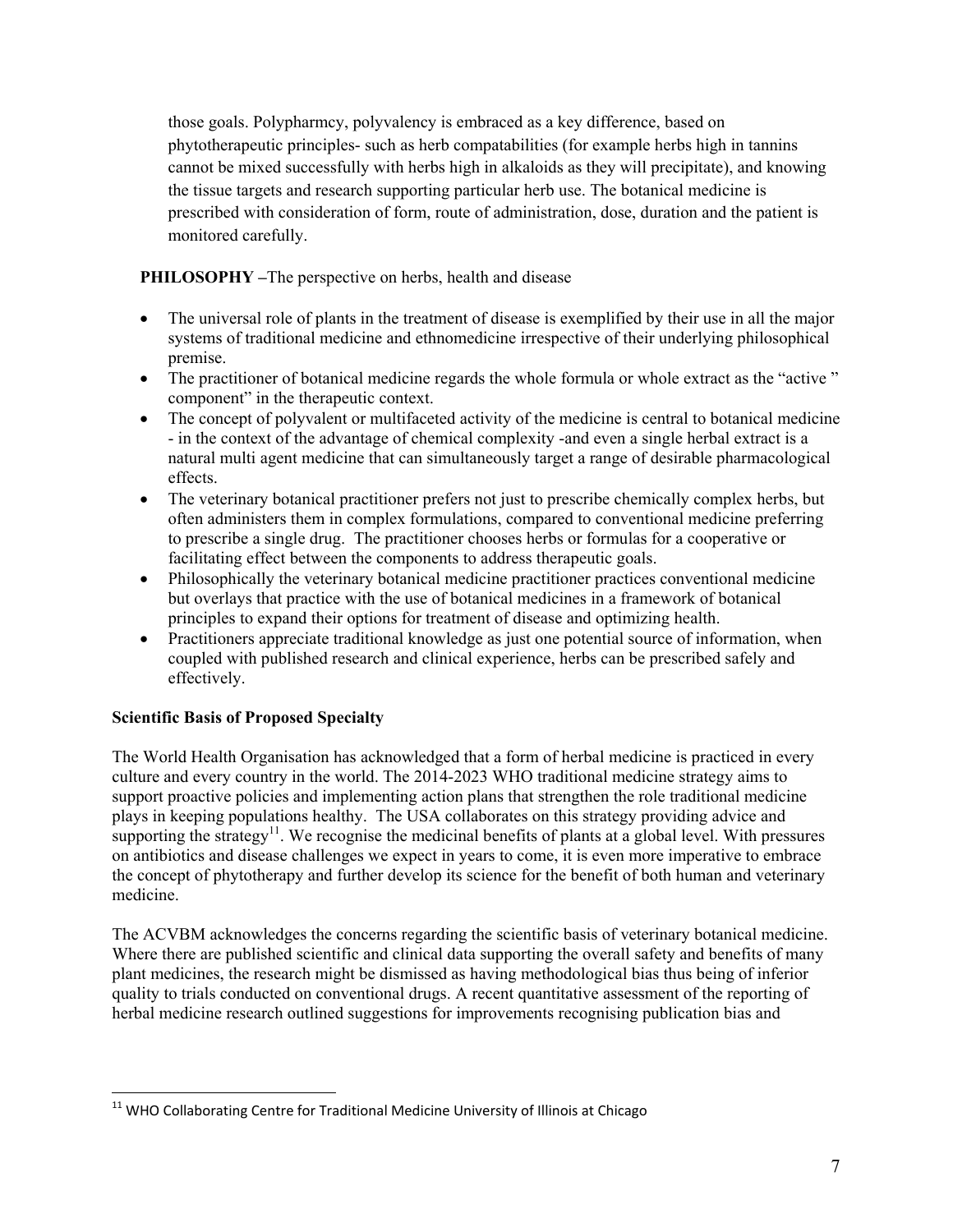those goals. Polypharmcy, polyvalency is embraced as a key difference, based on phytotherapeutic principles- such as herb compatabilities (for example herbs high in tannins cannot be mixed successfully with herbs high in alkaloids as they will precipitate), and knowing the tissue targets and research supporting particular herb use. The botanical medicine is prescribed with consideration of form, route of administration, dose, duration and the patient is monitored carefully.

**PHILOSOPHY –**The perspective on herbs, health and disease

- The universal role of plants in the treatment of disease is exemplified by their use in all the major systems of traditional medicine and ethnomedicine irrespective of their underlying philosophical premise.
- The practitioner of botanical medicine regards the whole formula or whole extract as the "active " component" in the therapeutic context.
- The concept of polyvalent or multifaceted activity of the medicine is central to botanical medicine - in the context of the advantage of chemical complexity -and even a single herbal extract is a natural multi agent medicine that can simultaneously target a range of desirable pharmacological effects.
- The veterinary botanical practitioner prefers not just to prescribe chemically complex herbs, but often administers them in complex formulations, compared to conventional medicine preferring to prescribe a single drug. The practitioner chooses herbs or formulas for a cooperative or facilitating effect between the components to address therapeutic goals.
- Philosophically the veterinary botanical medicine practitioner practices conventional medicine but overlays that practice with the use of botanical medicines in a framework of botanical principles to expand their options for treatment of disease and optimizing health.
- Practitioners appreciate traditional knowledge as just one potential source of information, when coupled with published research and clinical experience, herbs can be prescribed safely and effectively.

**Scientific Basis of Proposed Specialty**

The World Health Organisation has acknowledged that a form of herbal medicine is practiced in every culture and every country in the world. The 2014-2023 WHO traditional medicine strategy aims to support proactive policies and implementing action plans that strengthen the role traditional medicine plays in keeping populations healthy. The USA collaborates on this strategy providing advice and supporting the strategy[11]. We recognise the medicinal benefits of plants at a global level. With pressures on antibiotics and disease challenges we expect in years to come, it is even more imperative to embrace the concept of phytotherapy and further develop its science for the benefit of both human and veterinary medicine.

The ACVBM acknowledges the concerns regarding the scientific basis of veterinary botanical medicine. Where there are published scientific and clinical data supporting the overall safety and benefits of many plant medicines, the research might be dismissed as having methodological bias thus being of inferior quality to trials conducted on conventional drugs. A recent quantitative assessment of the reporting of herbal medicine research outlined suggestions for improvements recognising publication bias and

[11] WHO Collaborating Centre for Traditional Medicine University of Illinois at Chicago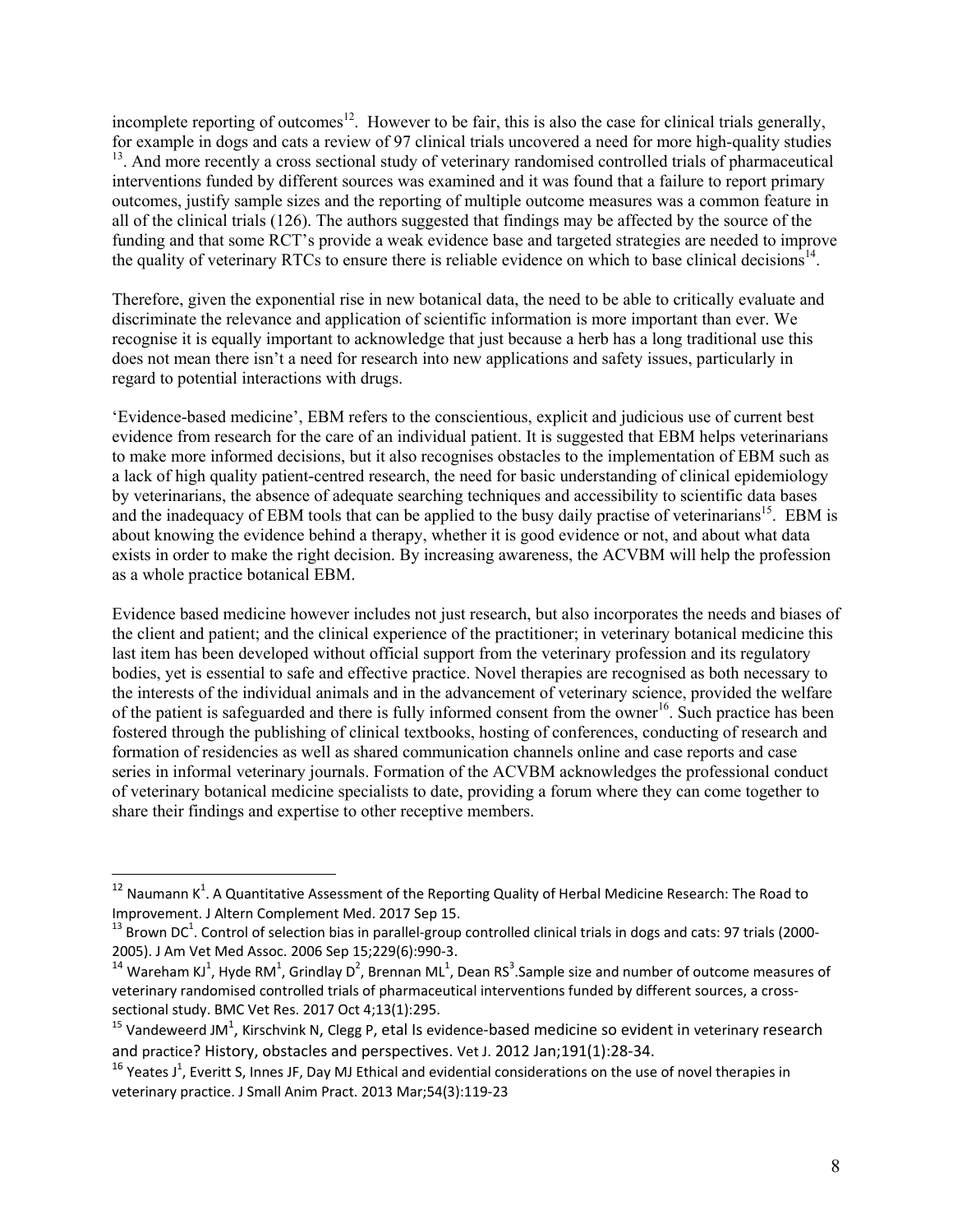incomplete reporting of outcomes[12]. However to be fair, this is also the case for clinical trials generally, for example in dogs and cats a review of 97 clinical trials uncovered a need for more high-quality studies [13]. And more recently a cross sectional study of veterinary randomised controlled trials of pharmaceutical interventions funded by different sources was examined and it was found that a failure to report primary outcomes, justify sample sizes and the reporting of multiple outcome measures was a common feature in all of the clinical trials (126). The authors suggested that findings may be affected by the source of the funding and that some RCT's provide a weak evidence base and targeted strategies are needed to improve the quality of veterinary RTCs to ensure there is reliable evidence on which to base clinical decisions[14].

Therefore, given the exponential rise in new botanical data, the need to be able to critically evaluate and discriminate the relevance and application of scientific information is more important than ever. We recognise it is equally important to acknowledge that just because a herb has a long traditional use this does not mean there isn't a need for research into new applications and safety issues, particularly in regard to potential interactions with drugs.

'Evidence-based medicine', EBM refers to the conscientious, explicit and judicious use of current best evidence from research for the care of an individual patient. It is suggested that EBM helps veterinarians to make more informed decisions, but it also recognises obstacles to the implementation of EBM such as a lack of high quality patient-centred research, the need for basic understanding of clinical epidemiology by veterinarians, the absence of adequate searching techniques and accessibility to scientific data bases and the inadequacy of EBM tools that can be applied to the busy daily practise of veterinarians[15]. EBM is about knowing the evidence behind a therapy, whether it is good evidence or not, and about what data exists in order to make the right decision. By increasing awareness, the ACVBM will help the profession as a whole practice botanical EBM.

Evidence based medicine however includes not just research, but also incorporates the needs and biases of the client and patient; and the clinical experience of the practitioner; in veterinary botanical medicine this last item has been developed without official support from the veterinary profession and its regulatory bodies, yet is essential to safe and effective practice. Novel therapies are recognised as both necessary to the interests of the individual animals and in the advancement of veterinary science, provided the welfare of the patient is safeguarded and there is fully informed consent from the owner[16]. Such practice has been fostered through the publishing of clinical textbooks, hosting of conferences, conducting of research and formation of residencies as well as shared communication channels online and case reports and case series in informal veterinary journals. Formation of the ACVBM acknowledges the professional conduct of veterinary botanical medicine specialists to date, providing a forum where they can come together to share their findings and expertise to other receptive members.

---

[12] Naumann K[1]. A Quantitative Assessment of the Reporting Quality of Herbal Medicine Research: The Road to Improvement. J Altern Complement Med. 2017 Sep 15.

[13] Brown DC[1]. Control of selection bias in parallel-group controlled clinical trials in dogs and cats: 97 trials (2000-2005). J Am Vet Med Assoc. 2006 Sep 15;229(6):990-3.

[14] Wareham KJ[1], Hyde RM[1], Grindlay D[2], Brennan ML[1], Dean RS[3].Sample size and number of outcome measures of veterinary randomised controlled trials of pharmaceutical interventions funded by different sources, a cross-sectional study. BMC Vet Res. 2017 Oct 4;13(1):295.

[15] Vandeweerd JM[1], Kirschvink N, Clegg P, etal Is evidence-based medicine so evident in veterinary research and practice? History, obstacles and perspectives. Vet J. 2012 Jan;191(1):28-34.

[16] Yeates J[1], Everitt S, Innes JF, Day MJ Ethical and evidential considerations on the use of novel therapies in veterinary practice. J Small Anim Pract. 2013 Mar;54(3):119-23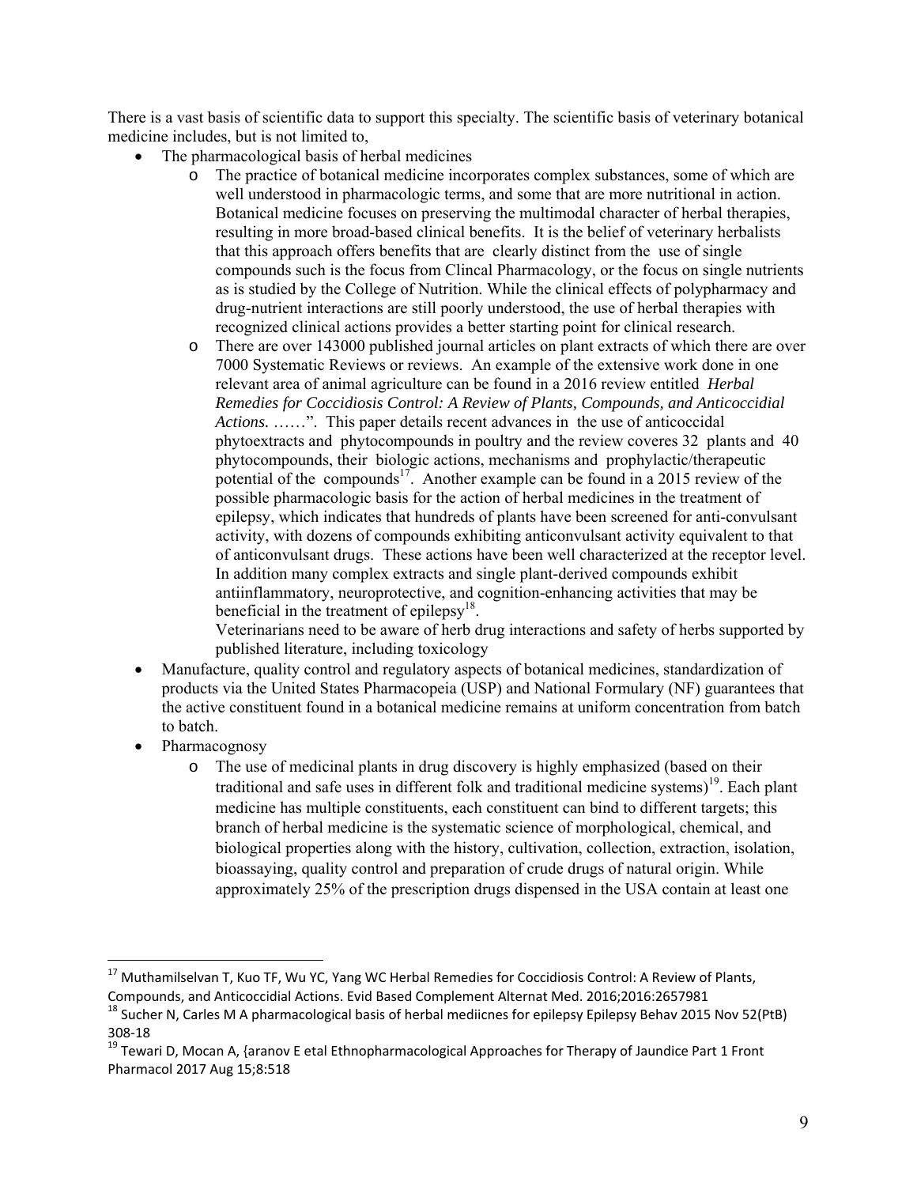There is a vast basis of scientific data to support this specialty. The scientific basis of veterinary botanical medicine includes, but is not limited to,

- The pharmacological basis of herbal medicines
  - The practice of botanical medicine incorporates complex substances, some of which are well understood in pharmacologic terms, and some that are more nutritional in action. Botanical medicine focuses on preserving the multimodal character of herbal therapies, resulting in more broad-based clinical benefits. It is the belief of veterinary herbalists that this approach offers benefits that are clearly distinct from the use of single compounds such is the focus from Clincal Pharmacology, or the focus on single nutrients as is studied by the College of Nutrition. While the clinical effects of polypharmacy and drug-nutrient interactions are still poorly understood, the use of herbal therapies with recognized clinical actions provides a better starting point for clinical research.
  - There are over 143000 published journal articles on plant extracts of which there are over 7000 Systematic Reviews or reviews. An example of the extensive work done in one relevant area of animal agriculture can be found in a 2016 review entitled *Herbal Remedies for Coccidiosis Control: A Review of Plants, Compounds, and Anticoccidial Actions.* ……". This paper details recent advances in the use of anticoccidal phytoextracts and phytocompounds in poultry and the review coveres 32 plants and 40 phytocompounds, their biologic actions, mechanisms and prophylactic/therapeutic potential of the compounds[17]. Another example can be found in a 2015 review of the possible pharmacologic basis for the action of herbal medicines in the treatment of epilepsy, which indicates that hundreds of plants have been screened for anti-convulsant activity, with dozens of compounds exhibiting anticonvulsant activity equivalent to that of anticonvulsant drugs. These actions have been well characterized at the receptor level. In addition many complex extracts and single plant-derived compounds exhibit antiinflammatory, neuroprotective, and cognition-enhancing activities that may be beneficial in the treatment of epilepsy[18].

    Veterinarians need to be aware of herb drug interactions and safety of herbs supported by published literature, including toxicology
- Manufacture, quality control and regulatory aspects of botanical medicines, standardization of products via the United States Pharmacopeia (USP) and National Formulary (NF) guarantees that the active constituent found in a botanical medicine remains at uniform concentration from batch to batch.
- Pharmacognosy
  - The use of medicinal plants in drug discovery is highly emphasized (based on their traditional and safe uses in different folk and traditional medicine systems)[19]. Each plant medicine has multiple constituents, each constituent can bind to different targets; this branch of herbal medicine is the systematic science of morphological, chemical, and biological properties along with the history, cultivation, collection, extraction, isolation, bioassaying, quality control and preparation of crude drugs of natural origin. While approximately 25% of the prescription drugs dispensed in the USA contain at least one

---

[17] Muthamilselvan T, Kuo TF, Wu YC, Yang WC Herbal Remedies for Coccidiosis Control: A Review of Plants, Compounds, and Anticoccidial Actions. Evid Based Complement Alternat Med. 2016;2016:2657981

[18] Sucher N, Carles M A pharmacological basis of herbal mediicnes for epilepsy Epilepsy Behav 2015 Nov 52(PtB) 308-18

[19] Tewari D, Mocan A, {aranov E etal Ethnopharmacological Approaches for Therapy of Jaundice Part 1 Front Pharmacol 2017 Aug 15;8:518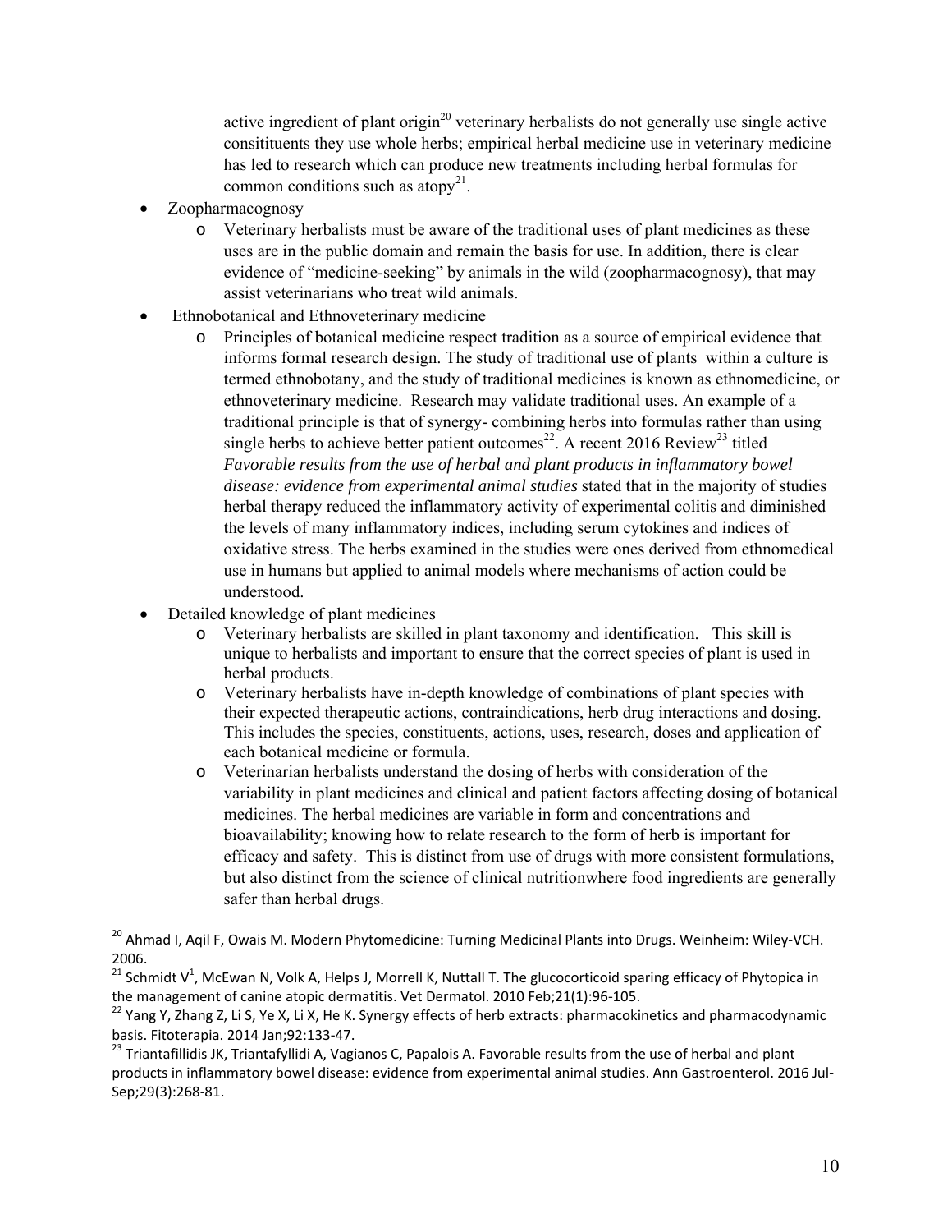active ingredient of plant origin[20] veterinary herbalists do not generally use single active consitituents they use whole herbs; empirical herbal medicine use in veterinary medicine has led to research which can produce new treatments including herbal formulas for common conditions such as atopy[21].

- Zoopharmacognosy
  - Veterinary herbalists must be aware of the traditional uses of plant medicines as these uses are in the public domain and remain the basis for use. In addition, there is clear evidence of "medicine-seeking" by animals in the wild (zoopharmacognosy), that may assist veterinarians who treat wild animals.
- Ethnobotanical and Ethnoveterinary medicine
  - Principles of botanical medicine respect tradition as a source of empirical evidence that informs formal research design. The study of traditional use of plants within a culture is termed ethnobotany, and the study of traditional medicines is known as ethnomedicine, or ethnoveterinary medicine. Research may validate traditional uses. An example of a traditional principle is that of synergy- combining herbs into formulas rather than using single herbs to achieve better patient outcomes[22]. A recent 2016 Review[23] titled *Favorable results from the use of herbal and plant products in inflammatory bowel disease: evidence from experimental animal studies* stated that in the majority of studies herbal therapy reduced the inflammatory activity of experimental colitis and diminished the levels of many inflammatory indices, including serum cytokines and indices of oxidative stress. The herbs examined in the studies were ones derived from ethnomedical use in humans but applied to animal models where mechanisms of action could be understood.
- Detailed knowledge of plant medicines
  - Veterinary herbalists are skilled in plant taxonomy and identification. This skill is unique to herbalists and important to ensure that the correct species of plant is used in herbal products.
  - Veterinary herbalists have in-depth knowledge of combinations of plant species with their expected therapeutic actions, contraindications, herb drug interactions and dosing. This includes the species, constituents, actions, uses, research, doses and application of each botanical medicine or formula.
  - Veterinarian herbalists understand the dosing of herbs with consideration of the variability in plant medicines and clinical and patient factors affecting dosing of botanical medicines. The herbal medicines are variable in form and concentrations and bioavailability; knowing how to relate research to the form of herb is important for efficacy and safety. This is distinct from use of drugs with more consistent formulations, but also distinct from the science of clinical nutritionwhere food ingredients are generally safer than herbal drugs.

---

[20] Ahmad I, Aqil F, Owais M. Modern Phytomedicine: Turning Medicinal Plants into Drugs. Weinheim: Wiley-VCH. 2006.

[21] Schmidt V[1], McEwan N, Volk A, Helps J, Morrell K, Nuttall T. The glucocorticoid sparing efficacy of Phytopica in the management of canine atopic dermatitis. Vet Dermatol. 2010 Feb;21(1):96-105.

[22] Yang Y, Zhang Z, Li S, Ye X, Li X, He K. Synergy effects of herb extracts: pharmacokinetics and pharmacodynamic basis. Fitoterapia. 2014 Jan;92:133-47.

[23] Triantafillidis JK, Triantafyllidi A, Vagianos C, Papalois A. Favorable results from the use of herbal and plant products in inflammatory bowel disease: evidence from experimental animal studies. Ann Gastroenterol. 2016 Jul-Sep;29(3):268-81.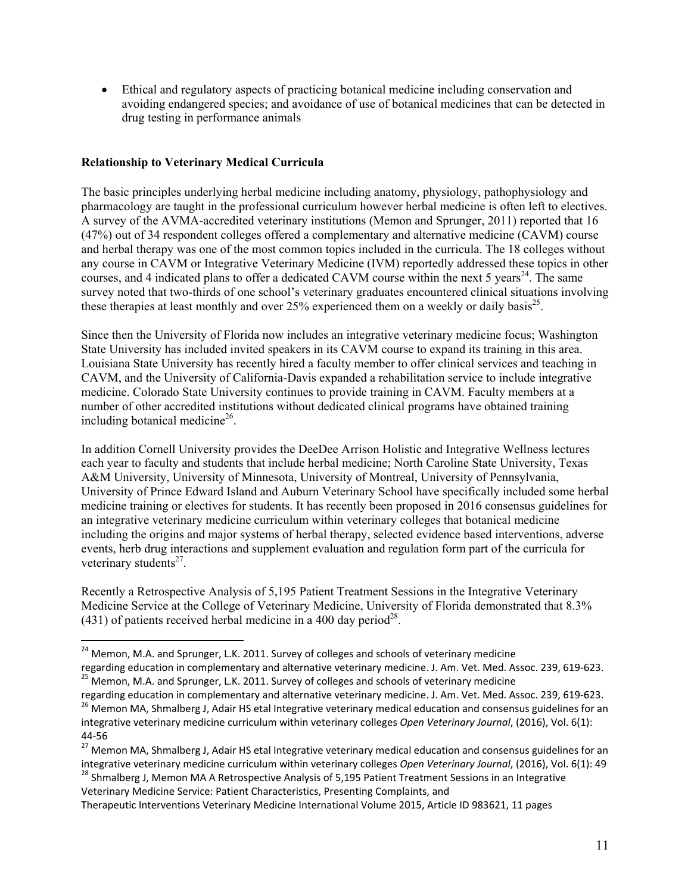- Ethical and regulatory aspects of practicing botanical medicine including conservation and avoiding endangered species; and avoidance of use of botanical medicines that can be detected in drug testing in performance animals

**Relationship to Veterinary Medical Curricula**

The basic principles underlying herbal medicine including anatomy, physiology, pathophysiology and pharmacology are taught in the professional curriculum however herbal medicine is often left to electives. A survey of the AVMA-accredited veterinary institutions (Memon and Sprunger, 2011) reported that 16 (47%) out of 34 respondent colleges offered a complementary and alternative medicine (CAVM) course and herbal therapy was one of the most common topics included in the curricula. The 18 colleges without any course in CAVM or Integrative Veterinary Medicine (IVM) reportedly addressed these topics in other courses, and 4 indicated plans to offer a dedicated CAVM course within the next 5 years[24]. The same survey noted that two-thirds of one school's veterinary graduates encountered clinical situations involving these therapies at least monthly and over 25% experienced them on a weekly or daily basis[25].

Since then the University of Florida now includes an integrative veterinary medicine focus; Washington State University has included invited speakers in its CAVM course to expand its training in this area. Louisiana State University has recently hired a faculty member to offer clinical services and teaching in CAVM, and the University of California-Davis expanded a rehabilitation service to include integrative medicine. Colorado State University continues to provide training in CAVM. Faculty members at a number of other accredited institutions without dedicated clinical programs have obtained training including botanical medicine[26].

In addition Cornell University provides the DeeDee Arrison Holistic and Integrative Wellness lectures each year to faculty and students that include herbal medicine; North Caroline State University, Texas A&M University, University of Minnesota, University of Montreal, University of Pennsylvania, University of Prince Edward Island and Auburn Veterinary School have specifically included some herbal medicine training or electives for students. It has recently been proposed in 2016 consensus guidelines for an integrative veterinary medicine curriculum within veterinary colleges that botanical medicine including the origins and major systems of herbal therapy, selected evidence based interventions, adverse events, herb drug interactions and supplement evaluation and regulation form part of the curricula for veterinary students[27].

Recently a Retrospective Analysis of 5,195 Patient Treatment Sessions in the Integrative Veterinary Medicine Service at the College of Veterinary Medicine, University of Florida demonstrated that 8.3% (431) of patients received herbal medicine in a 400 day period[28].

---

[24] Memon, M.A. and Sprunger, L.K. 2011. Survey of colleges and schools of veterinary medicine regarding education in complementary and alternative veterinary medicine. J. Am. Vet. Med. Assoc. 239, 619-623.

[25] Memon, M.A. and Sprunger, L.K. 2011. Survey of colleges and schools of veterinary medicine regarding education in complementary and alternative veterinary medicine. J. Am. Vet. Med. Assoc. 239, 619-623.

[26] Memon MA, Shmalberg J, Adair HS etal Integrative veterinary medical education and consensus guidelines for an integrative veterinary medicine curriculum within veterinary colleges *Open Veterinary Journal*, (2016), Vol. 6(1): 44-56

[27] Memon MA, Shmalberg J, Adair HS etal Integrative veterinary medical education and consensus guidelines for an integrative veterinary medicine curriculum within veterinary colleges *Open Veterinary Journal*, (2016), Vol. 6(1): 49

[28] Shmalberg J, Memon MA A Retrospective Analysis of 5,195 Patient Treatment Sessions in an Integrative Veterinary Medicine Service: Patient Characteristics, Presenting Complaints, and Therapeutic Interventions Veterinary Medicine International Volume 2015, Article ID 983621, 11 pages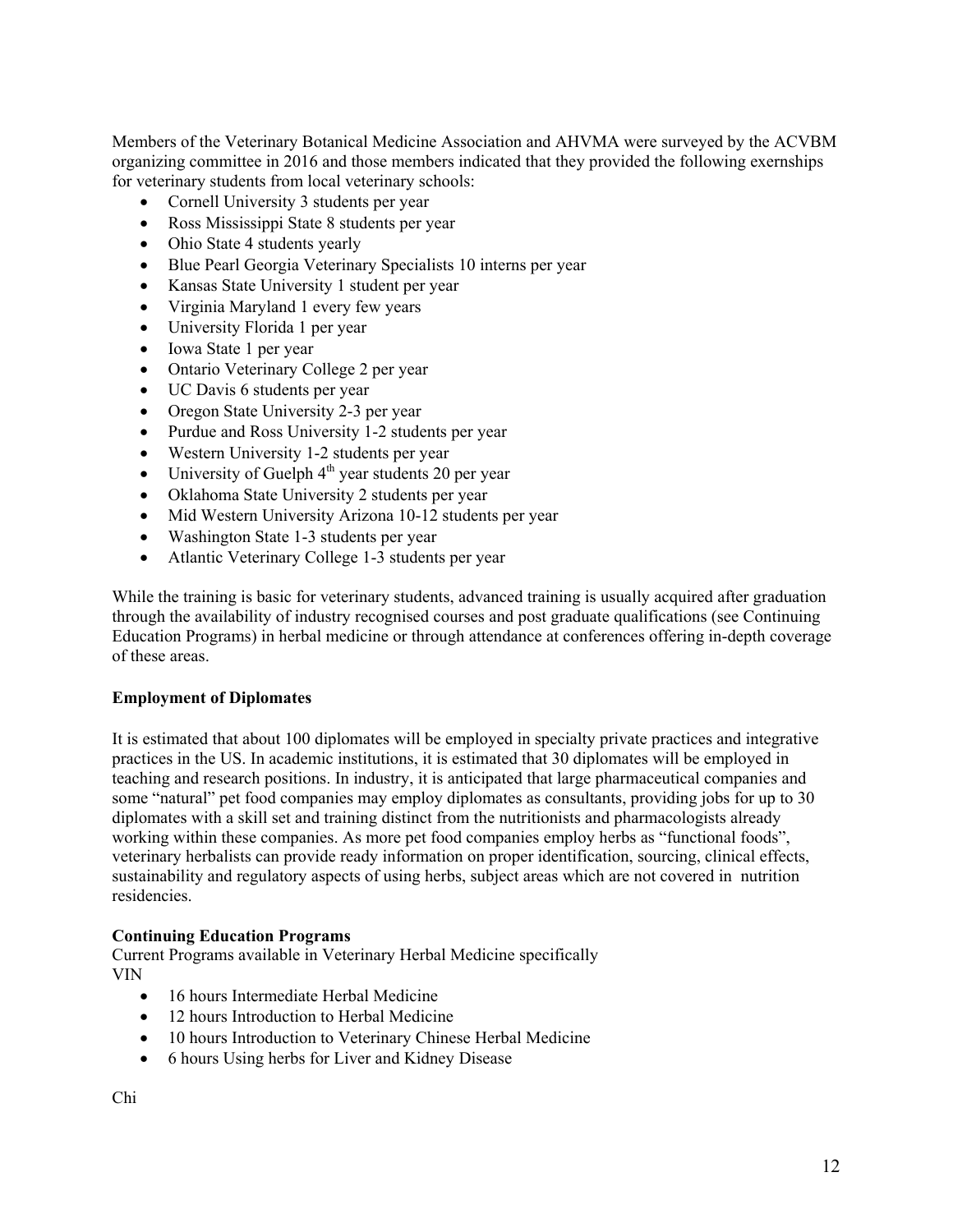Members of the Veterinary Botanical Medicine Association and AHVMA were surveyed by the ACVBM organizing committee in 2016 and those members indicated that they provided the following exernships for veterinary students from local veterinary schools:

- Cornell University 3 students per year
- Ross Mississippi State 8 students per year
- Ohio State 4 students yearly
- Blue Pearl Georgia Veterinary Specialists 10 interns per year
- Kansas State University 1 student per year
- Virginia Maryland 1 every few years
- University Florida 1 per year
- Iowa State 1 per year
- Ontario Veterinary College 2 per year
- UC Davis 6 students per year
- Oregon State University 2-3 per year
- Purdue and Ross University 1-2 students per year
- Western University 1-2 students per year
- University of Guelph 4th year students 20 per year
- Oklahoma State University 2 students per year
- Mid Western University Arizona 10-12 students per year
- Washington State 1-3 students per year
- Atlantic Veterinary College 1-3 students per year

While the training is basic for veterinary students, advanced training is usually acquired after graduation through the availability of industry recognised courses and post graduate qualifications (see Continuing Education Programs) in herbal medicine or through attendance at conferences offering in-depth coverage of these areas.

**Employment of Diplomates**

It is estimated that about 100 diplomates will be employed in specialty private practices and integrative practices in the US. In academic institutions, it is estimated that 30 diplomates will be employed in teaching and research positions. In industry, it is anticipated that large pharmaceutical companies and some "natural" pet food companies may employ diplomates as consultants, providing jobs for up to 30 diplomates with a skill set and training distinct from the nutritionists and pharmacologists already working within these companies. As more pet food companies employ herbs as "functional foods", veterinary herbalists can provide ready information on proper identification, sourcing, clinical effects, sustainability and regulatory aspects of using herbs, subject areas which are not covered in nutrition residencies.

**Continuing Education Programs**

Current Programs available in Veterinary Herbal Medicine specifically

VIN

- 16 hours Intermediate Herbal Medicine
- 12 hours Introduction to Herbal Medicine
- 10 hours Introduction to Veterinary Chinese Herbal Medicine
- 6 hours Using herbs for Liver and Kidney Disease

Chi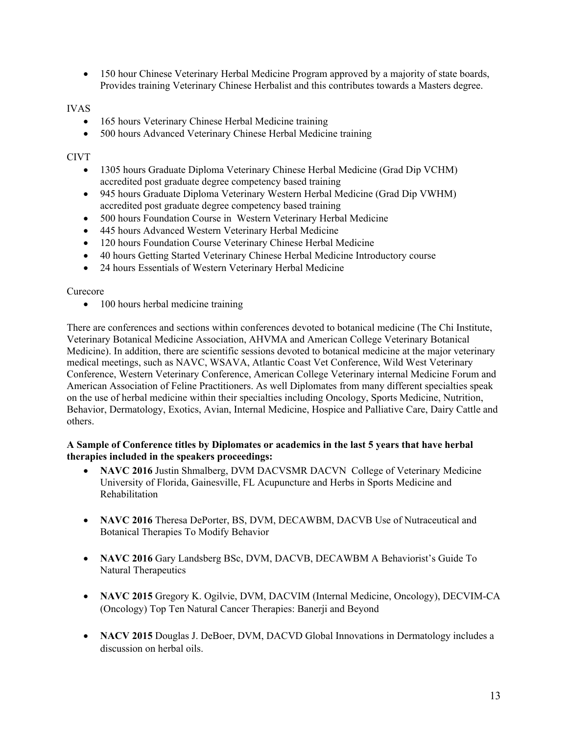- 150 hour Chinese Veterinary Herbal Medicine Program approved by a majority of state boards, Provides training Veterinary Chinese Herbalist and this contributes towards a Masters degree.

IVAS

- 165 hours Veterinary Chinese Herbal Medicine training
- 500 hours Advanced Veterinary Chinese Herbal Medicine training

CIVT

- 1305 hours Graduate Diploma Veterinary Chinese Herbal Medicine (Grad Dip VCHM) accredited post graduate degree competency based training
- 945 hours Graduate Diploma Veterinary Western Herbal Medicine (Grad Dip VWHM) accredited post graduate degree competency based training
- 500 hours Foundation Course in Western Veterinary Herbal Medicine
- 445 hours Advanced Western Veterinary Herbal Medicine
- 120 hours Foundation Course Veterinary Chinese Herbal Medicine
- 40 hours Getting Started Veterinary Chinese Herbal Medicine Introductory course
- 24 hours Essentials of Western Veterinary Herbal Medicine

Curecore

- 100 hours herbal medicine training

There are conferences and sections within conferences devoted to botanical medicine (The Chi Institute, Veterinary Botanical Medicine Association, AHVMA and American College Veterinary Botanical Medicine). In addition, there are scientific sessions devoted to botanical medicine at the major veterinary medical meetings, such as NAVC, WSAVA, Atlantic Coast Vet Conference, Wild West Veterinary Conference, Western Veterinary Conference, American College Veterinary internal Medicine Forum and American Association of Feline Practitioners. As well Diplomates from many different specialties speak on the use of herbal medicine within their specialties including Oncology, Sports Medicine, Nutrition, Behavior, Dermatology, Exotics, Avian, Internal Medicine, Hospice and Palliative Care, Dairy Cattle and others.

**A Sample of Conference titles by Diplomates or academics in the last 5 years that have herbal therapies included in the speakers proceedings:**

- **NAVC 2016** Justin Shmalberg, DVM DACVSMR DACVN College of Veterinary Medicine University of Florida, Gainesville, FL Acupuncture and Herbs in Sports Medicine and Rehabilitation

- **NAVC 2016** Theresa DePorter, BS, DVM, DECAWBM, DACVB Use of Nutraceutical and Botanical Therapies To Modify Behavior

- **NAVC 2016** Gary Landsberg BSc, DVM, DACVB, DECAWBM A Behaviorist's Guide To Natural Therapeutics

- **NAVC 2015** Gregory K. Ogilvie, DVM, DACVIM (Internal Medicine, Oncology), DECVIM-CA (Oncology) Top Ten Natural Cancer Therapies: Banerji and Beyond

- **NACV 2015** Douglas J. DeBoer, DVM, DACVD Global Innovations in Dermatology includes a discussion on herbal oils.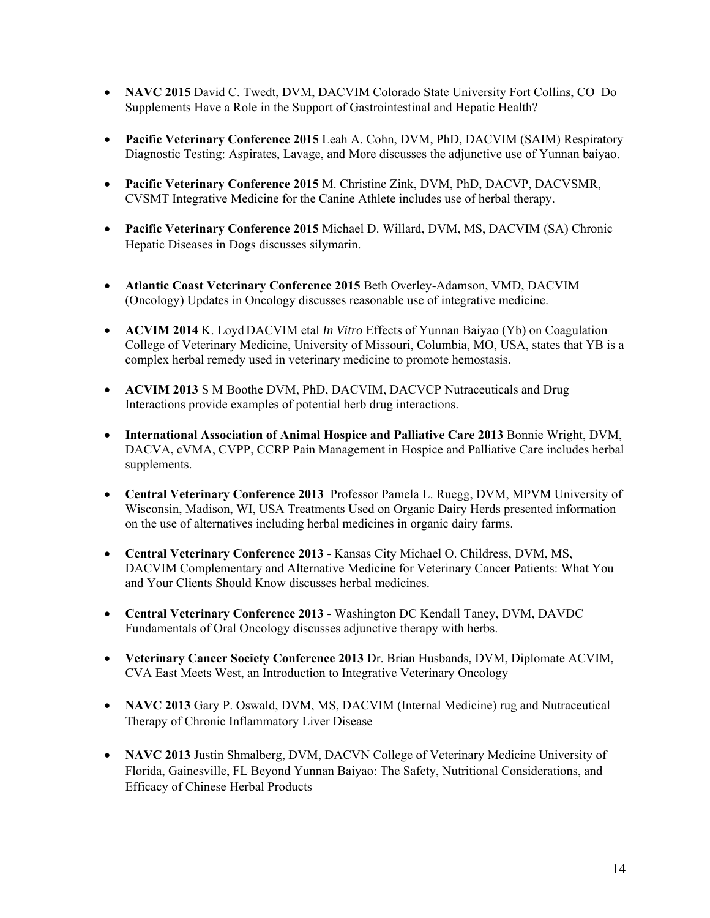- **NAVC 2015** David C. Twedt, DVM, DACVIM Colorado State University Fort Collins, CO Do Supplements Have a Role in the Support of Gastrointestinal and Hepatic Health?

- **Pacific Veterinary Conference 2015** Leah A. Cohn, DVM, PhD, DACVIM (SAIM) Respiratory Diagnostic Testing: Aspirates, Lavage, and More discusses the adjunctive use of Yunnan baiyao.

- **Pacific Veterinary Conference 2015** M. Christine Zink, DVM, PhD, DACVP, DACVSMR, CVSMT Integrative Medicine for the Canine Athlete includes use of herbal therapy.

- **Pacific Veterinary Conference 2015** Michael D. Willard, DVM, MS, DACVIM (SA) Chronic Hepatic Diseases in Dogs discusses silymarin.

- **Atlantic Coast Veterinary Conference 2015** Beth Overley-Adamson, VMD, DACVIM (Oncology) Updates in Oncology discusses reasonable use of integrative medicine.

- **ACVIM 2014** K. Loyd DACVIM etal *In Vitro* Effects of Yunnan Baiyao (Yb) on Coagulation College of Veterinary Medicine, University of Missouri, Columbia, MO, USA, states that YB is a complex herbal remedy used in veterinary medicine to promote hemostasis.

- **ACVIM 2013** S M Boothe DVM, PhD, DACVIM, DACVCP Nutraceuticals and Drug Interactions provide examples of potential herb drug interactions.

- **International Association of Animal Hospice and Palliative Care 2013** Bonnie Wright, DVM, DACVA, cVMA, CVPP, CCRP Pain Management in Hospice and Palliative Care includes herbal supplements.

- **Central Veterinary Conference 2013** Professor Pamela L. Ruegg, DVM, MPVM University of Wisconsin, Madison, WI, USA Treatments Used on Organic Dairy Herds presented information on the use of alternatives including herbal medicines in organic dairy farms.

- **Central Veterinary Conference 2013** - Kansas City Michael O. Childress, DVM, MS, DACVIM Complementary and Alternative Medicine for Veterinary Cancer Patients: What You and Your Clients Should Know discusses herbal medicines.

- **Central Veterinary Conference 2013** - Washington DC Kendall Taney, DVM, DAVDC Fundamentals of Oral Oncology discusses adjunctive therapy with herbs.

- **Veterinary Cancer Society Conference 2013** Dr. Brian Husbands, DVM, Diplomate ACVIM, CVA East Meets West, an Introduction to Integrative Veterinary Oncology

- **NAVC 2013** Gary P. Oswald, DVM, MS, DACVIM (Internal Medicine) rug and Nutraceutical Therapy of Chronic Inflammatory Liver Disease

- **NAVC 2013** Justin Shmalberg, DVM, DACVN College of Veterinary Medicine University of Florida, Gainesville, FL Beyond Yunnan Baiyao: The Safety, Nutritional Considerations, and Efficacy of Chinese Herbal Products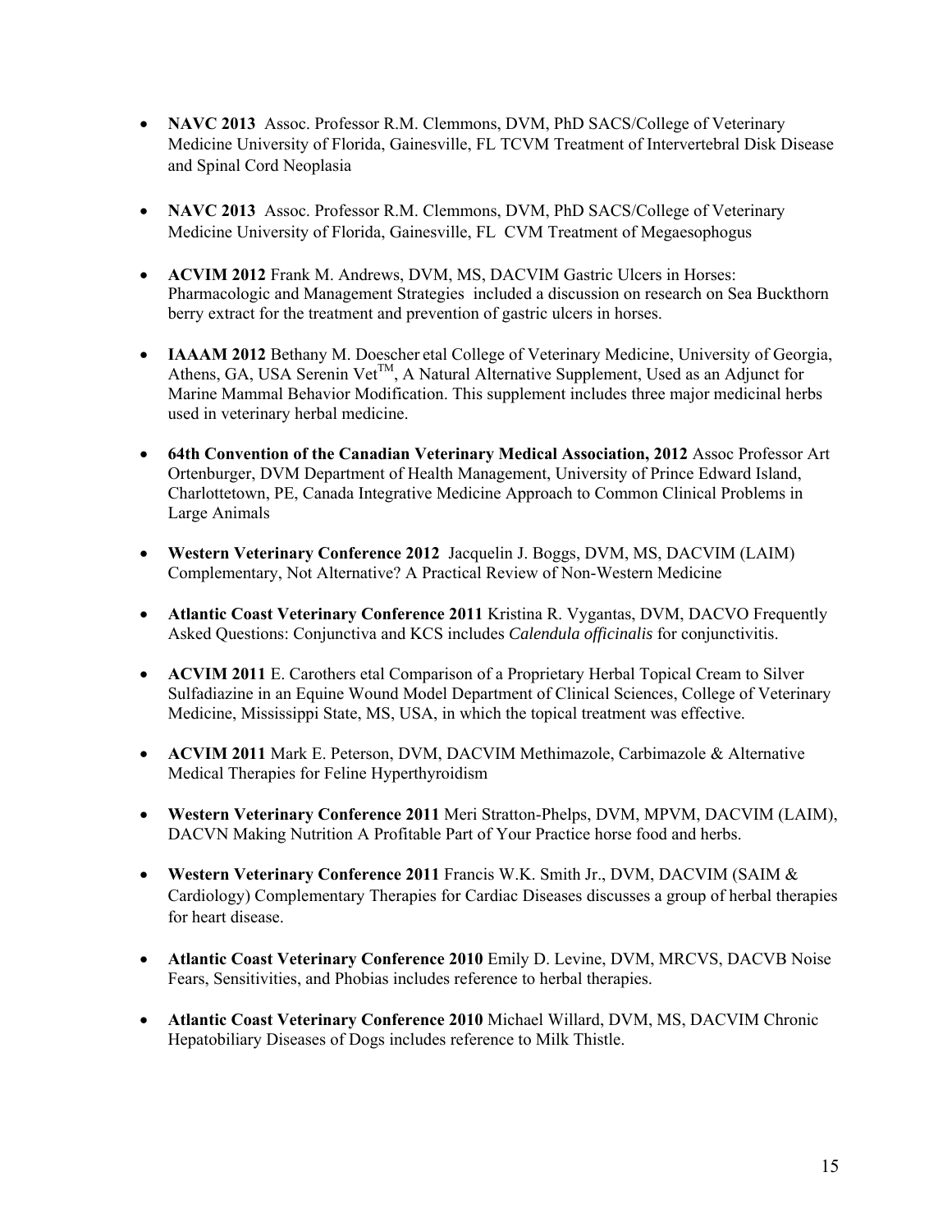- **NAVC 2013** Assoc. Professor R.M. Clemmons, DVM, PhD SACS/College of Veterinary Medicine University of Florida, Gainesville, FL TCVM Treatment of Intervertebral Disk Disease and Spinal Cord Neoplasia

- **NAVC 2013** Assoc. Professor R.M. Clemmons, DVM, PhD SACS/College of Veterinary Medicine University of Florida, Gainesville, FL CVM Treatment of Megaesophogus

- **ACVIM 2012** Frank M. Andrews, DVM, MS, DACVIM Gastric Ulcers in Horses: Pharmacologic and Management Strategies included a discussion on research on Sea Buckthorn berry extract for the treatment and prevention of gastric ulcers in horses.

- **IAAAM 2012** Bethany M. Doescher etal College of Veterinary Medicine, University of Georgia, Athens, GA, USA Serenin Vet™, A Natural Alternative Supplement, Used as an Adjunct for Marine Mammal Behavior Modification. This supplement includes three major medicinal herbs used in veterinary herbal medicine.

- **64th Convention of the Canadian Veterinary Medical Association, 2012** Assoc Professor Art Ortenburger, DVM Department of Health Management, University of Prince Edward Island, Charlottetown, PE, Canada Integrative Medicine Approach to Common Clinical Problems in Large Animals

- **Western Veterinary Conference 2012** Jacquelin J. Boggs, DVM, MS, DACVIM (LAIM) Complementary, Not Alternative? A Practical Review of Non-Western Medicine

- **Atlantic Coast Veterinary Conference 2011** Kristina R. Vygantas, DVM, DACVO Frequently Asked Questions: Conjunctiva and KCS includes *Calendula officinalis* for conjunctivitis.

- **ACVIM 2011** E. Carothers etal Comparison of a Proprietary Herbal Topical Cream to Silver Sulfadiazine in an Equine Wound Model Department of Clinical Sciences, College of Veterinary Medicine, Mississippi State, MS, USA, in which the topical treatment was effective.

- **ACVIM 2011** Mark E. Peterson, DVM, DACVIM Methimazole, Carbimazole & Alternative Medical Therapies for Feline Hyperthyroidism

- **Western Veterinary Conference 2011** Meri Stratton-Phelps, DVM, MPVM, DACVIM (LAIM), DACVN Making Nutrition A Profitable Part of Your Practice horse food and herbs.

- **Western Veterinary Conference 2011** Francis W.K. Smith Jr., DVM, DACVIM (SAIM & Cardiology) Complementary Therapies for Cardiac Diseases discusses a group of herbal therapies for heart disease.

- **Atlantic Coast Veterinary Conference 2010** Emily D. Levine, DVM, MRCVS, DACVB Noise Fears, Sensitivities, and Phobias includes reference to herbal therapies.

- **Atlantic Coast Veterinary Conference 2010** Michael Willard, DVM, MS, DACVIM Chronic Hepatobiliary Diseases of Dogs includes reference to Milk Thistle.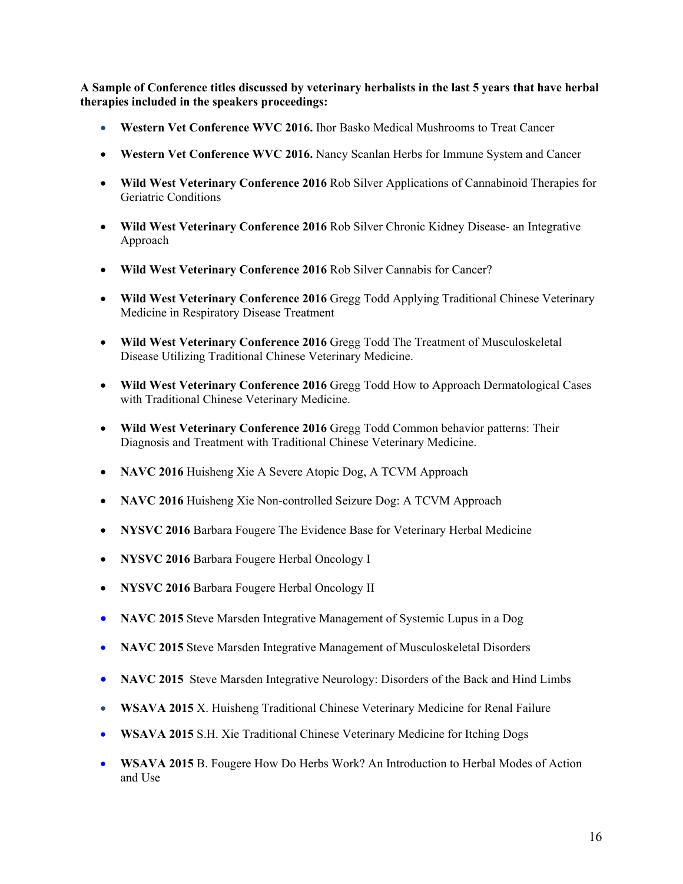**A Sample of Conference titles discussed by veterinary herbalists in the last 5 years that have herbal therapies included in the speakers proceedings:**

- **Western Vet Conference WVC 2016.** Ihor Basko Medical Mushrooms to Treat Cancer
- **Western Vet Conference WVC 2016.** Nancy Scanlan Herbs for Immune System and Cancer
- **Wild West Veterinary Conference 2016** Rob Silver Applications of Cannabinoid Therapies for Geriatric Conditions
- **Wild West Veterinary Conference 2016** Rob Silver Chronic Kidney Disease- an Integrative Approach
- **Wild West Veterinary Conference 2016** Rob Silver Cannabis for Cancer?
- **Wild West Veterinary Conference 2016** Gregg Todd Applying Traditional Chinese Veterinary Medicine in Respiratory Disease Treatment
- **Wild West Veterinary Conference 2016** Gregg Todd The Treatment of Musculoskeletal Disease Utilizing Traditional Chinese Veterinary Medicine.
- **Wild West Veterinary Conference 2016** Gregg Todd How to Approach Dermatological Cases with Traditional Chinese Veterinary Medicine.
- **Wild West Veterinary Conference 2016** Gregg Todd Common behavior patterns: Their Diagnosis and Treatment with Traditional Chinese Veterinary Medicine.
- **NAVC 2016** Huisheng Xie A Severe Atopic Dog, A TCVM Approach
- **NAVC 2016** Huisheng Xie Non-controlled Seizure Dog: A TCVM Approach
- **NYSVC 2016** Barbara Fougere The Evidence Base for Veterinary Herbal Medicine
- **NYSVC 2016** Barbara Fougere Herbal Oncology I
- **NYSVC 2016** Barbara Fougere Herbal Oncology II
- **NAVC 2015** Steve Marsden Integrative Management of Systemic Lupus in a Dog
- **NAVC 2015** Steve Marsden Integrative Management of Musculoskeletal Disorders
- **NAVC 2015** Steve Marsden Integrative Neurology: Disorders of the Back and Hind Limbs
- **WSAVA 2015** X. Huisheng Traditional Chinese Veterinary Medicine for Renal Failure
- **WSAVA 2015** S.H. Xie Traditional Chinese Veterinary Medicine for Itching Dogs
- **WSAVA 2015** B. Fougere How Do Herbs Work? An Introduction to Herbal Modes of Action and Use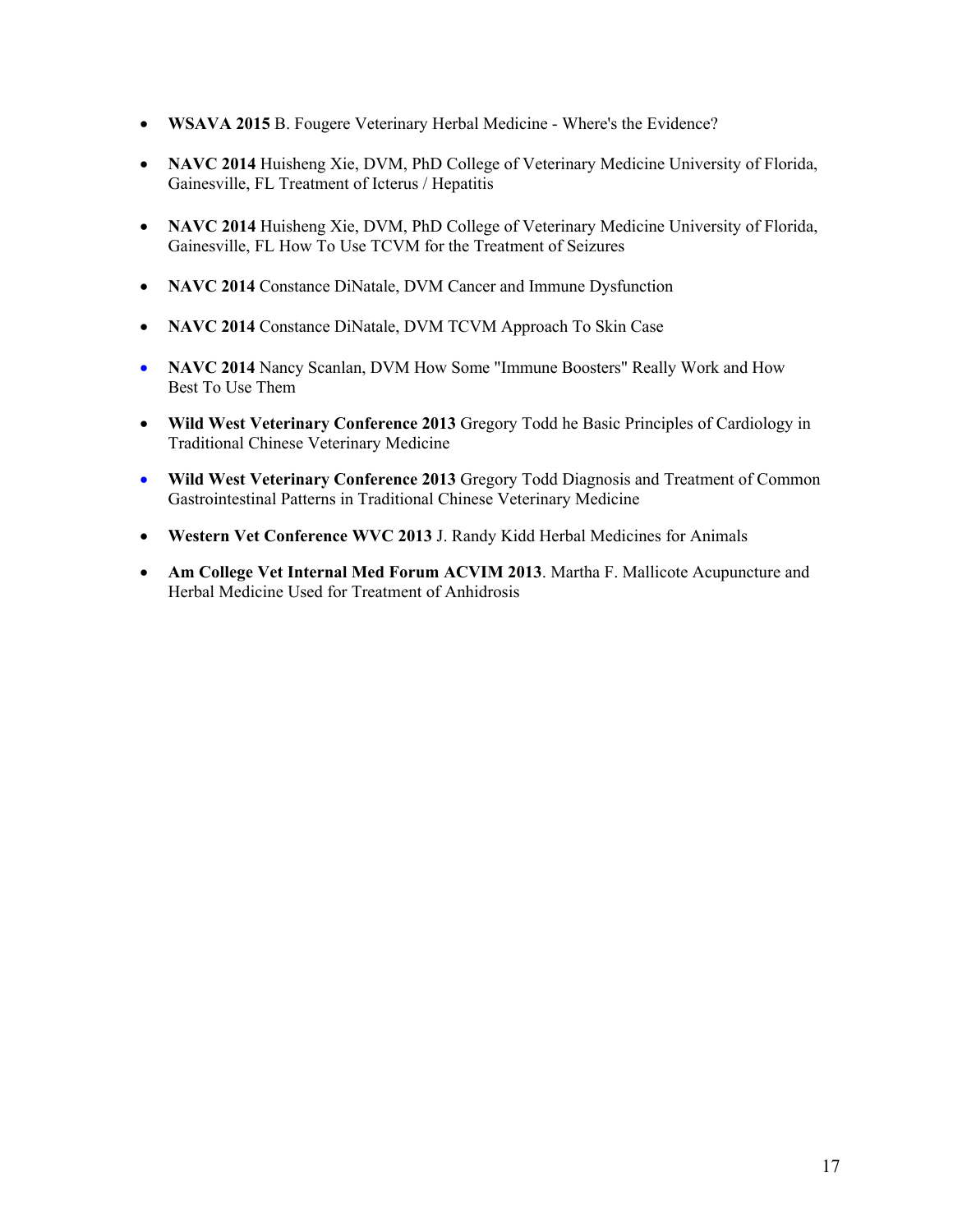- **WSAVA 2015** B. Fougere Veterinary Herbal Medicine - Where's the Evidence?
- **NAVC 2014** Huisheng Xie, DVM, PhD College of Veterinary Medicine University of Florida, Gainesville, FL Treatment of Icterus / Hepatitis
- **NAVC 2014** Huisheng Xie, DVM, PhD College of Veterinary Medicine University of Florida, Gainesville, FL How To Use TCVM for the Treatment of Seizures
- **NAVC 2014** Constance DiNatale, DVM Cancer and Immune Dysfunction
- **NAVC 2014** Constance DiNatale, DVM TCVM Approach To Skin Case
- **NAVC 2014** Nancy Scanlan, DVM How Some "Immune Boosters" Really Work and How Best To Use Them
- **Wild West Veterinary Conference 2013** Gregory Todd he Basic Principles of Cardiology in Traditional Chinese Veterinary Medicine
- **Wild West Veterinary Conference 2013** Gregory Todd Diagnosis and Treatment of Common Gastrointestinal Patterns in Traditional Chinese Veterinary Medicine
- **Western Vet Conference WVC 2013** J. Randy Kidd Herbal Medicines for Animals
- **Am College Vet Internal Med Forum ACVIM 2013**. Martha F. Mallicote Acupuncture and Herbal Medicine Used for Treatment of Anhidrosis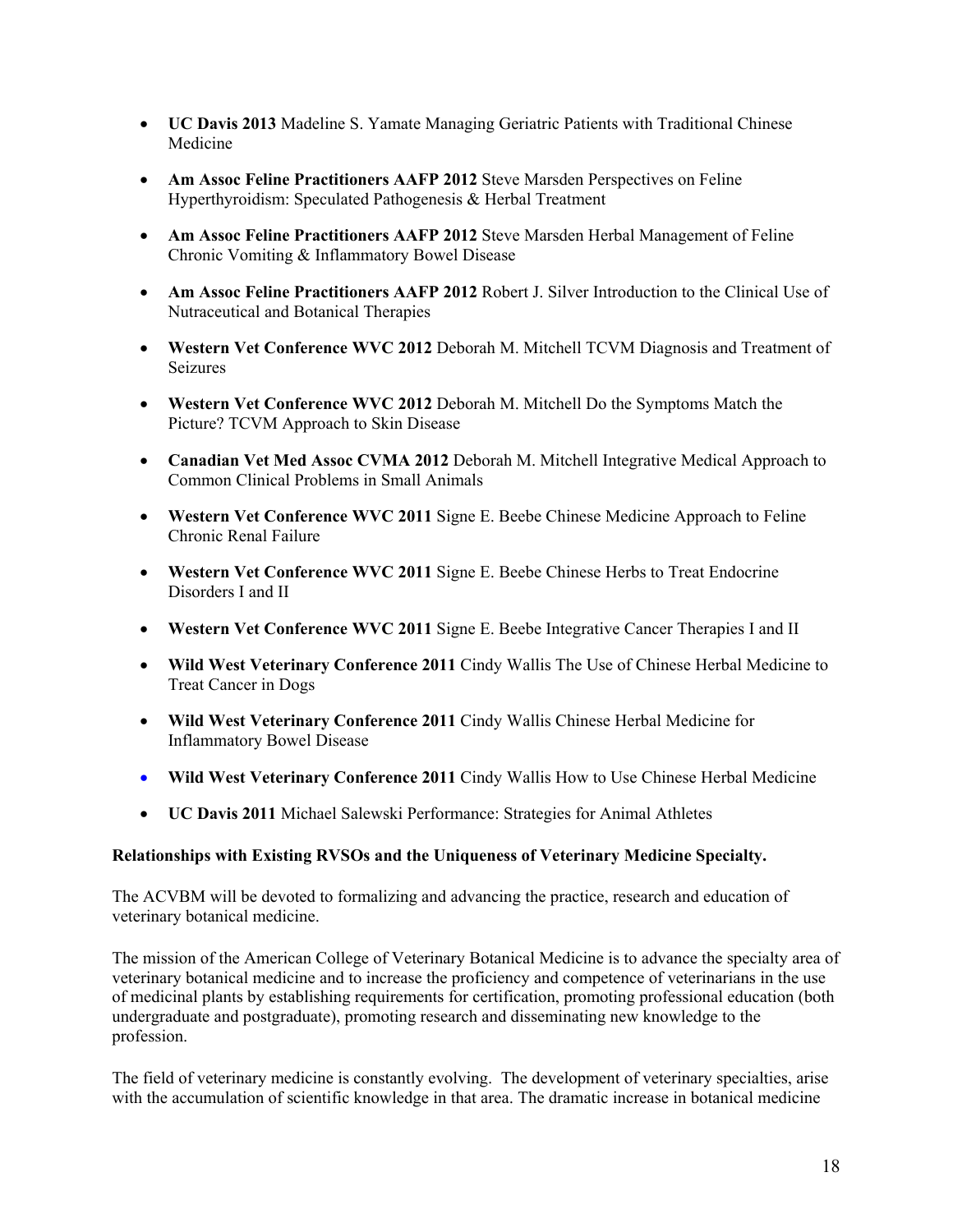- **UC Davis 2013** Madeline S. Yamate Managing Geriatric Patients with Traditional Chinese Medicine

- **Am Assoc Feline Practitioners AAFP 2012** Steve Marsden Perspectives on Feline Hyperthyroidism: Speculated Pathogenesis & Herbal Treatment

- **Am Assoc Feline Practitioners AAFP 2012** Steve Marsden Herbal Management of Feline Chronic Vomiting & Inflammatory Bowel Disease

- **Am Assoc Feline Practitioners AAFP 2012** Robert J. Silver Introduction to the Clinical Use of Nutraceutical and Botanical Therapies

- **Western Vet Conference WVC 2012** Deborah M. Mitchell TCVM Diagnosis and Treatment of Seizures

- **Western Vet Conference WVC 2012** Deborah M. Mitchell Do the Symptoms Match the Picture? TCVM Approach to Skin Disease

- **Canadian Vet Med Assoc CVMA 2012** Deborah M. Mitchell Integrative Medical Approach to Common Clinical Problems in Small Animals

- **Western Vet Conference WVC 2011** Signe E. Beebe Chinese Medicine Approach to Feline Chronic Renal Failure

- **Western Vet Conference WVC 2011** Signe E. Beebe Chinese Herbs to Treat Endocrine Disorders I and II

- **Western Vet Conference WVC 2011** Signe E. Beebe Integrative Cancer Therapies I and II

- **Wild West Veterinary Conference 2011** Cindy Wallis The Use of Chinese Herbal Medicine to Treat Cancer in Dogs

- **Wild West Veterinary Conference 2011** Cindy Wallis Chinese Herbal Medicine for Inflammatory Bowel Disease

- **Wild West Veterinary Conference 2011** Cindy Wallis How to Use Chinese Herbal Medicine

- **UC Davis 2011** Michael Salewski Performance: Strategies for Animal Athletes

**Relationships with Existing RVSOs and the Uniqueness of Veterinary Medicine Specialty.**

The ACVBM will be devoted to formalizing and advancing the practice, research and education of veterinary botanical medicine.

The mission of the American College of Veterinary Botanical Medicine is to advance the specialty area of veterinary botanical medicine and to increase the proficiency and competence of veterinarians in the use of medicinal plants by establishing requirements for certification, promoting professional education (both undergraduate and postgraduate), promoting research and disseminating new knowledge to the profession.

The field of veterinary medicine is constantly evolving. The development of veterinary specialties, arise with the accumulation of scientific knowledge in that area. The dramatic increase in botanical medicine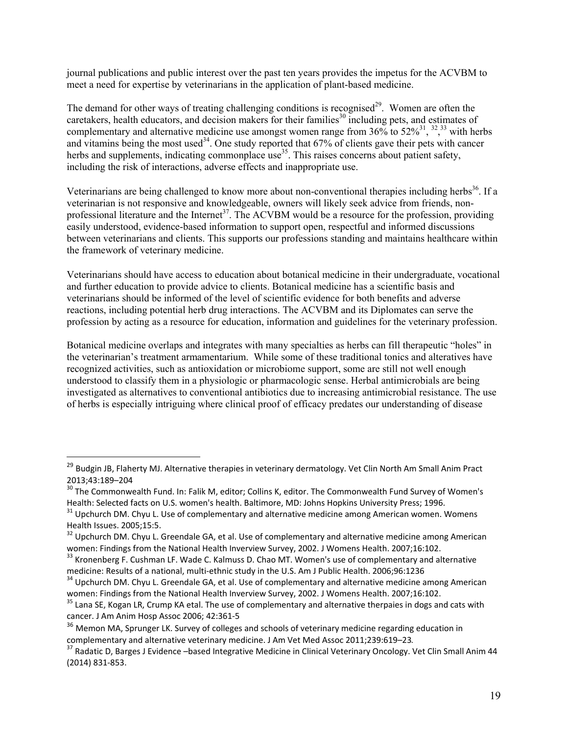journal publications and public interest over the past ten years provides the impetus for the ACVBM to meet a need for expertise by veterinarians in the application of plant-based medicine.

The demand for other ways of treating challenging conditions is recognised[29]. Women are often the caretakers, health educators, and decision makers for their families[30] including pets, and estimates of complementary and alternative medicine use amongst women range from 36% to 52%[31], [32],[33] with herbs and vitamins being the most used[34]. One study reported that 67% of clients gave their pets with cancer herbs and supplements, indicating commonplace use[35]. This raises concerns about patient safety, including the risk of interactions, adverse effects and inappropriate use.

Veterinarians are being challenged to know more about non-conventional therapies including herbs[36]. If a veterinarian is not responsive and knowledgeable, owners will likely seek advice from friends, non-professional literature and the Internet[37]. The ACVBM would be a resource for the profession, providing easily understood, evidence-based information to support open, respectful and informed discussions between veterinarians and clients. This supports our professions standing and maintains healthcare within the framework of veterinary medicine.

Veterinarians should have access to education about botanical medicine in their undergraduate, vocational and further education to provide advice to clients. Botanical medicine has a scientific basis and veterinarians should be informed of the level of scientific evidence for both benefits and adverse reactions, including potential herb drug interactions. The ACVBM and its Diplomates can serve the profession by acting as a resource for education, information and guidelines for the veterinary profession.

Botanical medicine overlaps and integrates with many specialties as herbs can fill therapeutic "holes" in the veterinarian's treatment armamentarium. While some of these traditional tonics and alteratives have recognized activities, such as antioxidation or microbiome support, some are still not well enough understood to classify them in a physiologic or pharmacologic sense. Herbal antimicrobials are being investigated as alternatives to conventional antibiotics due to increasing antimicrobial resistance. The use of herbs is especially intriguing where clinical proof of efficacy predates our understanding of disease

---

[29] Budgin JB, Flaherty MJ. Alternative therapies in veterinary dermatology. Vet Clin North Am Small Anim Pract 2013;43:189–204

[30] The Commonwealth Fund. In: Falik M, editor; Collins K, editor. The Commonwealth Fund Survey of Women's Health: Selected facts on U.S. women's health. Baltimore, MD: Johns Hopkins University Press; 1996.

[31] Upchurch DM. Chyu L. Use of complementary and alternative medicine among American women. Womens Health Issues. 2005;15:5.

[32] Upchurch DM. Chyu L. Greendale GA, et al. Use of complementary and alternative medicine among American women: Findings from the National Health Inverview Survey, 2002. J Womens Health. 2007;16:102.

[33] Kronenberg F. Cushman LF. Wade C. Kalmuss D. Chao MT. Women's use of complementary and alternative medicine: Results of a national, multi-ethnic study in the U.S. Am J Public Health. 2006;96:1236

[34] Upchurch DM. Chyu L. Greendale GA, et al. Use of complementary and alternative medicine among American women: Findings from the National Health Inverview Survey, 2002. J Womens Health. 2007;16:102.

[35] Lana SE, Kogan LR, Crump KA etal. The use of complementary and alternative therpaies in dogs and cats with cancer. J Am Anim Hosp Assoc 2006; 42:361-5

[36] Memon MA, Sprunger LK. Survey of colleges and schools of veterinary medicine regarding education in complementary and alternative veterinary medicine. J Am Vet Med Assoc 2011;239:619–23.

[37] Radatic D, Barges J Evidence –based Integrative Medicine in Clinical Veterinary Oncology. Vet Clin Small Anim 44 (2014) 831-853.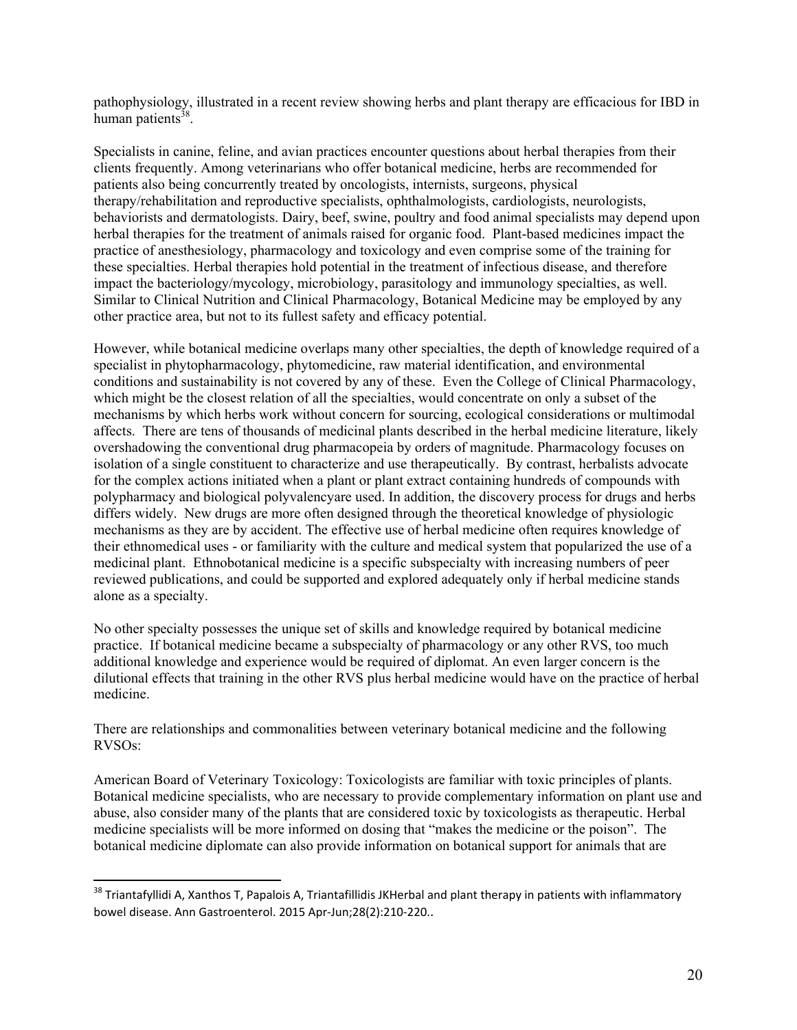pathophysiology, illustrated in a recent review showing herbs and plant therapy are efficacious for IBD in human patients[38].

Specialists in canine, feline, and avian practices encounter questions about herbal therapies from their clients frequently. Among veterinarians who offer botanical medicine, herbs are recommended for patients also being concurrently treated by oncologists, internists, surgeons, physical therapy/rehabilitation and reproductive specialists, ophthalmologists, cardiologists, neurologists, behaviorists and dermatologists. Dairy, beef, swine, poultry and food animal specialists may depend upon herbal therapies for the treatment of animals raised for organic food. Plant-based medicines impact the practice of anesthesiology, pharmacology and toxicology and even comprise some of the training for these specialties. Herbal therapies hold potential in the treatment of infectious disease, and therefore impact the bacteriology/mycology, microbiology, parasitology and immunology specialties, as well. Similar to Clinical Nutrition and Clinical Pharmacology, Botanical Medicine may be employed by any other practice area, but not to its fullest safety and efficacy potential.

However, while botanical medicine overlaps many other specialties, the depth of knowledge required of a specialist in phytopharmacology, phytomedicine, raw material identification, and environmental conditions and sustainability is not covered by any of these. Even the College of Clinical Pharmacology, which might be the closest relation of all the specialties, would concentrate on only a subset of the mechanisms by which herbs work without concern for sourcing, ecological considerations or multimodal affects. There are tens of thousands of medicinal plants described in the herbal medicine literature, likely overshadowing the conventional drug pharmacopeia by orders of magnitude. Pharmacology focuses on isolation of a single constituent to characterize and use therapeutically. By contrast, herbalists advocate for the complex actions initiated when a plant or plant extract containing hundreds of compounds with polypharmacy and biological polyvalencyare used. In addition, the discovery process for drugs and herbs differs widely. New drugs are more often designed through the theoretical knowledge of physiologic mechanisms as they are by accident. The effective use of herbal medicine often requires knowledge of their ethnomedical uses - or familiarity with the culture and medical system that popularized the use of a medicinal plant. Ethnobotanical medicine is a specific subspecialty with increasing numbers of peer reviewed publications, and could be supported and explored adequately only if herbal medicine stands alone as a specialty.

No other specialty possesses the unique set of skills and knowledge required by botanical medicine practice. If botanical medicine became a subspecialty of pharmacology or any other RVS, too much additional knowledge and experience would be required of diplomat. An even larger concern is the dilutional effects that training in the other RVS plus herbal medicine would have on the practice of herbal medicine.

There are relationships and commonalities between veterinary botanical medicine and the following RVSOs:

American Board of Veterinary Toxicology: Toxicologists are familiar with toxic principles of plants. Botanical medicine specialists, who are necessary to provide complementary information on plant use and abuse, also consider many of the plants that are considered toxic by toxicologists as therapeutic. Herbal medicine specialists will be more informed on dosing that "makes the medicine or the poison". The botanical medicine diplomate can also provide information on botanical support for animals that are

[38] Triantafyllidi A, Xanthos T, Papalois A, Triantafillidis JKHerbal and plant therapy in patients with inflammatory bowel disease. Ann Gastroenterol. 2015 Apr-Jun;28(2):210-220..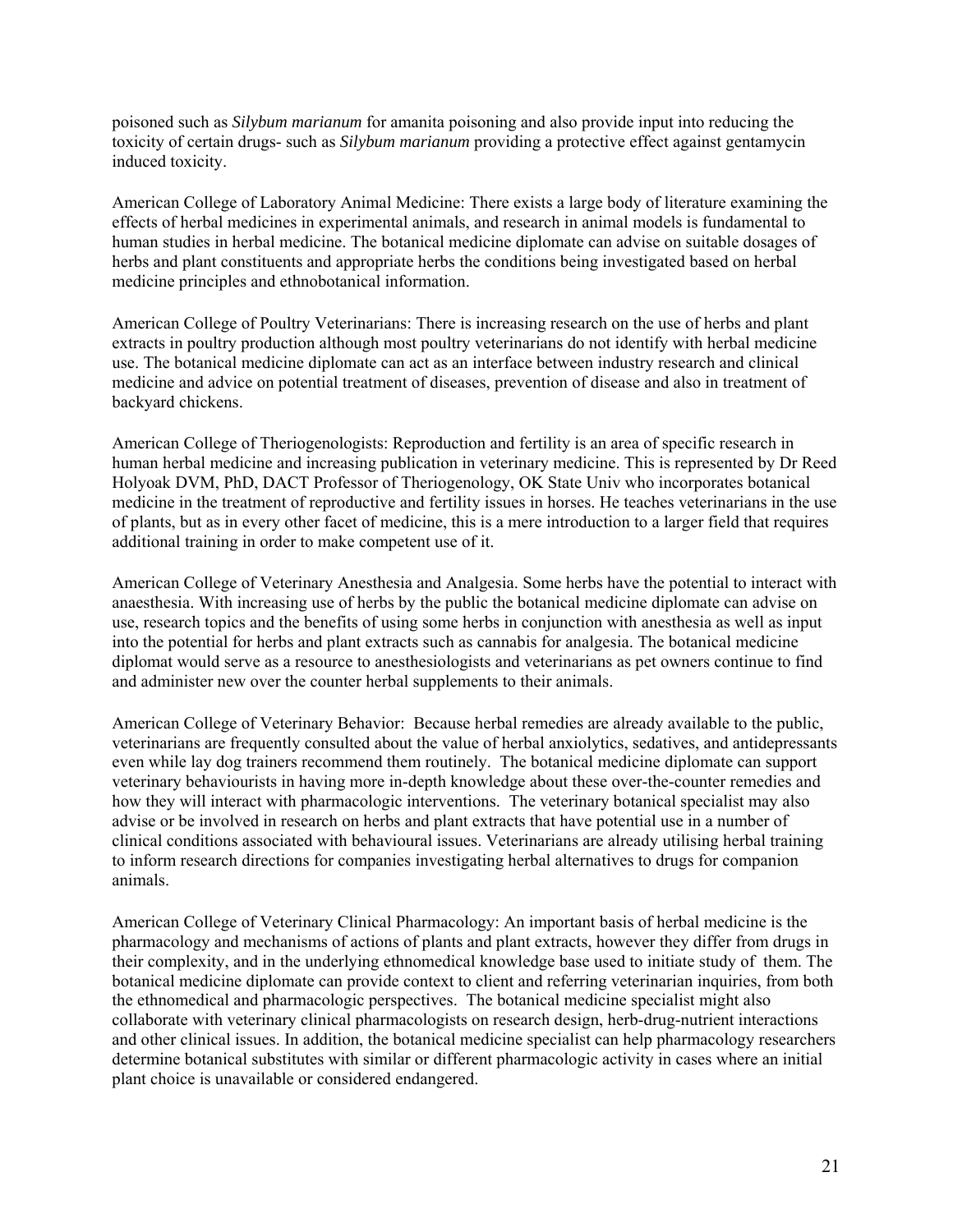poisoned such as *Silybum marianum* for amanita poisoning and also provide input into reducing the toxicity of certain drugs- such as *Silybum marianum* providing a protective effect against gentamycin induced toxicity.

American College of Laboratory Animal Medicine: There exists a large body of literature examining the effects of herbal medicines in experimental animals, and research in animal models is fundamental to human studies in herbal medicine. The botanical medicine diplomate can advise on suitable dosages of herbs and plant constituents and appropriate herbs the conditions being investigated based on herbal medicine principles and ethnobotanical information.

American College of Poultry Veterinarians: There is increasing research on the use of herbs and plant extracts in poultry production although most poultry veterinarians do not identify with herbal medicine use. The botanical medicine diplomate can act as an interface between industry research and clinical medicine and advice on potential treatment of diseases, prevention of disease and also in treatment of backyard chickens.

American College of Theriogenologists: Reproduction and fertility is an area of specific research in human herbal medicine and increasing publication in veterinary medicine. This is represented by Dr Reed Holyoak DVM, PhD, DACT Professor of Theriogenology, OK State Univ who incorporates botanical medicine in the treatment of reproductive and fertility issues in horses. He teaches veterinarians in the use of plants, but as in every other facet of medicine, this is a mere introduction to a larger field that requires additional training in order to make competent use of it.

American College of Veterinary Anesthesia and Analgesia. Some herbs have the potential to interact with anaesthesia. With increasing use of herbs by the public the botanical medicine diplomate can advise on use, research topics and the benefits of using some herbs in conjunction with anesthesia as well as input into the potential for herbs and plant extracts such as cannabis for analgesia. The botanical medicine diplomat would serve as a resource to anesthesiologists and veterinarians as pet owners continue to find and administer new over the counter herbal supplements to their animals.

American College of Veterinary Behavior: Because herbal remedies are already available to the public, veterinarians are frequently consulted about the value of herbal anxiolytics, sedatives, and antidepressants even while lay dog trainers recommend them routinely. The botanical medicine diplomate can support veterinary behaviourists in having more in-depth knowledge about these over-the-counter remedies and how they will interact with pharmacologic interventions. The veterinary botanical specialist may also advise or be involved in research on herbs and plant extracts that have potential use in a number of clinical conditions associated with behavioural issues. Veterinarians are already utilising herbal training to inform research directions for companies investigating herbal alternatives to drugs for companion animals.

American College of Veterinary Clinical Pharmacology: An important basis of herbal medicine is the pharmacology and mechanisms of actions of plants and plant extracts, however they differ from drugs in their complexity, and in the underlying ethnomedical knowledge base used to initiate study of them. The botanical medicine diplomate can provide context to client and referring veterinarian inquiries, from both the ethnomedical and pharmacologic perspectives. The botanical medicine specialist might also collaborate with veterinary clinical pharmacologists on research design, herb-drug-nutrient interactions and other clinical issues. In addition, the botanical medicine specialist can help pharmacology researchers determine botanical substitutes with similar or different pharmacologic activity in cases where an initial plant choice is unavailable or considered endangered.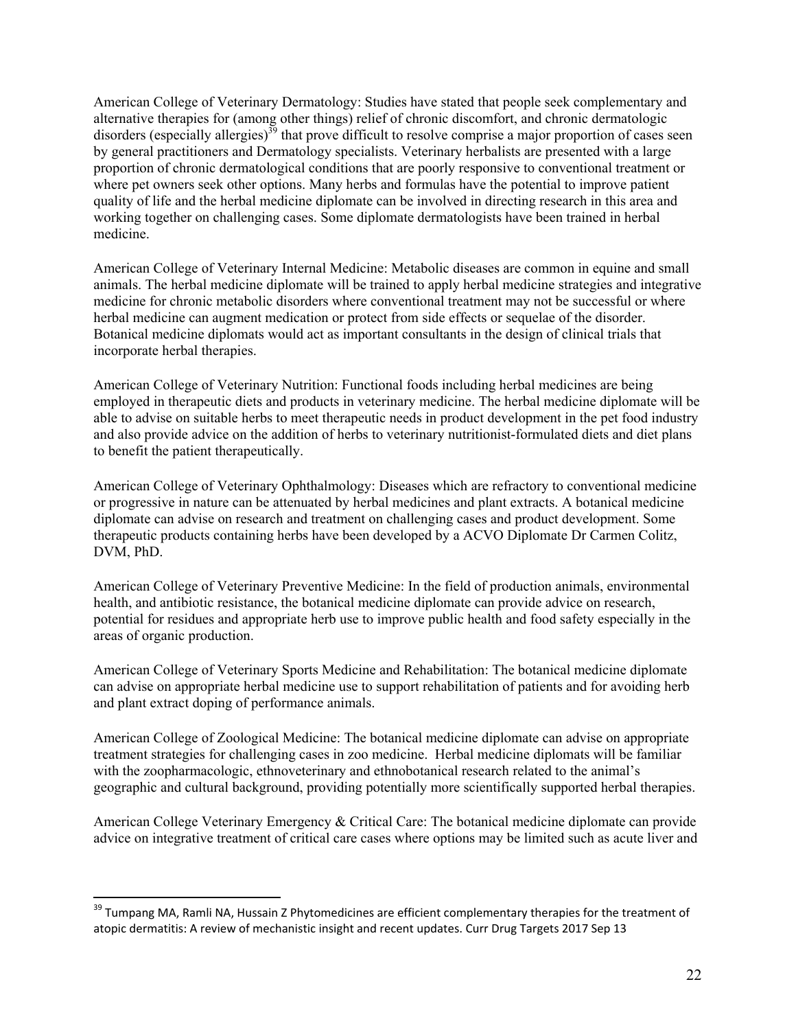American College of Veterinary Dermatology: Studies have stated that people seek complementary and alternative therapies for (among other things) relief of chronic discomfort, and chronic dermatologic disorders (especially allergies)[39] that prove difficult to resolve comprise a major proportion of cases seen by general practitioners and Dermatology specialists. Veterinary herbalists are presented with a large proportion of chronic dermatological conditions that are poorly responsive to conventional treatment or where pet owners seek other options. Many herbs and formulas have the potential to improve patient quality of life and the herbal medicine diplomate can be involved in directing research in this area and working together on challenging cases. Some diplomate dermatologists have been trained in herbal medicine.

American College of Veterinary Internal Medicine: Metabolic diseases are common in equine and small animals. The herbal medicine diplomate will be trained to apply herbal medicine strategies and integrative medicine for chronic metabolic disorders where conventional treatment may not be successful or where herbal medicine can augment medication or protect from side effects or sequelae of the disorder. Botanical medicine diplomats would act as important consultants in the design of clinical trials that incorporate herbal therapies.

American College of Veterinary Nutrition: Functional foods including herbal medicines are being employed in therapeutic diets and products in veterinary medicine. The herbal medicine diplomate will be able to advise on suitable herbs to meet therapeutic needs in product development in the pet food industry and also provide advice on the addition of herbs to veterinary nutritionist-formulated diets and diet plans to benefit the patient therapeutically.

American College of Veterinary Ophthalmology: Diseases which are refractory to conventional medicine or progressive in nature can be attenuated by herbal medicines and plant extracts. A botanical medicine diplomate can advise on research and treatment on challenging cases and product development. Some therapeutic products containing herbs have been developed by a ACVO Diplomate Dr Carmen Colitz, DVM, PhD.

American College of Veterinary Preventive Medicine: In the field of production animals, environmental health, and antibiotic resistance, the botanical medicine diplomate can provide advice on research, potential for residues and appropriate herb use to improve public health and food safety especially in the areas of organic production.

American College of Veterinary Sports Medicine and Rehabilitation: The botanical medicine diplomate can advise on appropriate herbal medicine use to support rehabilitation of patients and for avoiding herb and plant extract doping of performance animals.

American College of Zoological Medicine: The botanical medicine diplomate can advise on appropriate treatment strategies for challenging cases in zoo medicine. Herbal medicine diplomats will be familiar with the zoopharmacologic, ethnoveterinary and ethnobotanical research related to the animal's geographic and cultural background, providing potentially more scientifically supported herbal therapies.

American College Veterinary Emergency & Critical Care: The botanical medicine diplomate can provide advice on integrative treatment of critical care cases where options may be limited such as acute liver and

---

[39] Tumpang MA, Ramli NA, Hussain Z Phytomedicines are efficient complementary therapies for the treatment of atopic dermatitis: A review of mechanistic insight and recent updates. Curr Drug Targets 2017 Sep 13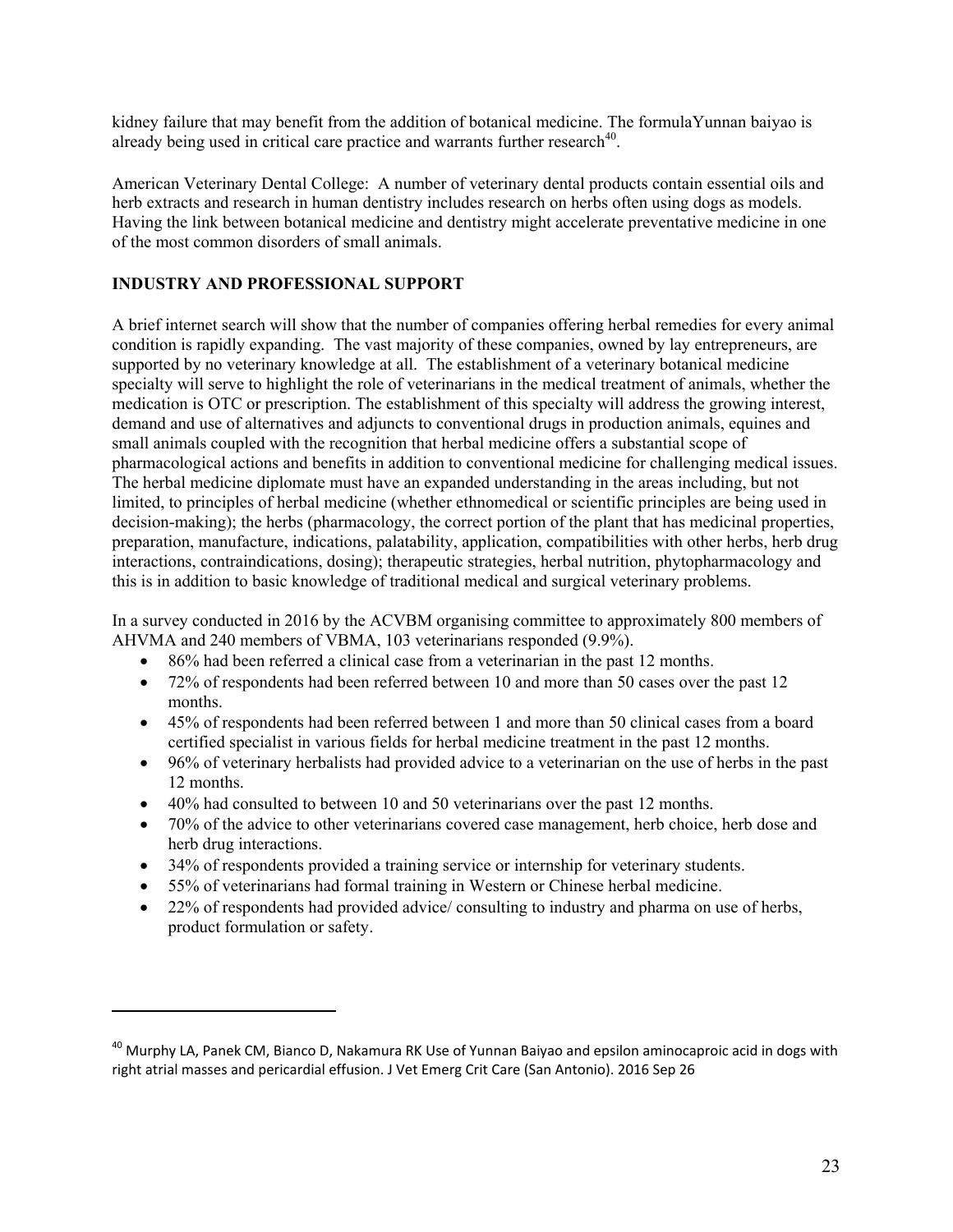kidney failure that may benefit from the addition of botanical medicine. The formulaYunnan baiyao is already being used in critical care practice and warrants further research[40].

American Veterinary Dental College: A number of veterinary dental products contain essential oils and herb extracts and research in human dentistry includes research on herbs often using dogs as models. Having the link between botanical medicine and dentistry might accelerate preventative medicine in one of the most common disorders of small animals.

## INDUSTRY AND PROFESSIONAL SUPPORT

A brief internet search will show that the number of companies offering herbal remedies for every animal condition is rapidly expanding. The vast majority of these companies, owned by lay entrepreneurs, are supported by no veterinary knowledge at all. The establishment of a veterinary botanical medicine specialty will serve to highlight the role of veterinarians in the medical treatment of animals, whether the medication is OTC or prescription. The establishment of this specialty will address the growing interest, demand and use of alternatives and adjuncts to conventional drugs in production animals, equines and small animals coupled with the recognition that herbal medicine offers a substantial scope of pharmacological actions and benefits in addition to conventional medicine for challenging medical issues. The herbal medicine diplomate must have an expanded understanding in the areas including, but not limited, to principles of herbal medicine (whether ethnomedical or scientific principles are being used in decision-making); the herbs (pharmacology, the correct portion of the plant that has medicinal properties, preparation, manufacture, indications, palatability, application, compatibilities with other herbs, herb drug interactions, contraindications, dosing); therapeutic strategies, herbal nutrition, phytopharmacology and this is in addition to basic knowledge of traditional medical and surgical veterinary problems.

In a survey conducted in 2016 by the ACVBM organising committee to approximately 800 members of AHVMA and 240 members of VBMA, 103 veterinarians responded (9.9%).

- 86% had been referred a clinical case from a veterinarian in the past 12 months.
- 72% of respondents had been referred between 10 and more than 50 cases over the past 12 months.
- 45% of respondents had been referred between 1 and more than 50 clinical cases from a board certified specialist in various fields for herbal medicine treatment in the past 12 months.
- 96% of veterinary herbalists had provided advice to a veterinarian on the use of herbs in the past 12 months.
- 40% had consulted to between 10 and 50 veterinarians over the past 12 months.
- 70% of the advice to other veterinarians covered case management, herb choice, herb dose and herb drug interactions.
- 34% of respondents provided a training service or internship for veterinary students.
- 55% of veterinarians had formal training in Western or Chinese herbal medicine.
- 22% of respondents had provided advice/ consulting to industry and pharma on use of herbs, product formulation or safety.

---

[40] Murphy LA, Panek CM, Bianco D, Nakamura RK Use of Yunnan Baiyao and epsilon aminocaproic acid in dogs with right atrial masses and pericardial effusion. J Vet Emerg Crit Care (San Antonio). 2016 Sep 26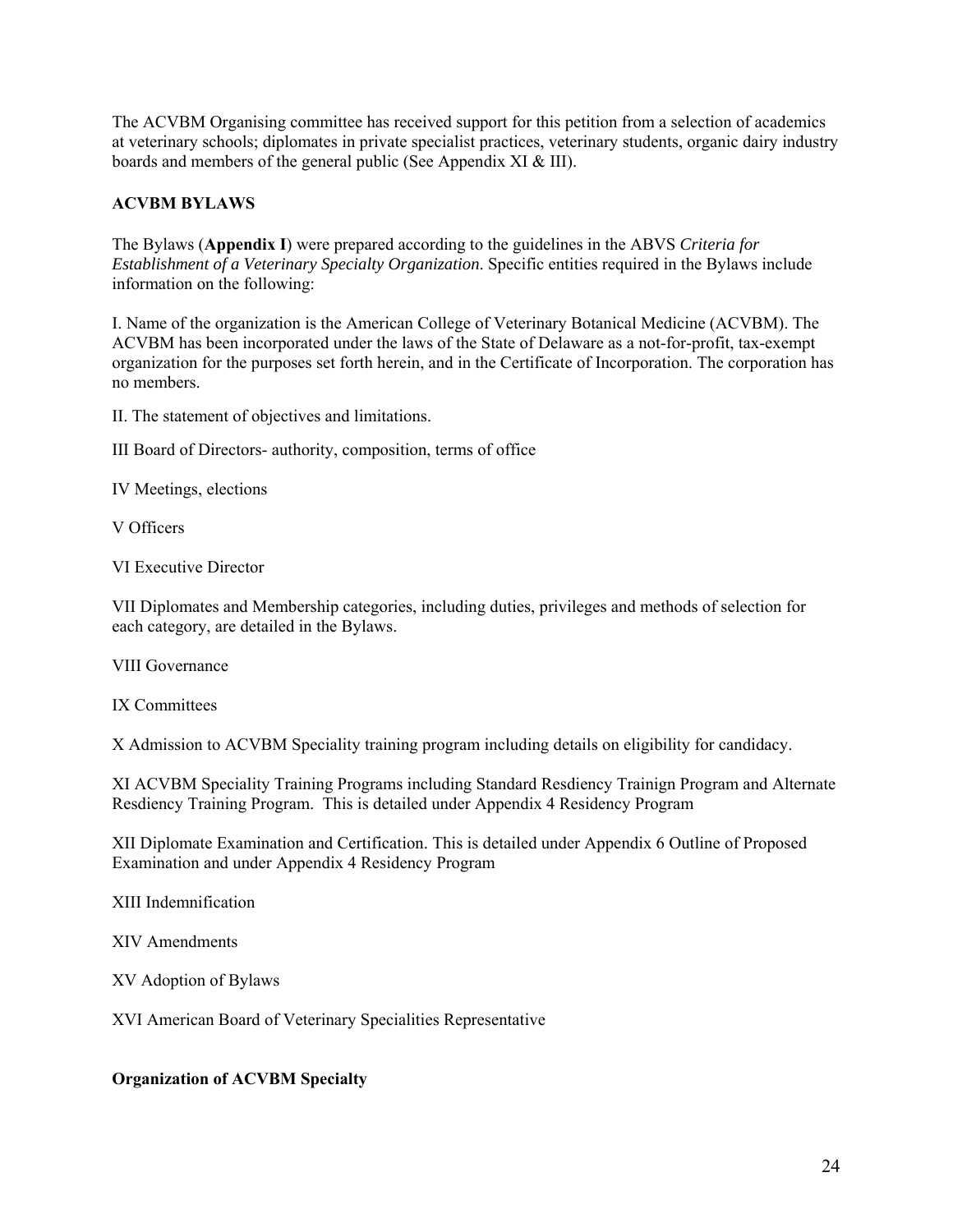The ACVBM Organising committee has received support for this petition from a selection of academics at veterinary schools; diplomates in private specialist practices, veterinary students, organic dairy industry boards and members of the general public (See Appendix XI & III).

**ACVBM BYLAWS**

The Bylaws (**Appendix I**) were prepared according to the guidelines in the ABVS *Criteria for Establishment of a Veterinary Specialty Organization*. Specific entities required in the Bylaws include information on the following:

I. Name of the organization is the American College of Veterinary Botanical Medicine (ACVBM). The ACVBM has been incorporated under the laws of the State of Delaware as a not-for-profit, tax-exempt organization for the purposes set forth herein, and in the Certificate of Incorporation. The corporation has no members.

II. The statement of objectives and limitations.

III Board of Directors- authority, composition, terms of office

IV Meetings, elections

V Officers

VI Executive Director

VII Diplomates and Membership categories, including duties, privileges and methods of selection for each category, are detailed in the Bylaws.

VIII Governance

IX Committees

X Admission to ACVBM Speciality training program including details on eligibility for candidacy.

XI ACVBM Speciality Training Programs including Standard Resdiency Trainign Program and Alternate Resdiency Training Program. This is detailed under Appendix 4 Residency Program

XII Diplomate Examination and Certification. This is detailed under Appendix 6 Outline of Proposed Examination and under Appendix 4 Residency Program

XIII Indemnification

XIV Amendments

XV Adoption of Bylaws

XVI American Board of Veterinary Specialities Representative

**Organization of ACVBM Specialty**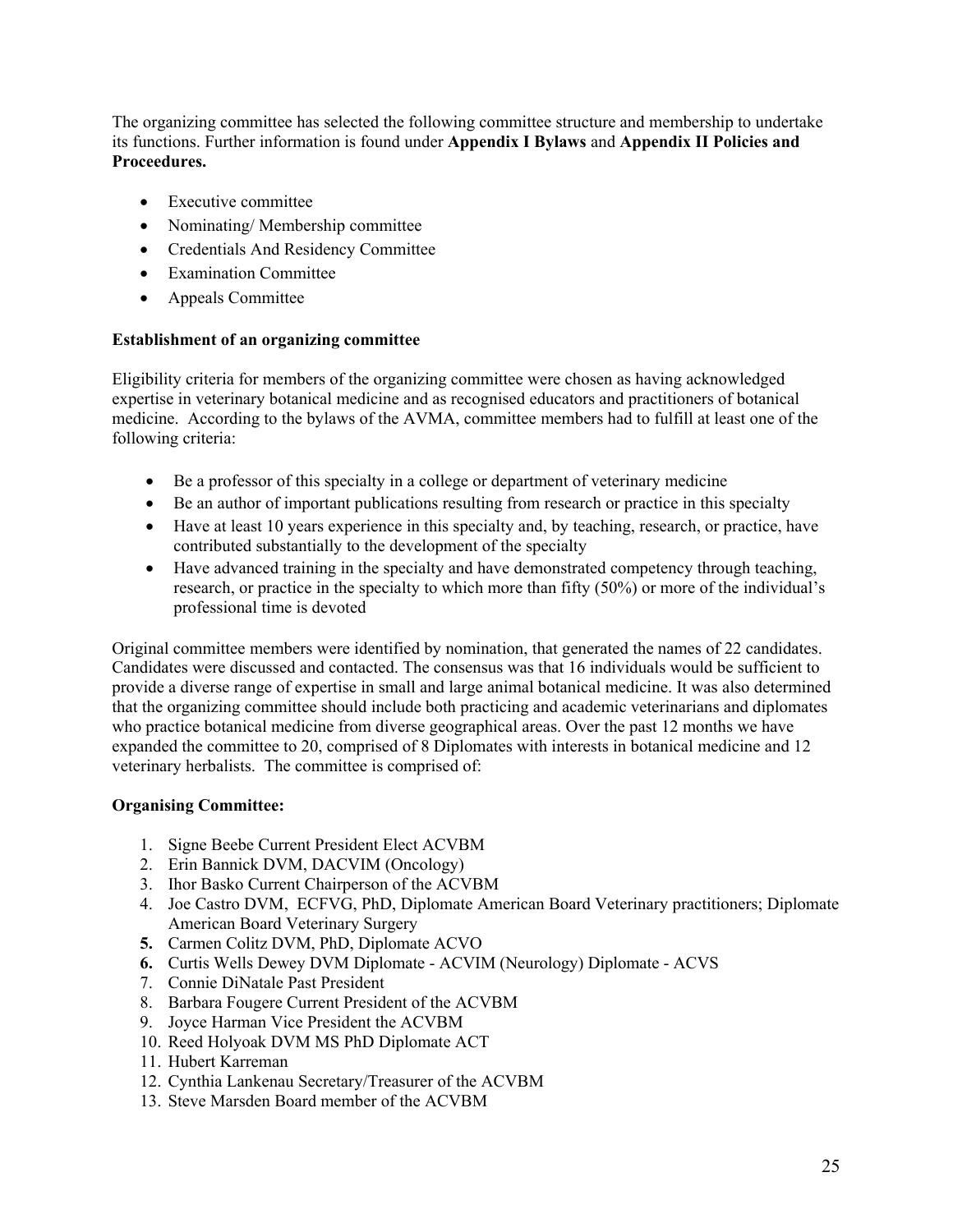The organizing committee has selected the following committee structure and membership to undertake its functions. Further information is found under **Appendix I Bylaws** and **Appendix II Policies and Proceedures.**

- Executive committee
- Nominating/ Membership committee
- Credentials And Residency Committee
- Examination Committee
- Appeals Committee

**Establishment of an organizing committee**

Eligibility criteria for members of the organizing committee were chosen as having acknowledged expertise in veterinary botanical medicine and as recognised educators and practitioners of botanical medicine. According to the bylaws of the AVMA, committee members had to fulfill at least one of the following criteria:

- Be a professor of this specialty in a college or department of veterinary medicine
- Be an author of important publications resulting from research or practice in this specialty
- Have at least 10 years experience in this specialty and, by teaching, research, or practice, have contributed substantially to the development of the specialty
- Have advanced training in the specialty and have demonstrated competency through teaching, research, or practice in the specialty to which more than fifty (50%) or more of the individual's professional time is devoted

Original committee members were identified by nomination, that generated the names of 22 candidates. Candidates were discussed and contacted. The consensus was that 16 individuals would be sufficient to provide a diverse range of expertise in small and large animal botanical medicine. It was also determined that the organizing committee should include both practicing and academic veterinarians and diplomates who practice botanical medicine from diverse geographical areas. Over the past 12 months we have expanded the committee to 20, comprised of 8 Diplomates with interests in botanical medicine and 12 veterinary herbalists. The committee is comprised of:

**Organising Committee:**

1. Signe Beebe Current President Elect ACVBM
2. Erin Bannick DVM, DACVIM (Oncology)
3. Ihor Basko Current Chairperson of the ACVBM
4. Joe Castro DVM, ECFVG, PhD, Diplomate American Board Veterinary practitioners; Diplomate American Board Veterinary Surgery
5. Carmen Colitz DVM, PhD, Diplomate ACVO
6. Curtis Wells Dewey DVM Diplomate - ACVIM (Neurology) Diplomate - ACVS
7. Connie DiNatale Past President
8. Barbara Fougere Current President of the ACVBM
9. Joyce Harman Vice President the ACVBM
10. Reed Holyoak DVM MS PhD Diplomate ACT
11. Hubert Karreman
12. Cynthia Lankenau Secretary/Treasurer of the ACVBM
13. Steve Marsden Board member of the ACVBM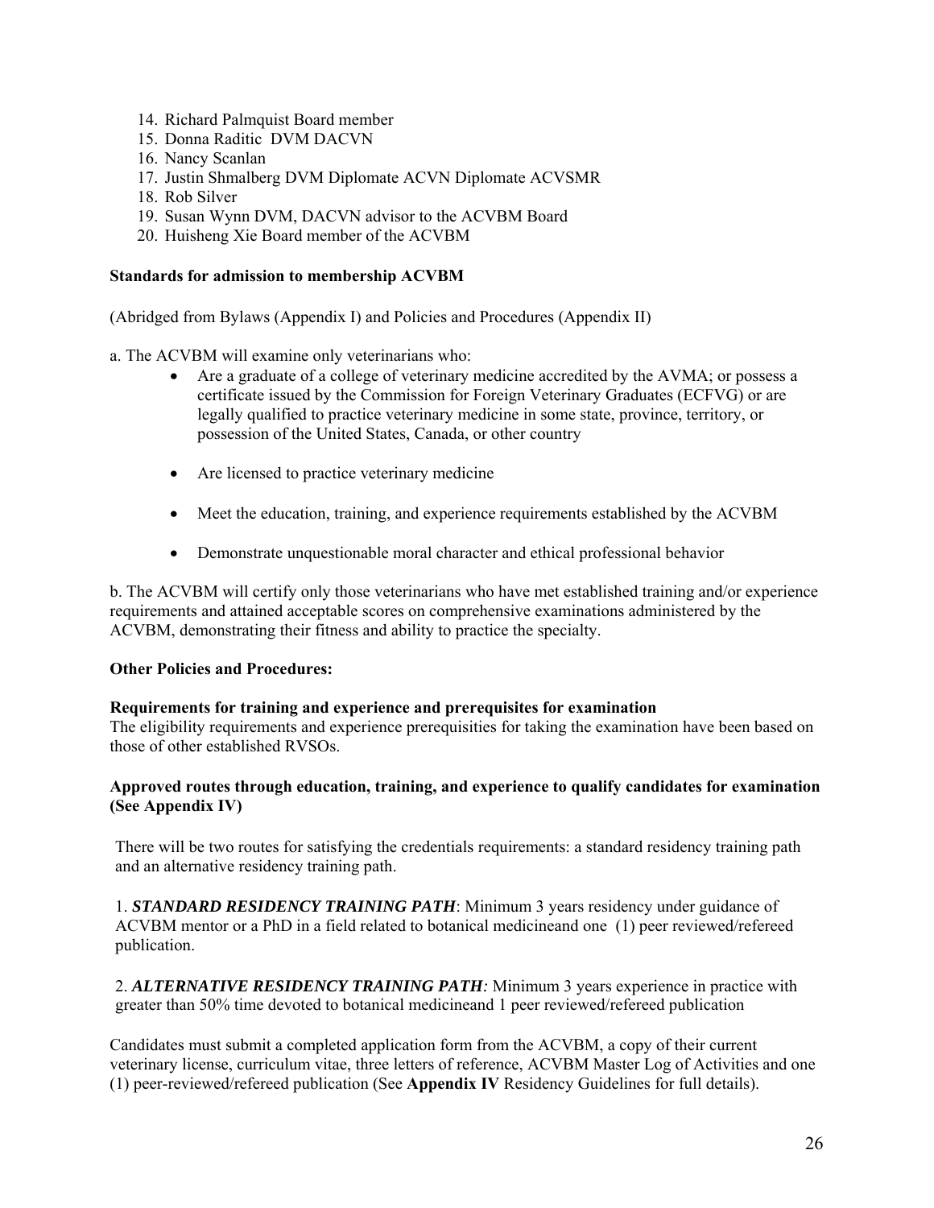14. Richard Palmquist Board member
15. Donna Raditic DVM DACVN
16. Nancy Scanlan
17. Justin Shmalberg DVM Diplomate ACVN Diplomate ACVSMR
18. Rob Silver
19. Susan Wynn DVM, DACVN advisor to the ACVBM Board
20. Huisheng Xie Board member of the ACVBM

**Standards for admission to membership ACVBM**

(Abridged from Bylaws (Appendix I) and Policies and Procedures (Appendix II)

a. The ACVBM will examine only veterinarians who:

- Are a graduate of a college of veterinary medicine accredited by the AVMA; or possess a certificate issued by the Commission for Foreign Veterinary Graduates (ECFVG) or are legally qualified to practice veterinary medicine in some state, province, territory, or possession of the United States, Canada, or other country
- Are licensed to practice veterinary medicine
- Meet the education, training, and experience requirements established by the ACVBM
- Demonstrate unquestionable moral character and ethical professional behavior

b. The ACVBM will certify only those veterinarians who have met established training and/or experience requirements and attained acceptable scores on comprehensive examinations administered by the ACVBM, demonstrating their fitness and ability to practice the specialty.

**Other Policies and Procedures:**

**Requirements for training and experience and prerequisites for examination**
The eligibility requirements and experience prerequisities for taking the examination have been based on those of other established RVSOs.

**Approved routes through education, training, and experience to qualify candidates for examination (See Appendix IV)**

There will be two routes for satisfying the credentials requirements: a standard residency training path and an alternative residency training path.

1. ***STANDARD RESIDENCY TRAINING PATH***: Minimum 3 years residency under guidance of ACVBM mentor or a PhD in a field related to botanical medicineand one (1) peer reviewed/refereed publication.

2. ***ALTERNATIVE RESIDENCY TRAINING PATH****:* Minimum 3 years experience in practice with greater than 50% time devoted to botanical medicineand 1 peer reviewed/refereed publication

Candidates must submit a completed application form from the ACVBM, a copy of their current veterinary license, curriculum vitae, three letters of reference, ACVBM Master Log of Activities and one (1) peer-reviewed/refereed publication (See **Appendix IV** Residency Guidelines for full details).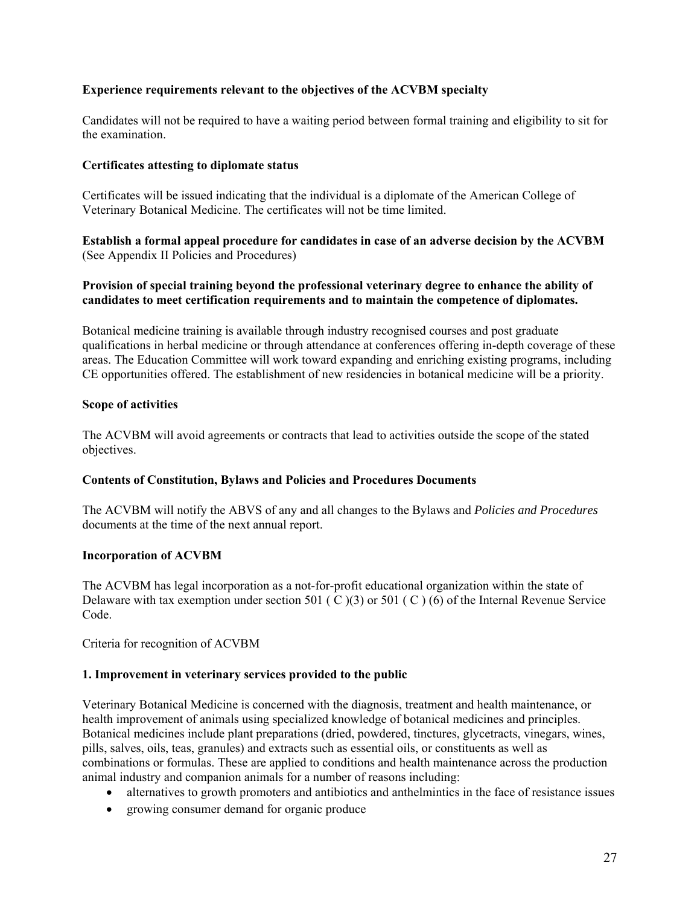**Experience requirements relevant to the objectives of the ACVBM specialty**

Candidates will not be required to have a waiting period between formal training and eligibility to sit for the examination.

**Certificates attesting to diplomate status**

Certificates will be issued indicating that the individual is a diplomate of the American College of Veterinary Botanical Medicine. The certificates will not be time limited.

**Establish a formal appeal procedure for candidates in case of an adverse decision by the ACVBM** (See Appendix II Policies and Procedures)

**Provision of special training beyond the professional veterinary degree to enhance the ability of candidates to meet certification requirements and to maintain the competence of diplomates.**

Botanical medicine training is available through industry recognised courses and post graduate qualifications in herbal medicine or through attendance at conferences offering in-depth coverage of these areas. The Education Committee will work toward expanding and enriching existing programs, including CE opportunities offered. The establishment of new residencies in botanical medicine will be a priority.

**Scope of activities**

The ACVBM will avoid agreements or contracts that lead to activities outside the scope of the stated objectives.

**Contents of Constitution, Bylaws and Policies and Procedures Documents**

The ACVBM will notify the ABVS of any and all changes to the Bylaws and *Policies and Procedures* documents at the time of the next annual report.

**Incorporation of ACVBM**

The ACVBM has legal incorporation as a not-for-profit educational organization within the state of Delaware with tax exemption under section 501 ( C )(3) or 501 ( C ) (6) of the Internal Revenue Service Code.

Criteria for recognition of ACVBM

**1. Improvement in veterinary services provided to the public**

Veterinary Botanical Medicine is concerned with the diagnosis, treatment and health maintenance, or health improvement of animals using specialized knowledge of botanical medicines and principles. Botanical medicines include plant preparations (dried, powdered, tinctures, glycetracts, vinegars, wines, pills, salves, oils, teas, granules) and extracts such as essential oils, or constituents as well as combinations or formulas. These are applied to conditions and health maintenance across the production animal industry and companion animals for a number of reasons including:

- alternatives to growth promoters and antibiotics and anthelmintics in the face of resistance issues
- growing consumer demand for organic produce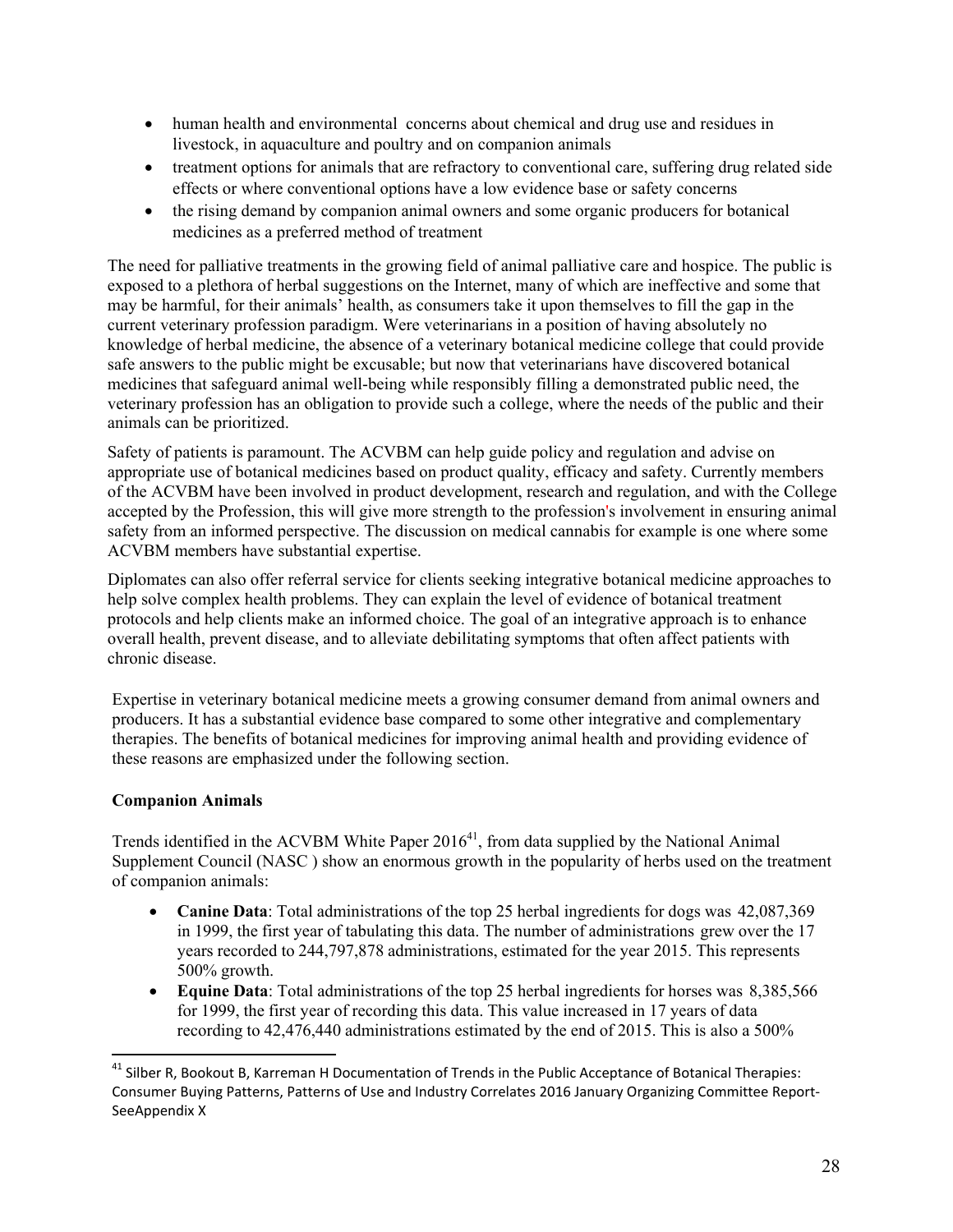- human health and environmental concerns about chemical and drug use and residues in livestock, in aquaculture and poultry and on companion animals
- treatment options for animals that are refractory to conventional care, suffering drug related side effects or where conventional options have a low evidence base or safety concerns
- the rising demand by companion animal owners and some organic producers for botanical medicines as a preferred method of treatment

The need for palliative treatments in the growing field of animal palliative care and hospice. The public is exposed to a plethora of herbal suggestions on the Internet, many of which are ineffective and some that may be harmful, for their animals' health, as consumers take it upon themselves to fill the gap in the current veterinary profession paradigm. Were veterinarians in a position of having absolutely no knowledge of herbal medicine, the absence of a veterinary botanical medicine college that could provide safe answers to the public might be excusable; but now that veterinarians have discovered botanical medicines that safeguard animal well-being while responsibly filling a demonstrated public need, the veterinary profession has an obligation to provide such a college, where the needs of the public and their animals can be prioritized.

Safety of patients is paramount. The ACVBM can help guide policy and regulation and advise on appropriate use of botanical medicines based on product quality, efficacy and safety. Currently members of the ACVBM have been involved in product development, research and regulation, and with the College accepted by the Profession, this will give more strength to the profession's involvement in ensuring animal safety from an informed perspective. The discussion on medical cannabis for example is one where some ACVBM members have substantial expertise.

Diplomates can also offer referral service for clients seeking integrative botanical medicine approaches to help solve complex health problems. They can explain the level of evidence of botanical treatment protocols and help clients make an informed choice. The goal of an integrative approach is to enhance overall health, prevent disease, and to alleviate debilitating symptoms that often affect patients with chronic disease.

Expertise in veterinary botanical medicine meets a growing consumer demand from animal owners and producers. It has a substantial evidence base compared to some other integrative and complementary therapies. The benefits of botanical medicines for improving animal health and providing evidence of these reasons are emphasized under the following section.

**Companion Animals**

Trends identified in the ACVBM White Paper 2016[41], from data supplied by the National Animal Supplement Council (NASC ) show an enormous growth in the popularity of herbs used on the treatment of companion animals:

- **Canine Data**: Total administrations of the top 25 herbal ingredients for dogs was 42,087,369 in 1999, the first year of tabulating this data. The number of administrations grew over the 17 years recorded to 244,797,878 administrations, estimated for the year 2015. This represents 500% growth.
- **Equine Data**: Total administrations of the top 25 herbal ingredients for horses was 8,385,566 for 1999, the first year of recording this data. This value increased in 17 years of data recording to 42,476,440 administrations estimated by the end of 2015. This is also a 500%

[41] Silber R, Bookout B, Karreman H Documentation of Trends in the Public Acceptance of Botanical Therapies: Consumer Buying Patterns, Patterns of Use and Industry Correlates 2016 January Organizing Committee Report-SeeAppendix X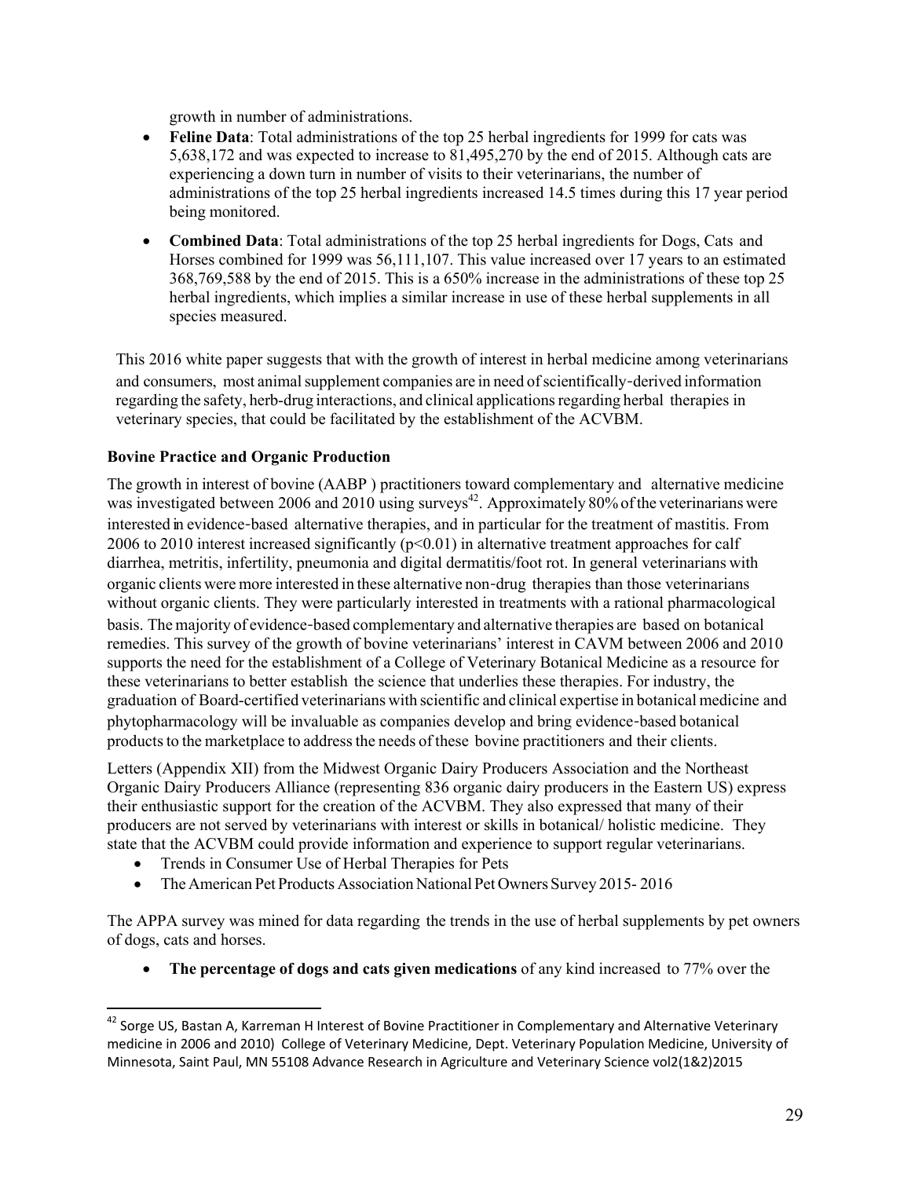growth in number of administrations.

- **Feline Data**: Total administrations of the top 25 herbal ingredients for 1999 for cats was 5,638,172 and was expected to increase to 81,495,270 by the end of 2015. Although cats are experiencing a down turn in number of visits to their veterinarians, the number of administrations of the top 25 herbal ingredients increased 14.5 times during this 17 year period being monitored.
- **Combined Data**: Total administrations of the top 25 herbal ingredients for Dogs, Cats and Horses combined for 1999 was 56,111,107. This value increased over 17 years to an estimated 368,769,588 by the end of 2015. This is a 650% increase in the administrations of these top 25 herbal ingredients, which implies a similar increase in use of these herbal supplements in all species measured.

This 2016 white paper suggests that with the growth of interest in herbal medicine among veterinarians and consumers, most animal supplement companies are in need of scientifically-derived information regarding the safety, herb-drug interactions, and clinical applications regarding herbal therapies in veterinary species, that could be facilitated by the establishment of the ACVBM.

### Bovine Practice and Organic Production

The growth in interest of bovine (AABP ) practitioners toward complementary and alternative medicine was investigated between 2006 and 2010 using surveys[42]. Approximately 80% of the veterinarians were interested in evidence-based alternative therapies, and in particular for the treatment of mastitis. From 2006 to 2010 interest increased significantly ($p<0.01$) in alternative treatment approaches for calf diarrhea, metritis, infertility, pneumonia and digital dermatitis/foot rot. In general veterinarians with organic clients were more interested in these alternative non-drug therapies than those veterinarians without organic clients. They were particularly interested in treatments with a rational pharmacological basis. The majority of evidence-based complementary and alternative therapies are based on botanical remedies. This survey of the growth of bovine veterinarians' interest in CAVM between 2006 and 2010 supports the need for the establishment of a College of Veterinary Botanical Medicine as a resource for these veterinarians to better establish the science that underlies these therapies. For industry, the graduation of Board-certified veterinarians with scientific and clinical expertise in botanical medicine and phytopharmacology will be invaluable as companies develop and bring evidence-based botanical products to the marketplace to address the needs of these bovine practitioners and their clients.

Letters (Appendix XII) from the Midwest Organic Dairy Producers Association and the Northeast Organic Dairy Producers Alliance (representing 836 organic dairy producers in the Eastern US) express their enthusiastic support for the creation of the ACVBM. They also expressed that many of their producers are not served by veterinarians with interest or skills in botanical/ holistic medicine. They state that the ACVBM could provide information and experience to support regular veterinarians.

- Trends in Consumer Use of Herbal Therapies for Pets
- The American Pet Products Association National Pet Owners Survey 2015- 2016

The APPA survey was mined for data regarding the trends in the use of herbal supplements by pet owners of dogs, cats and horses.

- **The percentage of dogs and cats given medications** of any kind increased to 77% over the

[42] Sorge US, Bastan A, Karreman H Interest of Bovine Practitioner in Complementary and Alternative Veterinary medicine in 2006 and 2010) College of Veterinary Medicine, Dept. Veterinary Population Medicine, University of Minnesota, Saint Paul, MN 55108 Advance Research in Agriculture and Veterinary Science vol2(1&2)2015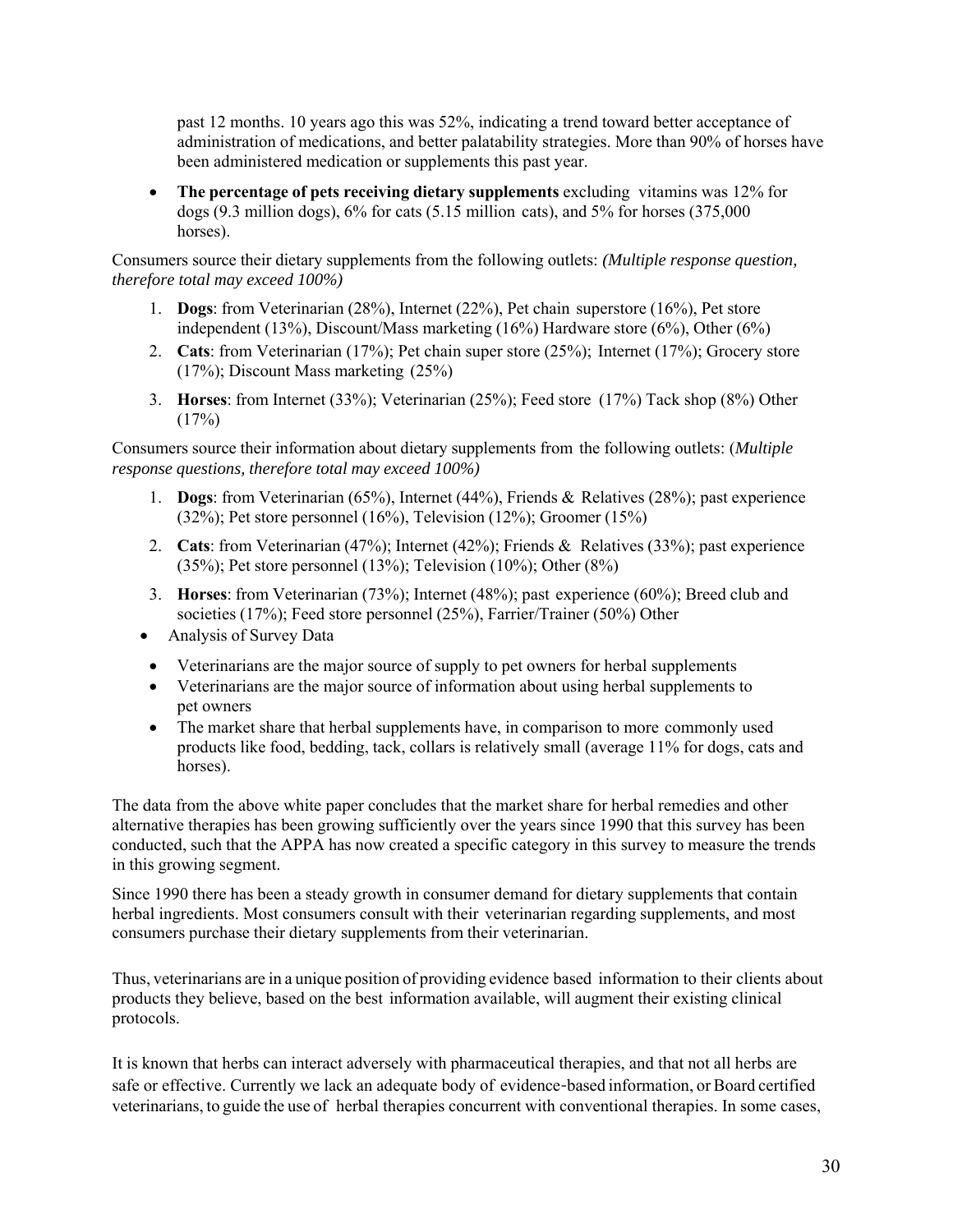past 12 months. 10 years ago this was 52%, indicating a trend toward better acceptance of administration of medications, and better palatability strategies. More than 90% of horses have been administered medication or supplements this past year.

- **The percentage of pets receiving dietary supplements** excluding vitamins was 12% for dogs (9.3 million dogs), 6% for cats (5.15 million cats), and 5% for horses (375,000 horses).

Consumers source their dietary supplements from the following outlets: *(Multiple response question, therefore total may exceed 100%)*

1. **Dogs**: from Veterinarian (28%), Internet (22%), Pet chain superstore (16%), Pet store independent (13%), Discount/Mass marketing (16%) Hardware store (6%), Other (6%)
2. **Cats**: from Veterinarian (17%); Pet chain super store (25%); Internet (17%); Grocery store (17%); Discount Mass marketing (25%)
3. **Horses**: from Internet (33%); Veterinarian (25%); Feed store (17%) Tack shop (8%) Other (17%)

Consumers source their information about dietary supplements from the following outlets: (*Multiple response questions, therefore total may exceed 100%)*

1. **Dogs**: from Veterinarian (65%), Internet (44%), Friends & Relatives (28%); past experience (32%); Pet store personnel (16%), Television (12%); Groomer (15%)
2. **Cats**: from Veterinarian (47%); Internet (42%); Friends & Relatives (33%); past experience (35%); Pet store personnel (13%); Television (10%); Other (8%)
3. **Horses**: from Veterinarian (73%); Internet (48%); past experience (60%); Breed club and societies (17%); Feed store personnel (25%), Farrier/Trainer (50%) Other

- Analysis of Survey Data
- Veterinarians are the major source of supply to pet owners for herbal supplements
- Veterinarians are the major source of information about using herbal supplements to pet owners
- The market share that herbal supplements have, in comparison to more commonly used products like food, bedding, tack, collars is relatively small (average 11% for dogs, cats and horses).

The data from the above white paper concludes that the market share for herbal remedies and other alternative therapies has been growing sufficiently over the years since 1990 that this survey has been conducted, such that the APPA has now created a specific category in this survey to measure the trends in this growing segment.

Since 1990 there has been a steady growth in consumer demand for dietary supplements that contain herbal ingredients. Most consumers consult with their veterinarian regarding supplements, and most consumers purchase their dietary supplements from their veterinarian.

Thus, veterinarians are in a unique position of providing evidence based information to their clients about products they believe, based on the best information available, will augment their existing clinical protocols.

It is known that herbs can interact adversely with pharmaceutical therapies, and that not all herbs are safe or effective. Currently we lack an adequate body of evidence-based information, or Board certified veterinarians, to guide the use of herbal therapies concurrent with conventional therapies. In some cases,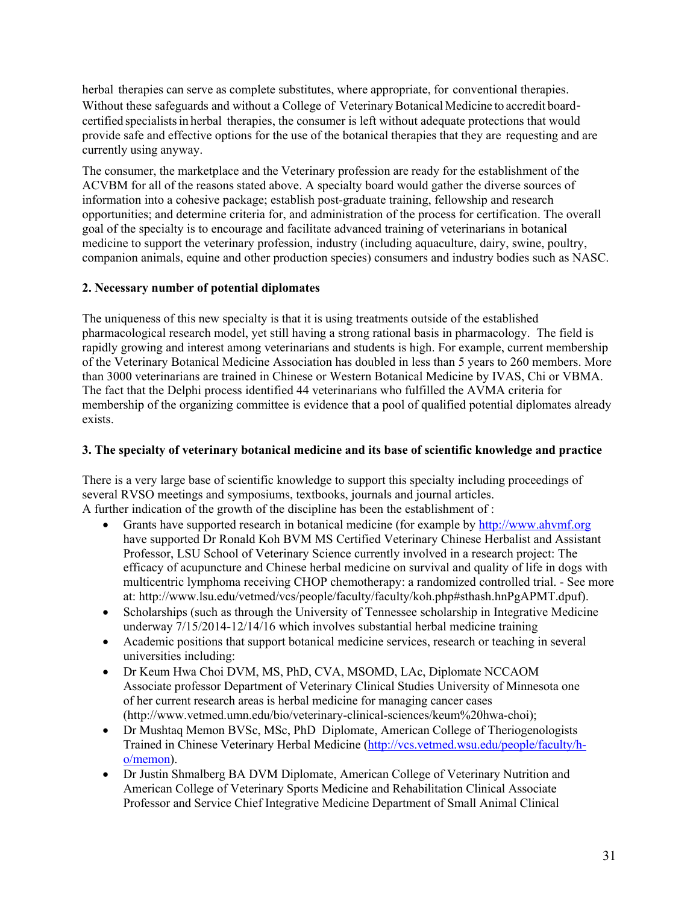herbal therapies can serve as complete substitutes, where appropriate, for conventional therapies. Without these safeguards and without a College of Veterinary Botanical Medicine to accredit board-certified specialists in herbal therapies, the consumer is left without adequate protections that would provide safe and effective options for the use of the botanical therapies that they are requesting and are currently using anyway.

The consumer, the marketplace and the Veterinary profession are ready for the establishment of the ACVBM for all of the reasons stated above. A specialty board would gather the diverse sources of information into a cohesive package; establish post-graduate training, fellowship and research opportunities; and determine criteria for, and administration of the process for certification. The overall goal of the specialty is to encourage and facilitate advanced training of veterinarians in botanical medicine to support the veterinary profession, industry (including aquaculture, dairy, swine, poultry, companion animals, equine and other production species) consumers and industry bodies such as NASC.

**2. Necessary number of potential diplomates**

The uniqueness of this new specialty is that it is using treatments outside of the established pharmacological research model, yet still having a strong rational basis in pharmacology. The field is rapidly growing and interest among veterinarians and students is high. For example, current membership of the Veterinary Botanical Medicine Association has doubled in less than 5 years to 260 members. More than 3000 veterinarians are trained in Chinese or Western Botanical Medicine by IVAS, Chi or VBMA. The fact that the Delphi process identified 44 veterinarians who fulfilled the AVMA criteria for membership of the organizing committee is evidence that a pool of qualified potential diplomates already exists.

**3. The specialty of veterinary botanical medicine and its base of scientific knowledge and practice**

There is a very large base of scientific knowledge to support this specialty including proceedings of several RVSO meetings and symposiums, textbooks, journals and journal articles.
A further indication of the growth of the discipline has been the establishment of :

- Grants have supported research in botanical medicine (for example by http://www.ahvmf.org have supported Dr Ronald Koh BVM MS Certified Veterinary Chinese Herbalist and Assistant Professor, LSU School of Veterinary Science currently involved in a research project: The efficacy of acupuncture and Chinese herbal medicine on survival and quality of life in dogs with multicentric lymphoma receiving CHOP chemotherapy: a randomized controlled trial. - See more at: http://www.lsu.edu/vetmed/vcs/people/faculty/faculty/koh.php#sthash.hnPgAPMT.dpuf).
- Scholarships (such as through the University of Tennessee scholarship in Integrative Medicine underway 7/15/2014-12/14/16 which involves substantial herbal medicine training
- Academic positions that support botanical medicine services, research or teaching in several universities including:
- Dr Keum Hwa Choi DVM, MS, PhD, CVA, MSOMD, LAc, Diplomate NCCAOM Associate professor Department of Veterinary Clinical Studies University of Minnesota one of her current research areas is herbal medicine for managing cancer cases (http://www.vetmed.umn.edu/bio/veterinary-clinical-sciences/keum%20hwa-choi);
- Dr Mushtaq Memon BVSc, MSc, PhD Diplomate, American College of Theriogenologists Trained in Chinese Veterinary Herbal Medicine (http://vcs.vetmed.wsu.edu/people/faculty/h-o/memon).
- Dr Justin Shmalberg BA DVM Diplomate, American College of Veterinary Nutrition and American College of Veterinary Sports Medicine and Rehabilitation Clinical Associate Professor and Service Chief Integrative Medicine Department of Small Animal Clinical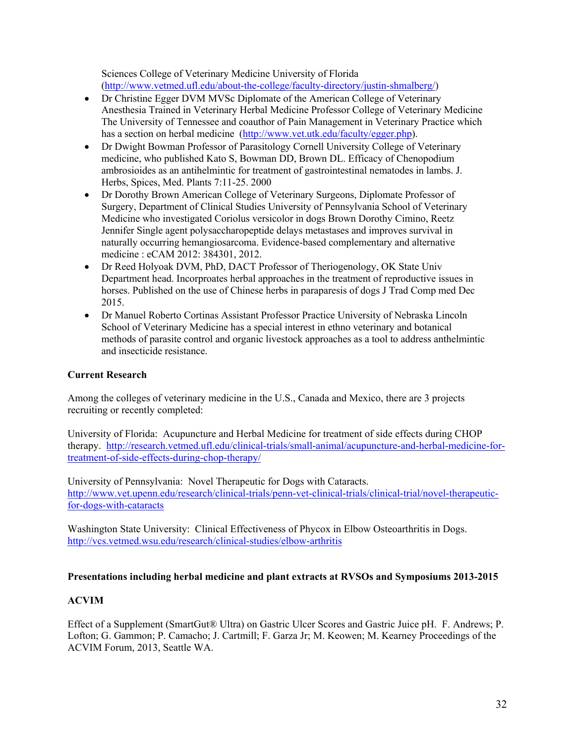Sciences College of Veterinary Medicine University of Florida (http://www.vetmed.ufl.edu/about-the-college/faculty-directory/justin-shmalberg/)

- Dr Christine Egger DVM MVSc Diplomate of the American College of Veterinary Anesthesia Trained in Veterinary Herbal Medicine Professor College of Veterinary Medicine The University of Tennessee and coauthor of Pain Management in Veterinary Practice which has a section on herbal medicine (http://www.vet.utk.edu/faculty/egger.php).
- Dr Dwight Bowman Professor of Parasitology Cornell University College of Veterinary medicine, who published Kato S, Bowman DD, Brown DL. Efficacy of Chenopodium ambrosioides as an antihelmintic for treatment of gastrointestinal nematodes in lambs. J. Herbs, Spices, Med. Plants 7:11-25. 2000
- Dr Dorothy Brown American College of Veterinary Surgeons, Diplomate Professor of Surgery, Department of Clinical Studies University of Pennsylvania School of Veterinary Medicine who investigated Coriolus versicolor in dogs Brown Dorothy Cimino, Reetz Jennifer Single agent polysaccharopeptide delays metastases and improves survival in naturally occurring hemangiosarcoma. Evidence-based complementary and alternative medicine : eCAM 2012: 384301, 2012.
- Dr Reed Holyoak DVM, PhD, DACT Professor of Theriogenology, OK State Univ Department head. Incorproates herbal approaches in the treatment of reproductive issues in horses. Published on the use of Chinese herbs in paraparesis of dogs J Trad Comp med Dec 2015.
- Dr Manuel Roberto Cortinas Assistant Professor Practice University of Nebraska Lincoln School of Veterinary Medicine has a special interest in ethno veterinary and botanical methods of parasite control and organic livestock approaches as a tool to address anthelmintic and insecticide resistance.

**Current Research**

Among the colleges of veterinary medicine in the U.S., Canada and Mexico, there are 3 projects recruiting or recently completed:

University of Florida: Acupuncture and Herbal Medicine for treatment of side effects during CHOP therapy. http://research.vetmed.ufl.edu/clinical-trials/small-animal/acupuncture-and-herbal-medicine-for-treatment-of-side-effects-during-chop-therapy/

University of Pennsylvania: Novel Therapeutic for Dogs with Cataracts. http://www.vet.upenn.edu/research/clinical-trials/penn-vet-clinical-trials/clinical-trial/novel-therapeutic-for-dogs-with-cataracts

Washington State University: Clinical Effectiveness of Phycox in Elbow Osteoarthritis in Dogs. http://vcs.vetmed.wsu.edu/research/clinical-studies/elbow-arthritis

**Presentations including herbal medicine and plant extracts at RVSOs and Symposiums 2013-2015**

**ACVIM**

Effect of a Supplement (SmartGut® Ultra) on Gastric Ulcer Scores and Gastric Juice pH. F. Andrews; P. Lofton; G. Gammon; P. Camacho; J. Cartmill; F. Garza Jr; M. Keowen; M. Kearney Proceedings of the ACVIM Forum, 2013, Seattle WA.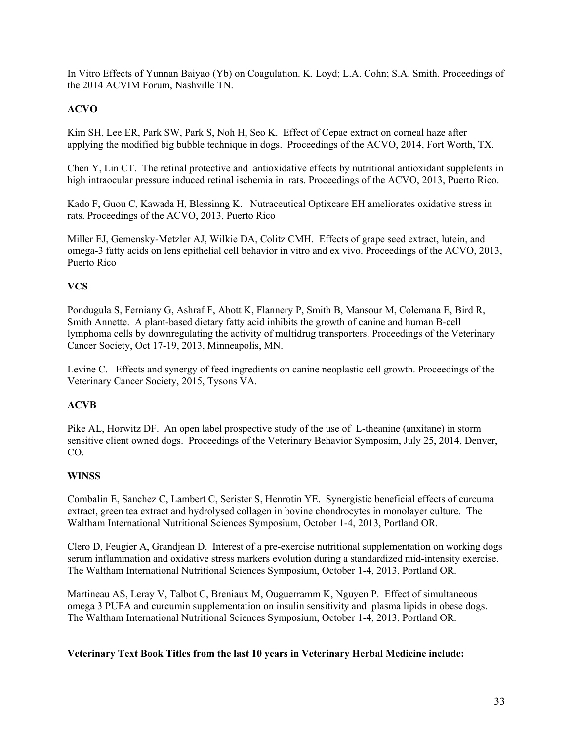In Vitro Effects of Yunnan Baiyao (Yb) on Coagulation. K. Loyd; L.A. Cohn; S.A. Smith. Proceedings of the 2014 ACVIM Forum, Nashville TN.

**ACVO**

Kim SH, Lee ER, Park SW, Park S, Noh H, Seo K. Effect of Cepae extract on corneal haze after applying the modified big bubble technique in dogs. Proceedings of the ACVO, 2014, Fort Worth, TX.

Chen Y, Lin CT. The retinal protective and antioxidative effects by nutritional antioxidant supplelents in high intraocular pressure induced retinal ischemia in rats. Proceedings of the ACVO, 2013, Puerto Rico.

Kado F, Guou C, Kawada H, Blessinng K. Nutraceutical Optixcare EH ameliorates oxidative stress in rats. Proceedings of the ACVO, 2013, Puerto Rico

Miller EJ, Gemensky-Metzler AJ, Wilkie DA, Colitz CMH. Effects of grape seed extract, lutein, and omega-3 fatty acids on lens epithelial cell behavior in vitro and ex vivo. Proceedings of the ACVO, 2013, Puerto Rico

**VCS**

Pondugula S, Ferniany G, Ashraf F, Abott K, Flannery P, Smith B, Mansour M, Colemana E, Bird R, Smith Annette. A plant-based dietary fatty acid inhibits the growth of canine and human B-cell lymphoma cells by downregulating the activity of multidrug transporters. Proceedings of the Veterinary Cancer Society, Oct 17-19, 2013, Minneapolis, MN.

Levine C. Effects and synergy of feed ingredients on canine neoplastic cell growth. Proceedings of the Veterinary Cancer Society, 2015, Tysons VA.

**ACVB**

Pike AL, Horwitz DF. An open label prospective study of the use of L-theanine (anxitane) in storm sensitive client owned dogs. Proceedings of the Veterinary Behavior Symposim, July 25, 2014, Denver, CO.

**WINSS**

Combalin E, Sanchez C, Lambert C, Serister S, Henrotin YE. Synergistic beneficial effects of curcuma extract, green tea extract and hydrolysed collagen in bovine chondrocytes in monolayer culture. The Waltham International Nutritional Sciences Symposium, October 1-4, 2013, Portland OR.

Clero D, Feugier A, Grandjean D. Interest of a pre-exercise nutritional supplementation on working dogs serum inflammation and oxidative stress markers evolution during a standardized mid-intensity exercise. The Waltham International Nutritional Sciences Symposium, October 1-4, 2013, Portland OR.

Martineau AS, Leray V, Talbot C, Breniaux M, Ouguerramm K, Nguyen P. Effect of simultaneous omega 3 PUFA and curcumin supplementation on insulin sensitivity and plasma lipids in obese dogs. The Waltham International Nutritional Sciences Symposium, October 1-4, 2013, Portland OR.

**Veterinary Text Book Titles from the last 10 years in Veterinary Herbal Medicine include:**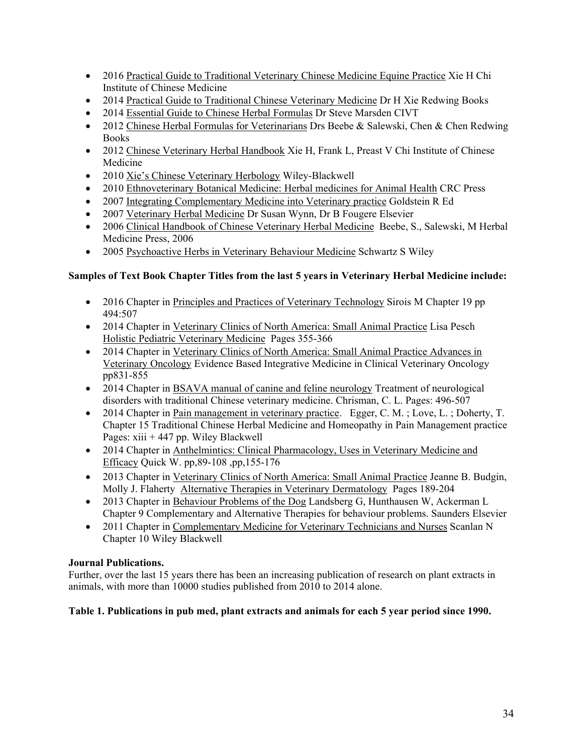- 2016 Practical Guide to Traditional Veterinary Chinese Medicine Equine Practice Xie H Chi Institute of Chinese Medicine
- 2014 Practical Guide to Traditional Chinese Veterinary Medicine Dr H Xie Redwing Books
- 2014 Essential Guide to Chinese Herbal Formulas Dr Steve Marsden CIVT
- 2012 Chinese Herbal Formulas for Veterinarians Drs Beebe & Salewski, Chen & Chen Redwing Books
- 2012 Chinese Veterinary Herbal Handbook Xie H, Frank L, Preast V Chi Institute of Chinese Medicine
- 2010 Xie's Chinese Veterinary Herbology Wiley-Blackwell
- 2010 Ethnoveterinary Botanical Medicine: Herbal medicines for Animal Health CRC Press
- 2007 Integrating Complementary Medicine into Veterinary practice Goldstein R Ed
- 2007 Veterinary Herbal Medicine Dr Susan Wynn, Dr B Fougere Elsevier
- 2006 Clinical Handbook of Chinese Veterinary Herbal Medicine Beebe, S., Salewski, M Herbal Medicine Press, 2006
- 2005 Psychoactive Herbs in Veterinary Behaviour Medicine Schwartz S Wiley

**Samples of Text Book Chapter Titles from the last 5 years in Veterinary Herbal Medicine include:**

- 2016 Chapter in Principles and Practices of Veterinary Technology Sirois M Chapter 19 pp 494:507
- 2014 Chapter in Veterinary Clinics of North America: Small Animal Practice Lisa Pesch Holistic Pediatric Veterinary Medicine Pages 355-366
- 2014 Chapter in Veterinary Clinics of North America: Small Animal Practice Advances in Veterinary Oncology Evidence Based Integrative Medicine in Clinical Veterinary Oncology pp831-855
- 2014 Chapter in BSAVA manual of canine and feline neurology Treatment of neurological disorders with traditional Chinese veterinary medicine. Chrisman, C. L. Pages: 496-507
- 2014 Chapter in Pain management in veterinary practice. Egger, C. M. ; Love, L. ; Doherty, T. Chapter 15 Traditional Chinese Herbal Medicine and Homeopathy in Pain Management practice Pages: xiii + 447 pp. Wiley Blackwell
- 2014 Chapter in Anthelmintics: Clinical Pharmacology, Uses in Veterinary Medicine and Efficacy Quick W. pp,89-108 ,pp,155-176
- 2013 Chapter in Veterinary Clinics of North America: Small Animal Practice Jeanne B. Budgin, Molly J. Flaherty Alternative Therapies in Veterinary Dermatology Pages 189-204
- 2013 Chapter in Behaviour Problems of the Dog Landsberg G, Hunthausen W, Ackerman L Chapter 9 Complementary and Alternative Therapies for behaviour problems. Saunders Elsevier
- 2011 Chapter in Complementary Medicine for Veterinary Technicians and Nurses Scanlan N Chapter 10 Wiley Blackwell

**Journal Publications.**

Further, over the last 15 years there has been an increasing publication of research on plant extracts in animals, with more than 10000 studies published from 2010 to 2014 alone.

**Table 1. Publications in pub med, plant extracts and animals for each 5 year period since 1990.**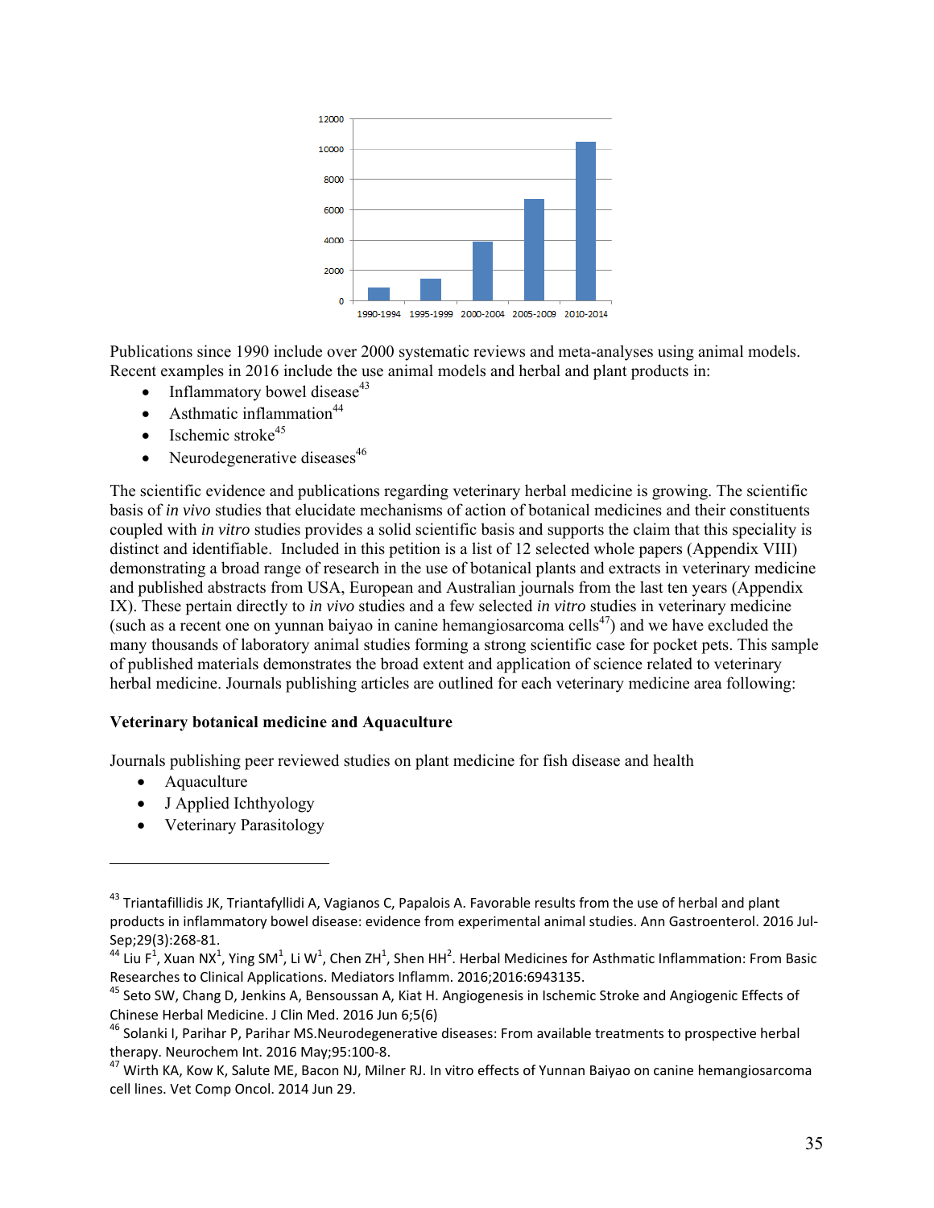Publications since 1990 include over 2000 systematic reviews and meta-analyses using animal models. Recent examples in 2016 include the use animal models and herbal and plant products in:

- Inflammatory bowel disease[43]
- Asthmatic inflammation[44]
- Ischemic stroke[45]
- Neurodegenerative diseases[46]

The scientific evidence and publications regarding veterinary herbal medicine is growing. The scientific basis of *in vivo* studies that elucidate mechanisms of action of botanical medicines and their constituents coupled with *in vitro* studies provides a solid scientific basis and supports the claim that this speciality is distinct and identifiable. Included in this petition is a list of 12 selected whole papers (Appendix VIII) demonstrating a broad range of research in the use of botanical plants and extracts in veterinary medicine and published abstracts from USA, European and Australian journals from the last ten years (Appendix IX). These pertain directly to *in vivo* studies and a few selected *in vitro* studies in veterinary medicine (such as a recent one on yunnan baiyao in canine hemangiosarcoma cells[47]) and we have excluded the many thousands of laboratory animal studies forming a strong scientific case for pocket pets. This sample of published materials demonstrates the broad extent and application of science related to veterinary herbal medicine. Journals publishing articles are outlined for each veterinary medicine area following:

**Veterinary botanical medicine and Aquaculture**

Journals publishing peer reviewed studies on plant medicine for fish disease and health

- Aquaculture
- J Applied Ichthyology
- Veterinary Parasitology

---

[43] Triantafillidis JK, Triantafyllidi A, Vagianos C, Papalois A. Favorable results from the use of herbal and plant products in inflammatory bowel disease: evidence from experimental animal studies. Ann Gastroenterol. 2016 Jul-Sep;29(3):268-81.

[44] Liu F[1], Xuan NX[1], Ying SM[1], Li W[1], Chen ZH[1], Shen HH[2]. Herbal Medicines for Asthmatic Inflammation: From Basic Researches to Clinical Applications. Mediators Inflamm. 2016;2016:6943135.

[45] Seto SW, Chang D, Jenkins A, Bensoussan A, Kiat H. Angiogenesis in Ischemic Stroke and Angiogenic Effects of Chinese Herbal Medicine. J Clin Med. 2016 Jun 6;5(6)

[46] Solanki I, Parihar P, Parihar MS.Neurodegenerative diseases: From available treatments to prospective herbal therapy. Neurochem Int. 2016 May;95:100-8.

[47] Wirth KA, Kow K, Salute ME, Bacon NJ, Milner RJ. In vitro effects of Yunnan Baiyao on canine hemangiosarcoma cell lines. Vet Comp Oncol. 2014 Jun 29.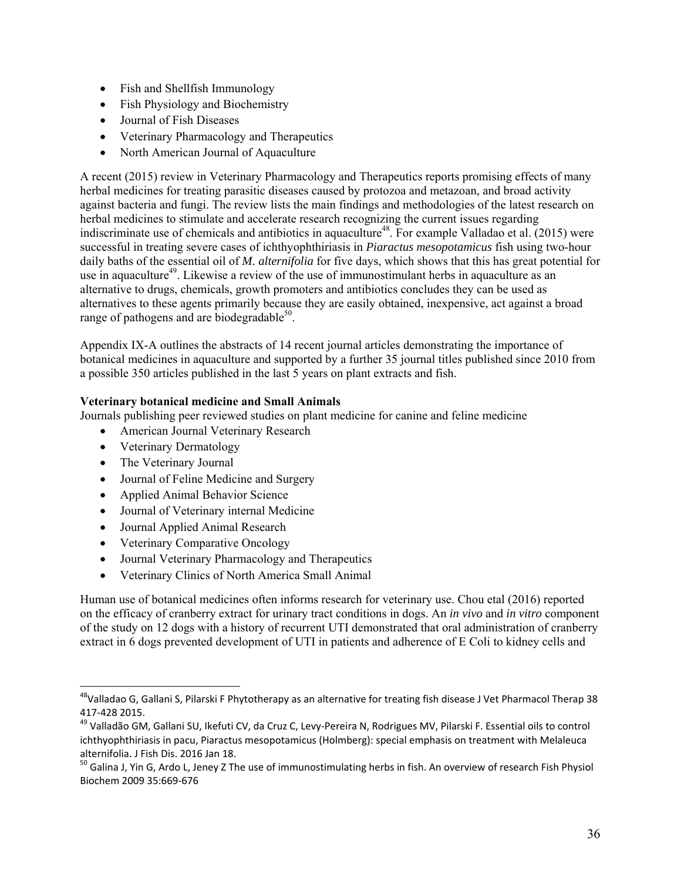- Fish and Shellfish Immunology
- Fish Physiology and Biochemistry
- Journal of Fish Diseases
- Veterinary Pharmacology and Therapeutics
- North American Journal of Aquaculture

A recent (2015) review in Veterinary Pharmacology and Therapeutics reports promising effects of many herbal medicines for treating parasitic diseases caused by protozoa and metazoan, and broad activity against bacteria and fungi. The review lists the main findings and methodologies of the latest research on herbal medicines to stimulate and accelerate research recognizing the current issues regarding indiscriminate use of chemicals and antibiotics in aquaculture[48]. For example Valladao et al. (2015) were successful in treating severe cases of ichthyophthiriasis in *Piaractus mesopotamicus* fish using two-hour daily baths of the essential oil of *M. alternifolia* for five days, which shows that this has great potential for use in aquaculture[49]. Likewise a review of the use of immunostimulant herbs in aquaculture as an alternative to drugs, chemicals, growth promoters and antibiotics concludes they can be used as alternatives to these agents primarily because they are easily obtained, inexpensive, act against a broad range of pathogens and are biodegradable[50].

Appendix IX-A outlines the abstracts of 14 recent journal articles demonstrating the importance of botanical medicines in aquaculture and supported by a further 35 journal titles published since 2010 from a possible 350 articles published in the last 5 years on plant extracts and fish.

**Veterinary botanical medicine and Small Animals**

Journals publishing peer reviewed studies on plant medicine for canine and feline medicine

- American Journal Veterinary Research
- Veterinary Dermatology
- The Veterinary Journal
- Journal of Feline Medicine and Surgery
- Applied Animal Behavior Science
- Journal of Veterinary internal Medicine
- Journal Applied Animal Research
- Veterinary Comparative Oncology
- Journal Veterinary Pharmacology and Therapeutics
- Veterinary Clinics of North America Small Animal

Human use of botanical medicines often informs research for veterinary use. Chou etal (2016) reported on the efficacy of cranberry extract for urinary tract conditions in dogs. An *in vivo* and *in vitro* component of the study on 12 dogs with a history of recurrent UTI demonstrated that oral administration of cranberry extract in 6 dogs prevented development of UTI in patients and adherence of E Coli to kidney cells and

---

[48] Valladao G, Gallani S, Pilarski F Phytotherapy as an alternative for treating fish disease J Vet Pharmacol Therap 38 417-428 2015.

[49] Valladão GM, Gallani SU, Ikefuti CV, da Cruz C, Levy-Pereira N, Rodrigues MV, Pilarski F. Essential oils to control ichthyophthiriasis in pacu, Piaractus mesopotamicus (Holmberg): special emphasis on treatment with Melaleuca alternifolia. J Fish Dis. 2016 Jan 18.

[50] Galina J, Yin G, Ardo L, Jeney Z The use of immunostimulating herbs in fish. An overview of research Fish Physiol Biochem 2009 35:669-676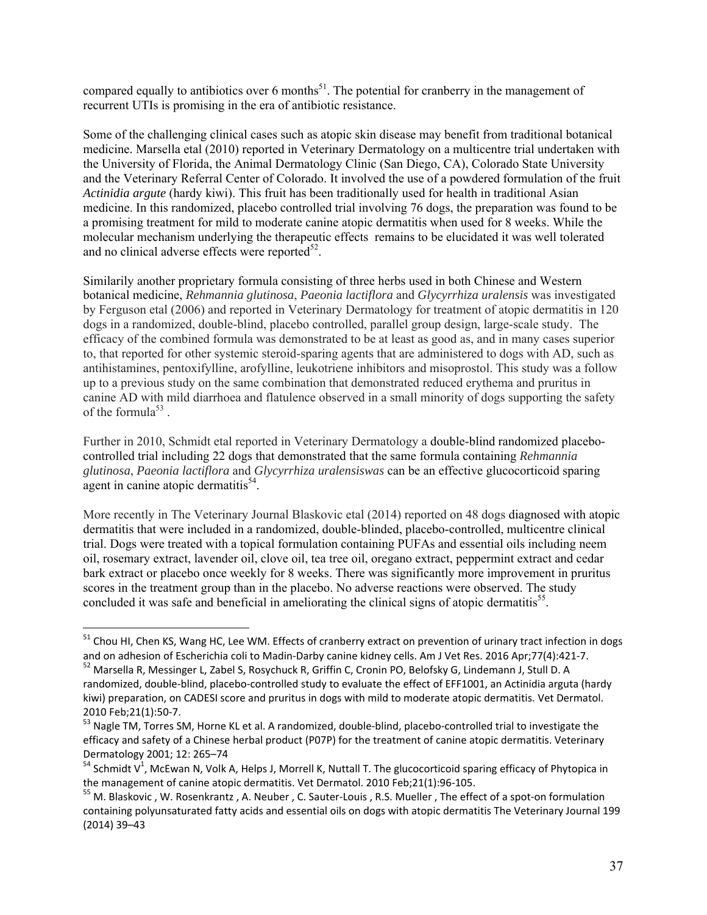compared equally to antibiotics over 6 months[51]. The potential for cranberry in the management of recurrent UTIs is promising in the era of antibiotic resistance.

Some of the challenging clinical cases such as atopic skin disease may benefit from traditional botanical medicine. Marsella etal (2010) reported in Veterinary Dermatology on a multicentre trial undertaken with the University of Florida, the Animal Dermatology Clinic (San Diego, CA), Colorado State University and the Veterinary Referral Center of Colorado. It involved the use of a powdered formulation of the fruit *Actinidia argute* (hardy kiwi). This fruit has been traditionally used for health in traditional Asian medicine. In this randomized, placebo controlled trial involving 76 dogs, the preparation was found to be a promising treatment for mild to moderate canine atopic dermatitis when used for 8 weeks. While the molecular mechanism underlying the therapeutic effects remains to be elucidated it was well tolerated and no clinical adverse effects were reported[52].

Similarily another proprietary formula consisting of three herbs used in both Chinese and Western botanical medicine, *Rehmannia glutinosa*, *Paeonia lactiflora* and *Glycyrrhiza uralensis* was investigated by Ferguson etal (2006) and reported in Veterinary Dermatology for treatment of atopic dermatitis in 120 dogs in a randomized, double-blind, placebo controlled, parallel group design, large-scale study. The efficacy of the combined formula was demonstrated to be at least as good as, and in many cases superior to, that reported for other systemic steroid-sparing agents that are administered to dogs with AD, such as antihistamines, pentoxifylline, arofylline, leukotriene inhibitors and misoprostol. This study was a follow up to a previous study on the same combination that demonstrated reduced erythema and pruritus in canine AD with mild diarrhoea and flatulence observed in a small minority of dogs supporting the safety of the formula[53] .

Further in 2010, Schmidt etal reported in Veterinary Dermatology a double-blind randomized placebo-controlled trial including 22 dogs that demonstrated that the same formula containing *Rehmannia glutinosa*, *Paeonia lactiflora* and *Glycyrrhiza uralensiswas* can be an effective glucocorticoid sparing agent in canine atopic dermatitis[54].

More recently in The Veterinary Journal Blaskovic etal (2014) reported on 48 dogs diagnosed with atopic dermatitis that were included in a randomized, double-blinded, placebo-controlled, multicentre clinical trial. Dogs were treated with a topical formulation containing PUFAs and essential oils including neem oil, rosemary extract, lavender oil, clove oil, tea tree oil, oregano extract, peppermint extract and cedar bark extract or placebo once weekly for 8 weeks. There was significantly more improvement in pruritus scores in the treatment group than in the placebo. No adverse reactions were observed. The study concluded it was safe and beneficial in ameliorating the clinical signs of atopic dermatitis[55].

---

[51] Chou HI, Chen KS, Wang HC, Lee WM. Effects of cranberry extract on prevention of urinary tract infection in dogs and on adhesion of Escherichia coli to Madin-Darby canine kidney cells. Am J Vet Res. 2016 Apr;77(4):421-7.

[52] Marsella R, Messinger L, Zabel S, Rosychuck R, Griffin C, Cronin PO, Belofsky G, Lindemann J, Stull D. A randomized, double-blind, placebo-controlled study to evaluate the effect of EFF1001, an Actinidia arguta (hardy kiwi) preparation, on CADESI score and pruritus in dogs with mild to moderate atopic dermatitis. Vet Dermatol. 2010 Feb;21(1):50-7.

[53] Nagle TM, Torres SM, Horne KL et al. A randomized, double-blind, placebo-controlled trial to investigate the efficacy and safety of a Chinese herbal product (P07P) for the treatment of canine atopic dermatitis. Veterinary Dermatology 2001; 12: 265–74

[54] Schmidt V[1], McEwan N, Volk A, Helps J, Morrell K, Nuttall T. The glucocorticoid sparing efficacy of Phytopica in the management of canine atopic dermatitis. Vet Dermatol. 2010 Feb;21(1):96-105.

[55] M. Blaskovic , W. Rosenkrantz , A. Neuber , C. Sauter-Louis , R.S. Mueller , The effect of a spot-on formulation containing polyunsaturated fatty acids and essential oils on dogs with atopic dermatitis The Veterinary Journal 199 (2014) 39–43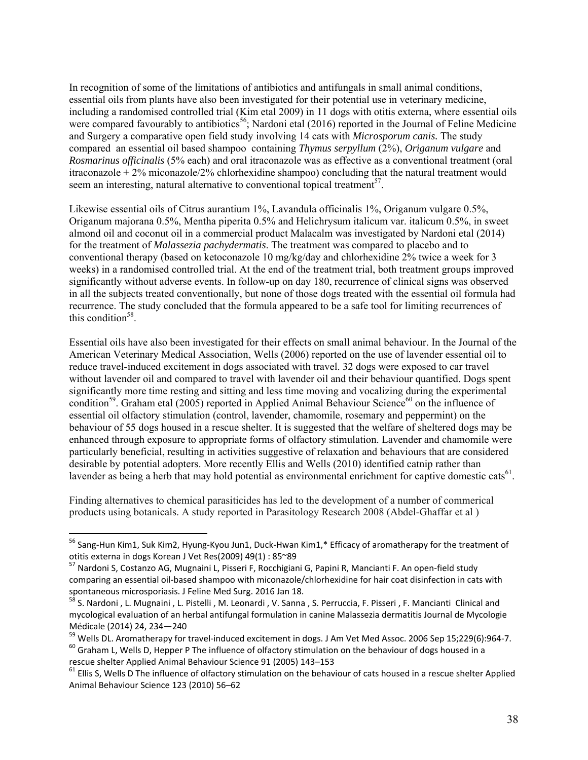In recognition of some of the limitations of antibiotics and antifungals in small animal conditions, essential oils from plants have also been investigated for their potential use in veterinary medicine, including a randomised controlled trial (Kim etal 2009) in 11 dogs with otitis externa, where essential oils were compared favourably to antibiotics[56]; Nardoni etal (2016) reported in the Journal of Feline Medicine and Surgery a comparative open field study involving 14 cats with *Microsporum canis.* The study compared an essential oil based shampoo containing *Thymus serpyllum* (2%), *Origanum vulgare* and *Rosmarinus officinalis* (5% each) and oral itraconazole was as effective as a conventional treatment (oral itraconazole + 2% miconazole/2% chlorhexidine shampoo) concluding that the natural treatment would seem an interesting, natural alternative to conventional topical treatment[57].

Likewise essential oils of Citrus aurantium 1%, Lavandula officinalis 1%, Origanum vulgare 0.5%, Origanum majorana 0.5%, Mentha piperita 0.5% and Helichrysum italicum var. italicum 0.5%, in sweet almond oil and coconut oil in a commercial product Malacalm was investigated by Nardoni etal (2014) for the treatment of *Malassezia pachydermatis*. The treatment was compared to placebo and to conventional therapy (based on ketoconazole 10 mg/kg/day and chlorhexidine 2% twice a week for 3 weeks) in a randomised controlled trial. At the end of the treatment trial, both treatment groups improved significantly without adverse events. In follow-up on day 180, recurrence of clinical signs was observed in all the subjects treated conventionally, but none of those dogs treated with the essential oil formula had recurrence. The study concluded that the formula appeared to be a safe tool for limiting recurrences of this condition[58].

Essential oils have also been investigated for their effects on small animal behaviour. In the Journal of the American Veterinary Medical Association, Wells (2006) reported on the use of lavender essential oil to reduce travel-induced excitement in dogs associated with travel. 32 dogs were exposed to car travel without lavender oil and compared to travel with lavender oil and their behaviour quantified. Dogs spent significantly more time resting and sitting and less time moving and vocalizing during the experimental condition[59]. Graham etal (2005) reported in Applied Animal Behaviour Science[60] on the influence of essential oil olfactory stimulation (control, lavender, chamomile, rosemary and peppermint) on the behaviour of 55 dogs housed in a rescue shelter. It is suggested that the welfare of sheltered dogs may be enhanced through exposure to appropriate forms of olfactory stimulation. Lavender and chamomile were particularly beneficial, resulting in activities suggestive of relaxation and behaviours that are considered desirable by potential adopters. More recently Ellis and Wells (2010) identified catnip rather than lavender as being a herb that may hold potential as environmental enrichment for captive domestic cats[61].

Finding alternatives to chemical parasiticides has led to the development of a number of commerical products using botanicals. A study reported in Parasitology Research 2008 (Abdel-Ghaffar et al )

---

[56] Sang-Hun Kim1, Suk Kim2, Hyung-Kyou Jun1, Duck-Hwan Kim1,* Efficacy of aromatherapy for the treatment of otitis externa in dogs Korean J Vet Res(2009) 49(1) : 85~89

[57] Nardoni S, Costanzo AG, Mugnaini L, Pisseri F, Rocchigiani G, Papini R, Mancianti F. An open-field study comparing an essential oil-based shampoo with miconazole/chlorhexidine for hair coat disinfection in cats with spontaneous microsporiasis. J Feline Med Surg. 2016 Jan 18.

[58] S. Nardoni , L. Mugnaini , L. Pistelli , M. Leonardi , V. Sanna , S. Perruccia, F. Pisseri , F. Mancianti Clinical and mycological evaluation of an herbal antifungal formulation in canine Malassezia dermatitis Journal de Mycologie Médicale (2014) 24, 234—240

[59] Wells DL. Aromatherapy for travel-induced excitement in dogs. J Am Vet Med Assoc. 2006 Sep 15;229(6):964-7.

[60] Graham L, Wells D, Hepper P The influence of olfactory stimulation on the behaviour of dogs housed in a rescue shelter Applied Animal Behaviour Science 91 (2005) 143–153

[61] Ellis S, Wells D The influence of olfactory stimulation on the behaviour of cats housed in a rescue shelter Applied Animal Behaviour Science 123 (2010) 56–62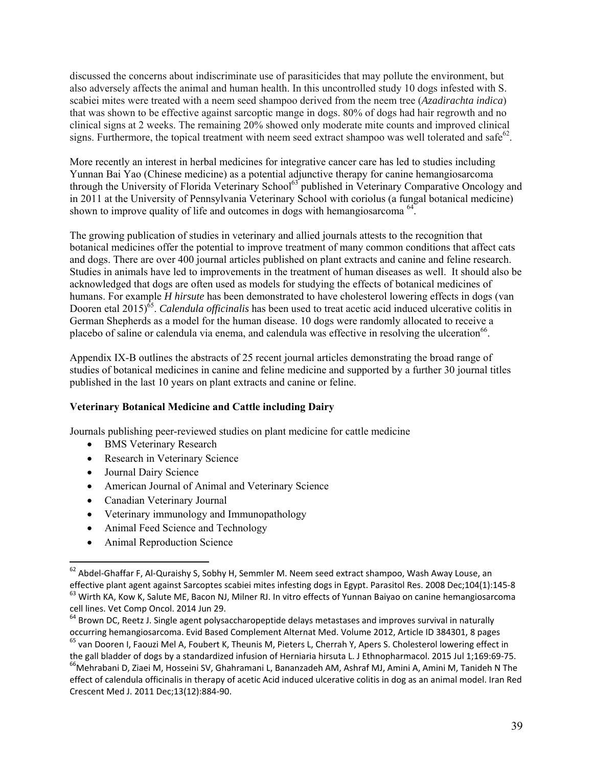discussed the concerns about indiscriminate use of parasiticides that may pollute the environment, but also adversely affects the animal and human health. In this uncontrolled study 10 dogs infested with S. scabiei mites were treated with a neem seed shampoo derived from the neem tree (*Azadirachta indica*) that was shown to be effective against sarcoptic mange in dogs. 80% of dogs had hair regrowth and no clinical signs at 2 weeks. The remaining 20% showed only moderate mite counts and improved clinical signs. Furthermore, the topical treatment with neem seed extract shampoo was well tolerated and safe[62].

More recently an interest in herbal medicines for integrative cancer care has led to studies including Yunnan Bai Yao (Chinese medicine) as a potential adjunctive therapy for canine hemangiosarcoma through the University of Florida Veterinary School[63] published in Veterinary Comparative Oncology and in 2011 at the University of Pennsylvania Veterinary School with coriolus (a fungal botanical medicine) shown to improve quality of life and outcomes in dogs with hemangiosarcoma [64].

The growing publication of studies in veterinary and allied journals attests to the recognition that botanical medicines offer the potential to improve treatment of many common conditions that affect cats and dogs. There are over 400 journal articles published on plant extracts and canine and feline research. Studies in animals have led to improvements in the treatment of human diseases as well. It should also be acknowledged that dogs are often used as models for studying the effects of botanical medicines of humans. For example *H hirsute* has been demonstrated to have cholesterol lowering effects in dogs (van Dooren etal 2015)[65]. *Calendula officinalis* has been used to treat acetic acid induced ulcerative colitis in German Shepherds as a model for the human disease. 10 dogs were randomly allocated to receive a placebo of saline or calendula via enema, and calendula was effective in resolving the ulceration[66].

Appendix IX-B outlines the abstracts of 25 recent journal articles demonstrating the broad range of studies of botanical medicines in canine and feline medicine and supported by a further 30 journal titles published in the last 10 years on plant extracts and canine or feline.

**Veterinary Botanical Medicine and Cattle including Dairy**

Journals publishing peer-reviewed studies on plant medicine for cattle medicine

- BMS Veterinary Research
- Research in Veterinary Science
- Journal Dairy Science
- American Journal of Animal and Veterinary Science
- Canadian Veterinary Journal
- Veterinary immunology and Immunopathology
- Animal Feed Science and Technology
- Animal Reproduction Science

---

[62] Abdel-Ghaffar F, Al-Quraishy S, Sobhy H, Semmler M. Neem seed extract shampoo, Wash Away Louse, an effective plant agent against Sarcoptes scabiei mites infesting dogs in Egypt. Parasitol Res. 2008 Dec;104(1):145-8

[63] Wirth KA, Kow K, Salute ME, Bacon NJ, Milner RJ. In vitro effects of Yunnan Baiyao on canine hemangiosarcoma cell lines. Vet Comp Oncol. 2014 Jun 29.

[64] Brown DC, Reetz J. Single agent polysaccharopeptide delays metastases and improves survival in naturally occurring hemangiosarcoma. Evid Based Complement Alternat Med. Volume 2012, Article ID 384301, 8 pages

[65] van Dooren I, Faouzi Mel A, Foubert K, Theunis M, Pieters L, Cherrah Y, Apers S. Cholesterol lowering effect in the gall bladder of dogs by a standardized infusion of Herniaria hirsuta L. J Ethnopharmacol. 2015 Jul 1;169:69-75.

[66] Mehrabani D, Ziaei M, Hosseini SV, Ghahramani L, Bananzadeh AM, Ashraf MJ, Amini A, Amini M, Tanideh N The effect of calendula officinalis in therapy of acetic Acid induced ulcerative colitis in dog as an animal model. Iran Red Crescent Med J. 2011 Dec;13(12):884-90.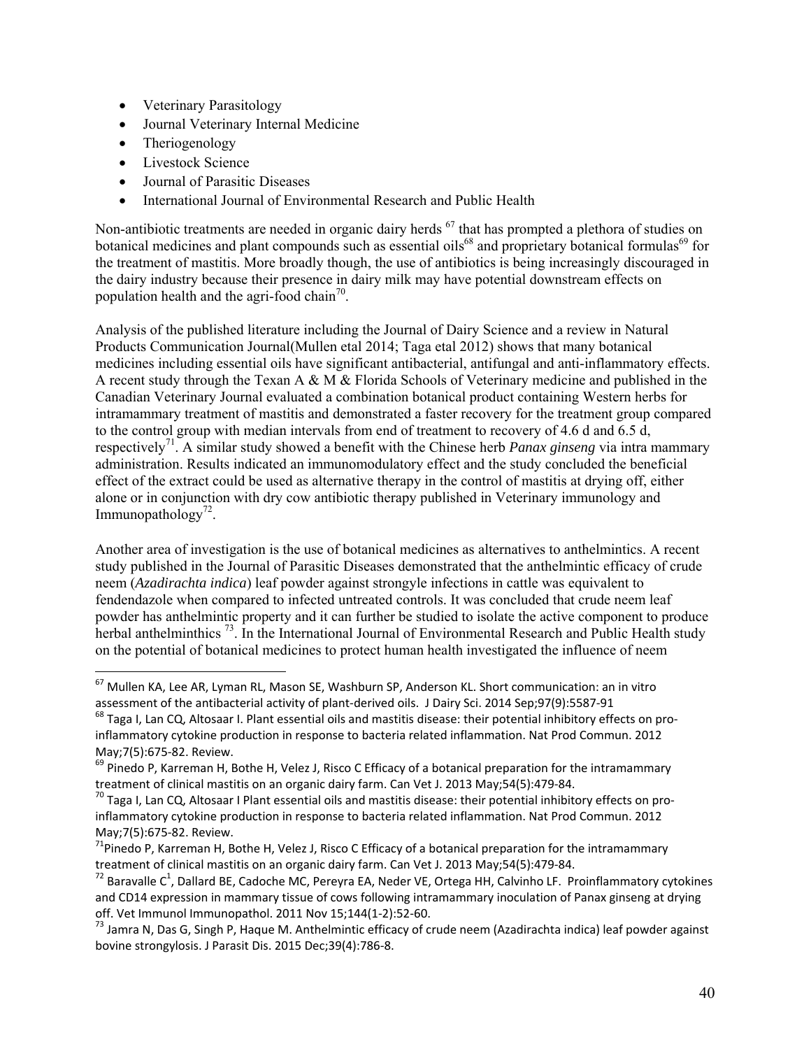- Veterinary Parasitology
- Journal Veterinary Internal Medicine
- Theriogenology
- Livestock Science
- Journal of Parasitic Diseases
- International Journal of Environmental Research and Public Health

Non-antibiotic treatments are needed in organic dairy herds [67] that has prompted a plethora of studies on botanical medicines and plant compounds such as essential oils[68] and proprietary botanical formulas[69] for the treatment of mastitis. More broadly though, the use of antibiotics is being increasingly discouraged in the dairy industry because their presence in dairy milk may have potential downstream effects on population health and the agri-food chain[70].

Analysis of the published literature including the Journal of Dairy Science and a review in Natural Products Communication Journal(Mullen etal 2014; Taga etal 2012) shows that many botanical medicines including essential oils have significant antibacterial, antifungal and anti-inflammatory effects. A recent study through the Texan A & M & Florida Schools of Veterinary medicine and published in the Canadian Veterinary Journal evaluated a combination botanical product containing Western herbs for intramammary treatment of mastitis and demonstrated a faster recovery for the treatment group compared to the control group with median intervals from end of treatment to recovery of 4.6 d and 6.5 d, respectively[71]. A similar study showed a benefit with the Chinese herb *Panax ginseng* via intra mammary administration. Results indicated an immunomodulatory effect and the study concluded the beneficial effect of the extract could be used as alternative therapy in the control of mastitis at drying off, either alone or in conjunction with dry cow antibiotic therapy published in Veterinary immunology and Immunopathology[72].

Another area of investigation is the use of botanical medicines as alternatives to anthelmintics. A recent study published in the Journal of Parasitic Diseases demonstrated that the anthelmintic efficacy of crude neem (*Azadirachta indica*) leaf powder against strongyle infections in cattle was equivalent to fendendazole when compared to infected untreated controls. It was concluded that crude neem leaf powder has anthelmintic property and it can further be studied to isolate the active component to produce herbal anthelminthics [73]. In the International Journal of Environmental Research and Public Health study on the potential of botanical medicines to protect human health investigated the influence of neem

---

[67] Mullen KA, Lee AR, Lyman RL, Mason SE, Washburn SP, Anderson KL. Short communication: an in vitro assessment of the antibacterial activity of plant-derived oils. J Dairy Sci. 2014 Sep;97(9):5587-91

[68] Taga I, Lan CQ, Altosaar I. Plant essential oils and mastitis disease: their potential inhibitory effects on pro-inflammatory cytokine production in response to bacteria related inflammation. Nat Prod Commun. 2012 May;7(5):675-82. Review.

[69] Pinedo P, Karreman H, Bothe H, Velez J, Risco C Efficacy of a botanical preparation for the intramammary treatment of clinical mastitis on an organic dairy farm. Can Vet J. 2013 May;54(5):479-84.

[70] Taga I, Lan CQ, Altosaar I Plant essential oils and mastitis disease: their potential inhibitory effects on pro-inflammatory cytokine production in response to bacteria related inflammation. Nat Prod Commun. 2012 May;7(5):675-82. Review.

[71] Pinedo P, Karreman H, Bothe H, Velez J, Risco C Efficacy of a botanical preparation for the intramammary treatment of clinical mastitis on an organic dairy farm. Can Vet J. 2013 May;54(5):479-84.

[72] Baravalle C[1], Dallard BE, Cadoche MC, Pereyra EA, Neder VE, Ortega HH, Calvinho LF. Proinflammatory cytokines and CD14 expression in mammary tissue of cows following intramammary inoculation of Panax ginseng at drying off. Vet Immunol Immunopathol. 2011 Nov 15;144(1-2):52-60.

[73] Jamra N, Das G, Singh P, Haque M. Anthelmintic efficacy of crude neem (Azadirachta indica) leaf powder against bovine strongylosis. J Parasit Dis. 2015 Dec;39(4):786-8.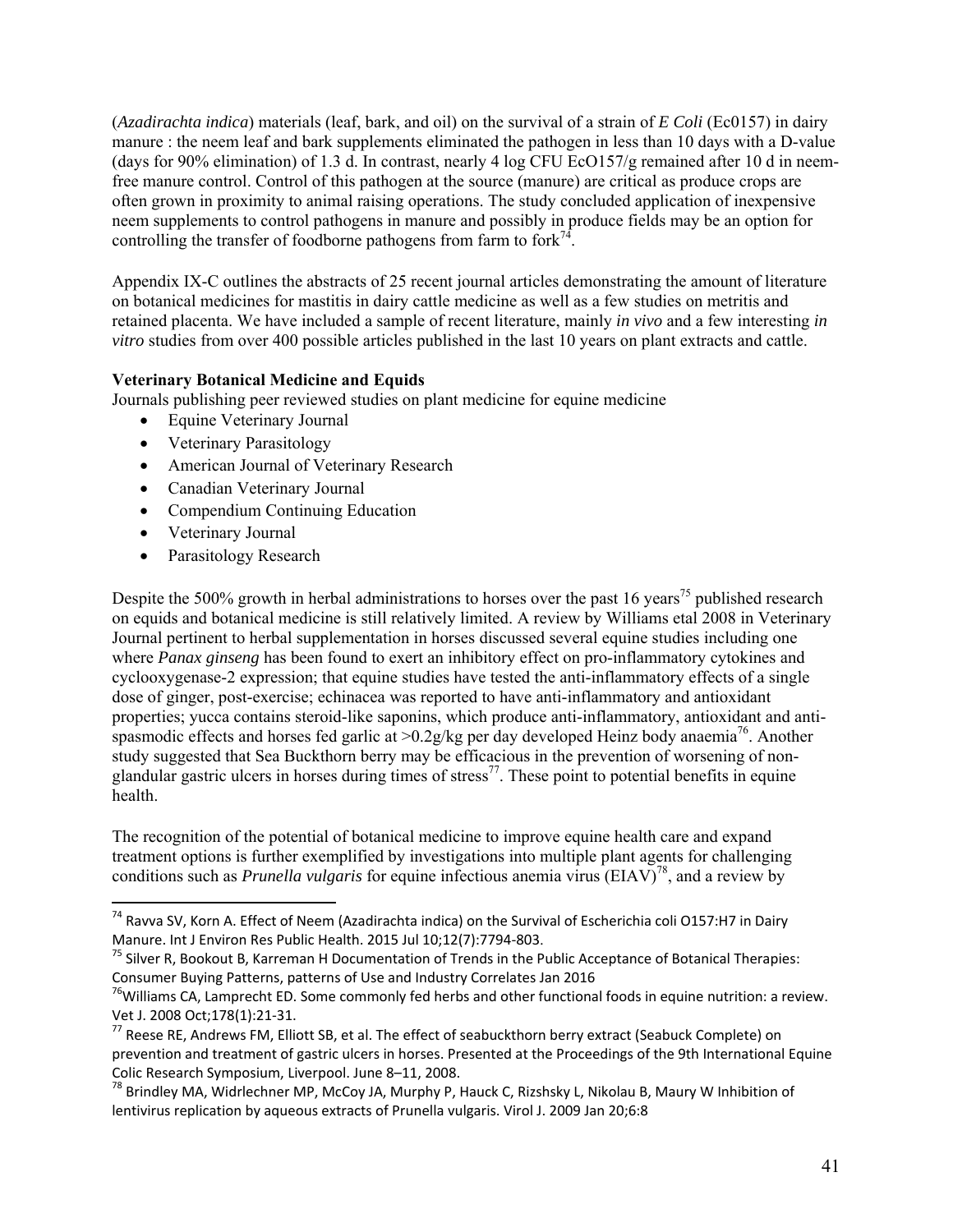(*Azadirachta indica*) materials (leaf, bark, and oil) on the survival of a strain of *E Coli* (Ec0157) in dairy manure : the neem leaf and bark supplements eliminated the pathogen in less than 10 days with a D-value (days for 90% elimination) of 1.3 d. In contrast, nearly 4 log CFU EcO157/g remained after 10 d in neem-free manure control. Control of this pathogen at the source (manure) are critical as produce crops are often grown in proximity to animal raising operations. The study concluded application of inexpensive neem supplements to control pathogens in manure and possibly in produce fields may be an option for controlling the transfer of foodborne pathogens from farm to fork[74].

Appendix IX-C outlines the abstracts of 25 recent journal articles demonstrating the amount of literature on botanical medicines for mastitis in dairy cattle medicine as well as a few studies on metritis and retained placenta. We have included a sample of recent literature, mainly *in vivo* and a few interesting *in vitro* studies from over 400 possible articles published in the last 10 years on plant extracts and cattle.

**Veterinary Botanical Medicine and Equids**

Journals publishing peer reviewed studies on plant medicine for equine medicine

- Equine Veterinary Journal
- Veterinary Parasitology
- American Journal of Veterinary Research
- Canadian Veterinary Journal
- Compendium Continuing Education
- Veterinary Journal
- Parasitology Research

Despite the 500% growth in herbal administrations to horses over the past 16 years[75] published research on equids and botanical medicine is still relatively limited. A review by Williams etal 2008 in Veterinary Journal pertinent to herbal supplementation in horses discussed several equine studies including one where *Panax ginseng* has been found to exert an inhibitory effect on pro-inflammatory cytokines and cyclooxygenase-2 expression; that equine studies have tested the anti-inflammatory effects of a single dose of ginger, post-exercise; echinacea was reported to have anti-inflammatory and antioxidant properties; yucca contains steroid-like saponins, which produce anti-inflammatory, antioxidant and anti-spasmodic effects and horses fed garlic at >0.2g/kg per day developed Heinz body anaemia[76]. Another study suggested that Sea Buckthorn berry may be efficacious in the prevention of worsening of non-glandular gastric ulcers in horses during times of stress[77]. These point to potential benefits in equine health.

The recognition of the potential of botanical medicine to improve equine health care and expand treatment options is further exemplified by investigations into multiple plant agents for challenging conditions such as *Prunella vulgaris* for equine infectious anemia virus (EIAV)[78], and a review by

---

[74] Ravva SV, Korn A. Effect of Neem (Azadirachta indica) on the Survival of Escherichia coli O157:H7 in Dairy Manure. Int J Environ Res Public Health. 2015 Jul 10;12(7):7794-803.

[75] Silver R, Bookout B, Karreman H Documentation of Trends in the Public Acceptance of Botanical Therapies: Consumer Buying Patterns, patterns of Use and Industry Correlates Jan 2016

[76] Williams CA, Lamprecht ED. Some commonly fed herbs and other functional foods in equine nutrition: a review. Vet J. 2008 Oct;178(1):21-31.

[77] Reese RE, Andrews FM, Elliott SB, et al. The effect of seabuckthorn berry extract (Seabuck Complete) on prevention and treatment of gastric ulcers in horses. Presented at the Proceedings of the 9th International Equine Colic Research Symposium, Liverpool. June 8–11, 2008.

[78] Brindley MA, Widrlechner MP, McCoy JA, Murphy P, Hauck C, Rizshsky L, Nikolau B, Maury W Inhibition of lentivirus replication by aqueous extracts of Prunella vulgaris. Virol J. 2009 Jan 20;6:8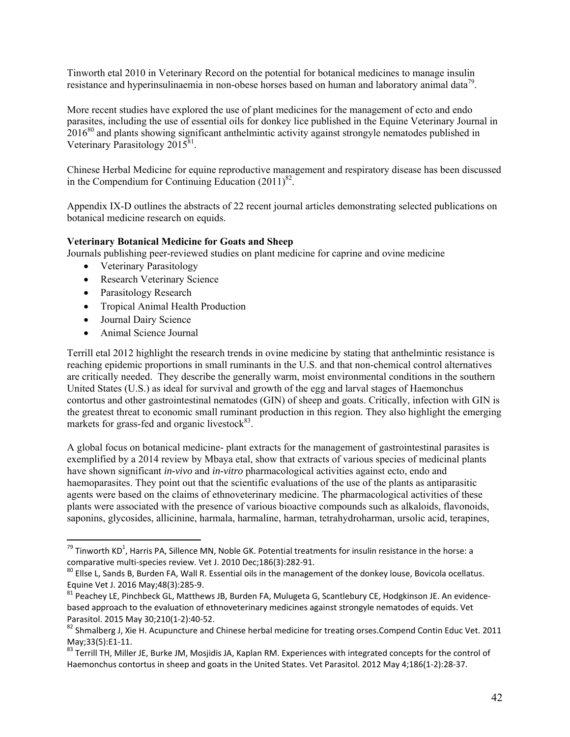Tinworth etal 2010 in Veterinary Record on the potential for botanical medicines to manage insulin resistance and hyperinsulinaemia in non-obese horses based on human and laboratory animal data[79].

More recent studies have explored the use of plant medicines for the management of ecto and endo parasites, including the use of essential oils for donkey lice published in the Equine Veterinary Journal in 2016[80] and plants showing significant anthelmintic activity against strongyle nematodes published in Veterinary Parasitology 2015[81].

Chinese Herbal Medicine for equine reproductive management and respiratory disease has been discussed in the Compendium for Continuing Education (2011)[82].

Appendix IX-D outlines the abstracts of 22 recent journal articles demonstrating selected publications on botanical medicine research on equids.

**Veterinary Botanical Medicine for Goats and Sheep**

Journals publishing peer-reviewed studies on plant medicine for caprine and ovine medicine

- Veterinary Parasitology
- Research Veterinary Science
- Parasitology Research
- Tropical Animal Health Production
- Journal Dairy Science
- Animal Science Journal

Terrill etal 2012 highlight the research trends in ovine medicine by stating that anthelmintic resistance is reaching epidemic proportions in small ruminants in the U.S. and that non-chemical control alternatives are critically needed. They describe the generally warm, moist environmental conditions in the southern United States (U.S.) as ideal for survival and growth of the egg and larval stages of Haemonchus contortus and other gastrointestinal nematodes (GIN) of sheep and goats. Critically, infection with GIN is the greatest threat to economic small ruminant production in this region. They also highlight the emerging markets for grass-fed and organic livestock[83].

A global focus on botanical medicine- plant extracts for the management of gastrointestinal parasites is exemplified by a 2014 review by Mbaya etal, show that extracts of various species of medicinal plants have shown significant *in-vivo* and *in-vitro* pharmacological activities against ecto, endo and haemoparasites. They point out that the scientific evaluations of the use of the plants as antiparasitic agents were based on the claims of ethnoveterinary medicine. The pharmacological activities of these plants were associated with the presence of various bioactive compounds such as alkaloids, flavonoids, saponins, glycosides, allicinine, harmala, harmaline, harman, tetrahydroharman, ursolic acid, terapines,

---

[79] Tinworth KD[1], Harris PA, Sillence MN, Noble GK. Potential treatments for insulin resistance in the horse: a comparative multi-species review. Vet J. 2010 Dec;186(3):282-91.

[80] Ellse L, Sands B, Burden FA, Wall R. Essential oils in the management of the donkey louse, Bovicola ocellatus. Equine Vet J. 2016 May;48(3):285-9.

[81] Peachey LE, Pinchbeck GL, Matthews JB, Burden FA, Mulugeta G, Scantlebury CE, Hodgkinson JE. An evidence-based approach to the evaluation of ethnoveterinary medicines against strongyle nematodes of equids. Vet Parasitol. 2015 May 30;210(1-2):40-52.

[82] Shmalberg J, Xie H. Acupuncture and Chinese herbal medicine for treating orses.Compend Contin Educ Vet. 2011 May;33(5):E1-11.

[83] Terrill TH, Miller JE, Burke JM, Mosjidis JA, Kaplan RM. Experiences with integrated concepts for the control of Haemonchus contortus in sheep and goats in the United States. Vet Parasitol. 2012 May 4;186(1-2):28-37.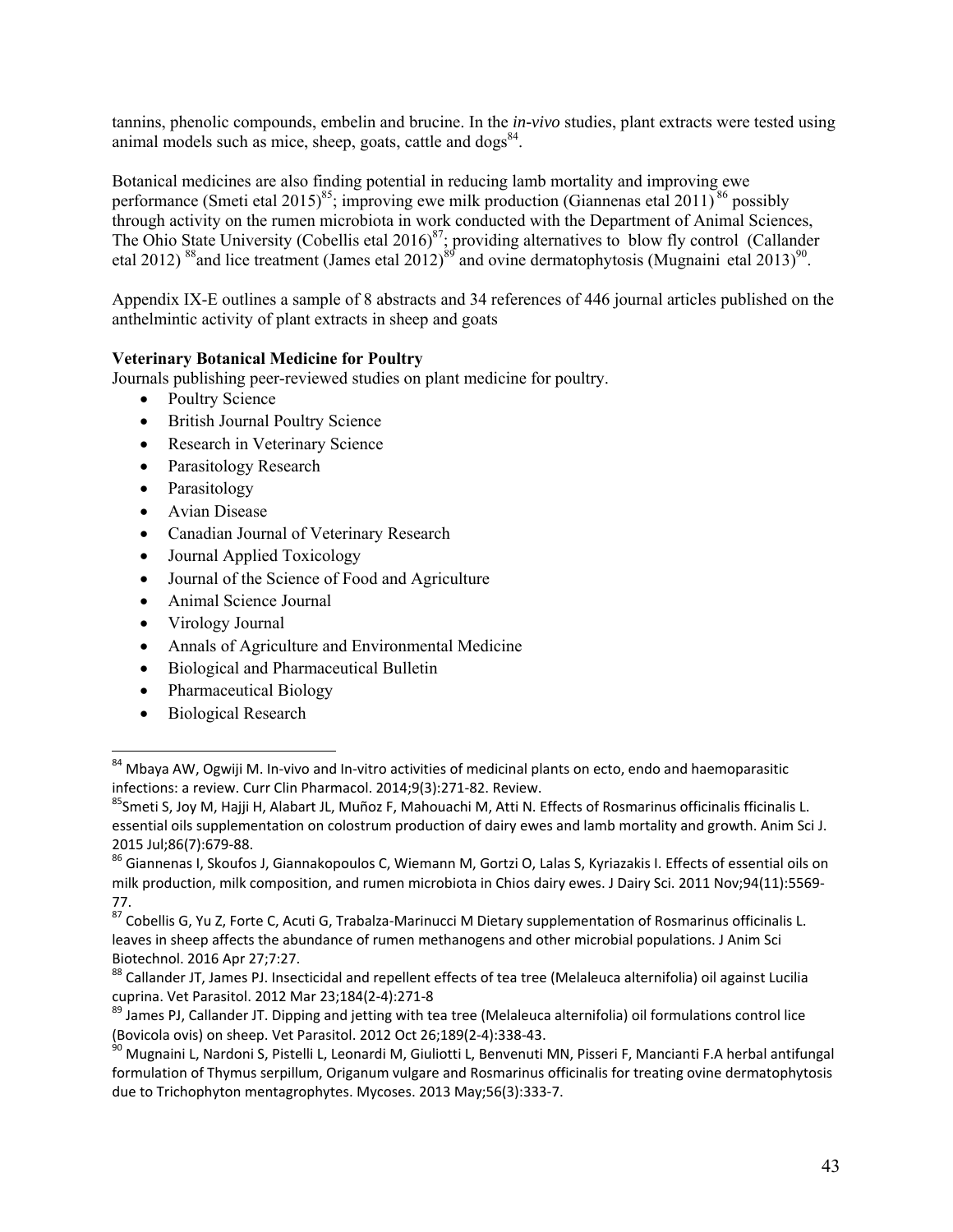tannins, phenolic compounds, embelin and brucine. In the *in-vivo* studies, plant extracts were tested using animal models such as mice, sheep, goats, cattle and dogs[84].

Botanical medicines are also finding potential in reducing lamb mortality and improving ewe performance (Smeti etal 2015)[85]; improving ewe milk production (Giannenas etal 2011)[86] possibly through activity on the rumen microbiota in work conducted with the Department of Animal Sciences, The Ohio State University (Cobellis etal 2016)[87]; providing alternatives to blow fly control (Callander etal 2012)[88] and lice treatment (James etal 2012)[89] and ovine dermatophytosis (Mugnaini etal 2013)[90].

Appendix IX-E outlines a sample of 8 abstracts and 34 references of 446 journal articles published on the anthelmintic activity of plant extracts in sheep and goats

**Veterinary Botanical Medicine for Poultry**

Journals publishing peer-reviewed studies on plant medicine for poultry.

- Poultry Science
- British Journal Poultry Science
- Research in Veterinary Science
- Parasitology Research
- Parasitology
- Avian Disease
- Canadian Journal of Veterinary Research
- Journal Applied Toxicology
- Journal of the Science of Food and Agriculture
- Animal Science Journal
- Virology Journal
- Annals of Agriculture and Environmental Medicine
- Biological and Pharmaceutical Bulletin
- Pharmaceutical Biology
- Biological Research

---

[84] Mbaya AW, Ogwiji M. In-vivo and In-vitro activities of medicinal plants on ecto, endo and haemoparasitic infections: a review. Curr Clin Pharmacol. 2014;9(3):271-82. Review.

[85] Smeti S, Joy M, Hajji H, Alabart JL, Muñoz F, Mahouachi M, Atti N. Effects of Rosmarinus officinalis fficinalis L. essential oils supplementation on colostrum production of dairy ewes and lamb mortality and growth. Anim Sci J. 2015 Jul;86(7):679-88.

[86] Giannenas I, Skoufos J, Giannakopoulos C, Wiemann M, Gortzi O, Lalas S, Kyriazakis I. Effects of essential oils on milk production, milk composition, and rumen microbiota in Chios dairy ewes. J Dairy Sci. 2011 Nov;94(11):5569-77.

[87] Cobellis G, Yu Z, Forte C, Acuti G, Trabalza-Marinucci M Dietary supplementation of Rosmarinus officinalis L. leaves in sheep affects the abundance of rumen methanogens and other microbial populations. J Anim Sci Biotechnol. 2016 Apr 27;7:27.

[88] Callander JT, James PJ. Insecticidal and repellent effects of tea tree (Melaleuca alternifolia) oil against Lucilia cuprina. Vet Parasitol. 2012 Mar 23;184(2-4):271-8

[89] James PJ, Callander JT. Dipping and jetting with tea tree (Melaleuca alternifolia) oil formulations control lice (Bovicola ovis) on sheep. Vet Parasitol. 2012 Oct 26;189(2-4):338-43.

[90] Mugnaini L, Nardoni S, Pistelli L, Leonardi M, Giuliotti L, Benvenuti MN, Pisseri F, Mancianti F.A herbal antifungal formulation of Thymus serpillum, Origanum vulgare and Rosmarinus officinalis for treating ovine dermatophytosis due to Trichophyton mentagrophytes. Mycoses. 2013 May;56(3):333-7.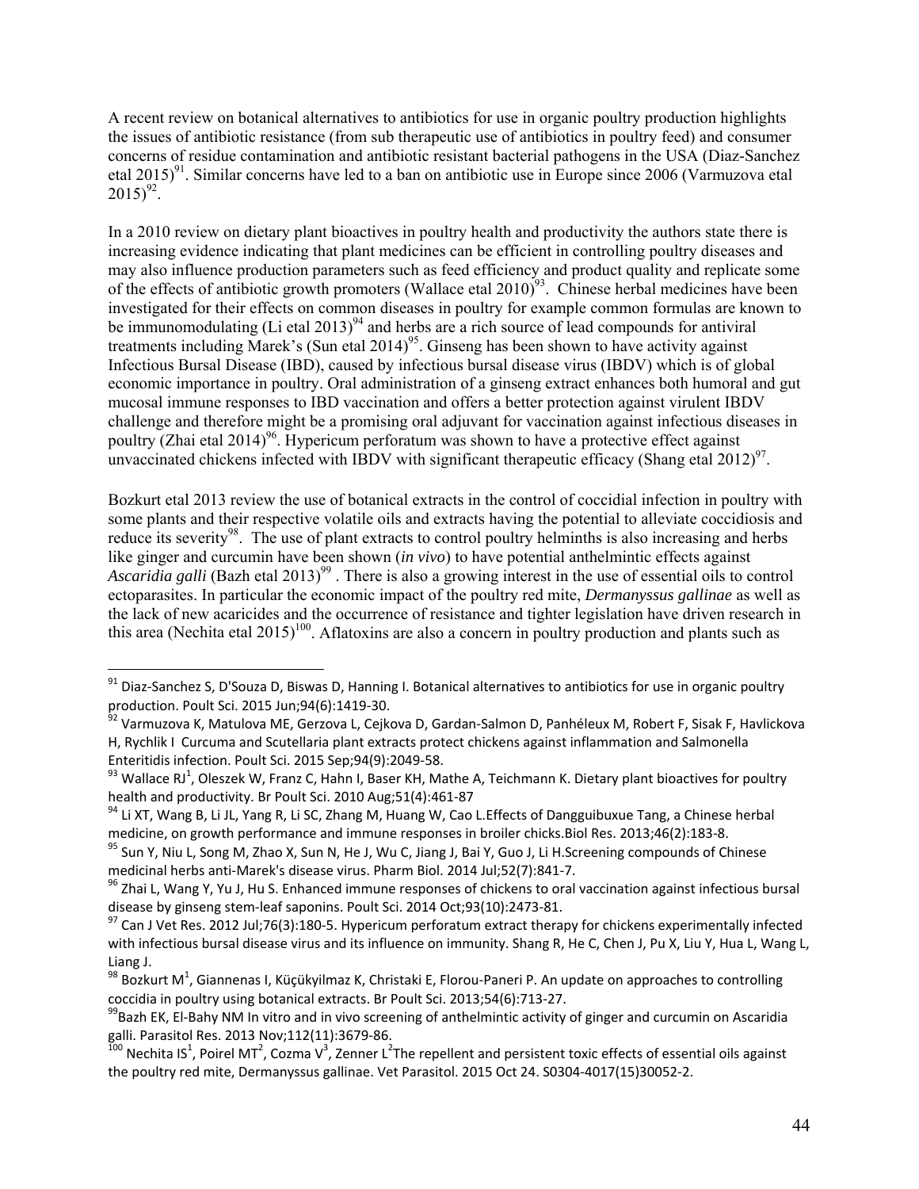A recent review on botanical alternatives to antibiotics for use in organic poultry production highlights the issues of antibiotic resistance (from sub therapeutic use of antibiotics in poultry feed) and consumer concerns of residue contamination and antibiotic resistant bacterial pathogens in the USA (Diaz-Sanchez etal 2015)[91]. Similar concerns have led to a ban on antibiotic use in Europe since 2006 (Varmuzova etal 2015)[92].

In a 2010 review on dietary plant bioactives in poultry health and productivity the authors state there is increasing evidence indicating that plant medicines can be efficient in controlling poultry diseases and may also influence production parameters such as feed efficiency and product quality and replicate some of the effects of antibiotic growth promoters (Wallace etal 2010)[93]. Chinese herbal medicines have been investigated for their effects on common diseases in poultry for example common formulas are known to be immunomodulating (Li etal 2013)[94] and herbs are a rich source of lead compounds for antiviral treatments including Marek's (Sun etal 2014)[95]. Ginseng has been shown to have activity against Infectious Bursal Disease (IBD), caused by infectious bursal disease virus (IBDV) which is of global economic importance in poultry. Oral administration of a ginseng extract enhances both humoral and gut mucosal immune responses to IBD vaccination and offers a better protection against virulent IBDV challenge and therefore might be a promising oral adjuvant for vaccination against infectious diseases in poultry (Zhai etal 2014)[96]. Hypericum perforatum was shown to have a protective effect against unvaccinated chickens infected with IBDV with significant therapeutic efficacy (Shang etal 2012)[97].

Bozkurt etal 2013 review the use of botanical extracts in the control of coccidial infection in poultry with some plants and their respective volatile oils and extracts having the potential to alleviate coccidiosis and reduce its severity[98]. The use of plant extracts to control poultry helminths is also increasing and herbs like ginger and curcumin have been shown (*in vivo*) to have potential anthelmintic effects against *Ascaridia galli* (Bazh etal 2013)[99] . There is also a growing interest in the use of essential oils to control ectoparasites. In particular the economic impact of the poultry red mite, *Dermanyssus gallinae* as well as the lack of new acaricides and the occurrence of resistance and tighter legislation have driven research in this area (Nechita etal 2015)[100]. Aflatoxins are also a concern in poultry production and plants such as

---

[91] Diaz-Sanchez S, D'Souza D, Biswas D, Hanning I. Botanical alternatives to antibiotics for use in organic poultry production. Poult Sci. 2015 Jun;94(6):1419-30.

[92] Varmuzova K, Matulova ME, Gerzova L, Cejkova D, Gardan-Salmon D, Panhéleux M, Robert F, Sisak F, Havlickova H, Rychlik I Curcuma and Scutellaria plant extracts protect chickens against inflammation and Salmonella Enteritidis infection. Poult Sci. 2015 Sep;94(9):2049-58.

[93] Wallace RJ[1], Oleszek W, Franz C, Hahn I, Baser KH, Mathe A, Teichmann K. Dietary plant bioactives for poultry health and productivity. Br Poult Sci. 2010 Aug;51(4):461-87

[94] Li XT, Wang B, Li JL, Yang R, Li SC, Zhang M, Huang W, Cao L.Effects of Dangguibuxue Tang, a Chinese herbal medicine, on growth performance and immune responses in broiler chicks.Biol Res. 2013;46(2):183-8.

[95] Sun Y, Niu L, Song M, Zhao X, Sun N, He J, Wu C, Jiang J, Bai Y, Guo J, Li H.Screening compounds of Chinese medicinal herbs anti-Marek's disease virus. Pharm Biol. 2014 Jul;52(7):841-7.

[96] Zhai L, Wang Y, Yu J, Hu S. Enhanced immune responses of chickens to oral vaccination against infectious bursal disease by ginseng stem-leaf saponins. Poult Sci. 2014 Oct;93(10):2473-81.

[97] Can J Vet Res. 2012 Jul;76(3):180-5. Hypericum perforatum extract therapy for chickens experimentally infected with infectious bursal disease virus and its influence on immunity. Shang R, He C, Chen J, Pu X, Liu Y, Hua L, Wang L, Liang J.

[98] Bozkurt M[1], Giannenas I, Küçükyilmaz K, Christaki E, Florou-Paneri P. An update on approaches to controlling coccidia in poultry using botanical extracts. Br Poult Sci. 2013;54(6):713-27.

[99] Bazh EK, El-Bahy NM In vitro and in vivo screening of anthelmintic activity of ginger and curcumin on Ascaridia galli. Parasitol Res. 2013 Nov;112(11):3679-86.

[100] Nechita IS[1], Poirel MT[2], Cozma V[3], Zenner L[2]The repellent and persistent toxic effects of essential oils against the poultry red mite, Dermanyssus gallinae. Vet Parasitol. 2015 Oct 24. S0304-4017(15)30052-2.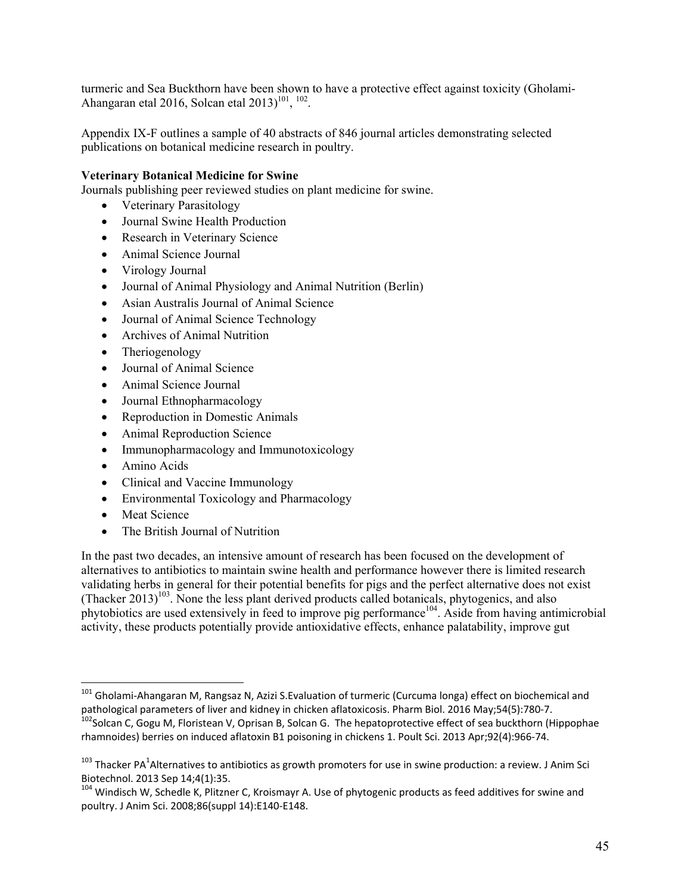turmeric and Sea Buckthorn have been shown to have a protective effect against toxicity (Gholami-Ahangaran etal 2016, Solcan etal 2013)[101], [102].

Appendix IX-F outlines a sample of 40 abstracts of 846 journal articles demonstrating selected publications on botanical medicine research in poultry.

**Veterinary Botanical Medicine for Swine**

Journals publishing peer reviewed studies on plant medicine for swine.

- Veterinary Parasitology
- Journal Swine Health Production
- Research in Veterinary Science
- Animal Science Journal
- Virology Journal
- Journal of Animal Physiology and Animal Nutrition (Berlin)
- Asian Australis Journal of Animal Science
- Journal of Animal Science Technology
- Archives of Animal Nutrition
- Theriogenology
- Journal of Animal Science
- Animal Science Journal
- Journal Ethnopharmacology
- Reproduction in Domestic Animals
- Animal Reproduction Science
- Immunopharmacology and Immunotoxicology
- Amino Acids
- Clinical and Vaccine Immunology
- Environmental Toxicology and Pharmacology
- Meat Science
- The British Journal of Nutrition

In the past two decades, an intensive amount of research has been focused on the development of alternatives to antibiotics to maintain swine health and performance however there is limited research validating herbs in general for their potential benefits for pigs and the perfect alternative does not exist (Thacker 2013)[103]. None the less plant derived products called botanicals, phytogenics, and also phytobiotics are used extensively in feed to improve pig performance[104]. Aside from having antimicrobial activity, these products potentially provide antioxidative effects, enhance palatability, improve gut

---

[101] Gholami-Ahangaran M, Rangsaz N, Azizi S.Evaluation of turmeric (Curcuma longa) effect on biochemical and pathological parameters of liver and kidney in chicken aflatoxicosis. Pharm Biol. 2016 May;54(5):780-7.

[102] Solcan C, Gogu M, Floristean V, Oprisan B, Solcan G. The hepatoprotective effect of sea buckthorn (Hippophae rhamnoides) berries on induced aflatoxin B1 poisoning in chickens 1. Poult Sci. 2013 Apr;92(4):966-74.

[103] Thacker PA[1]Alternatives to antibiotics as growth promoters for use in swine production: a review. J Anim Sci Biotechnol. 2013 Sep 14;4(1):35.

[104] Windisch W, Schedle K, Plitzner C, Kroismayr A. Use of phytogenic products as feed additives for swine and poultry. J Anim Sci. 2008;86(suppl 14):E140-E148.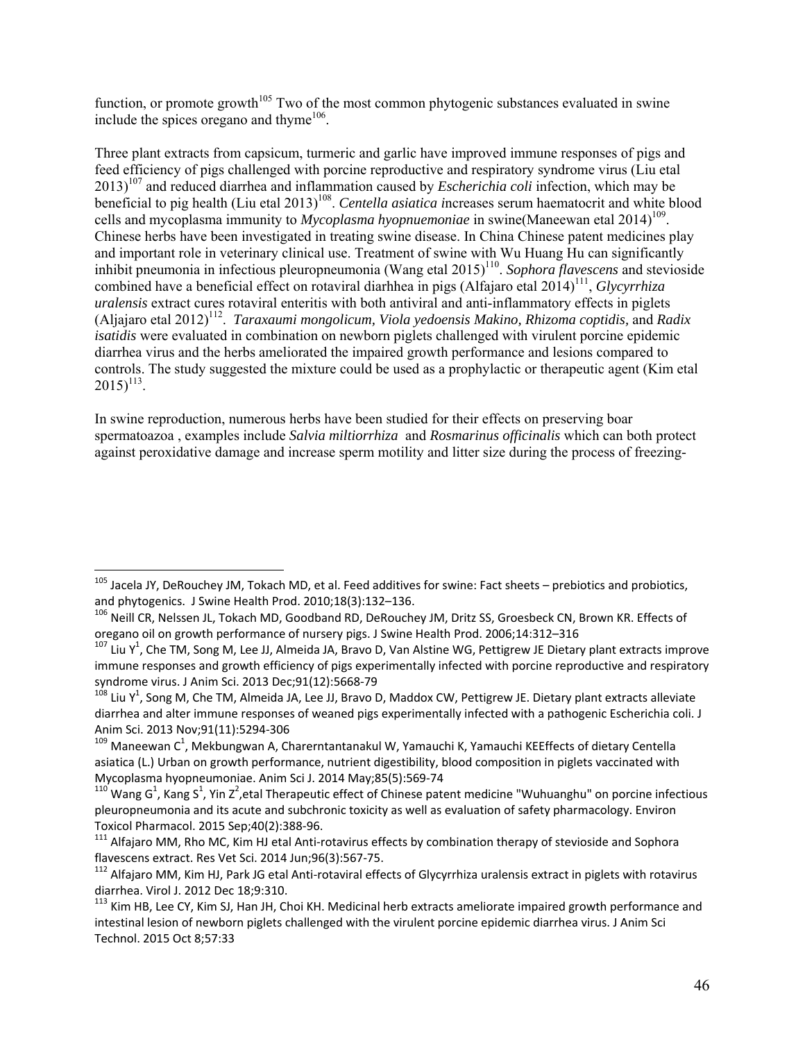function, or promote growth[105] Two of the most common phytogenic substances evaluated in swine include the spices oregano and thyme[106].

Three plant extracts from capsicum, turmeric and garlic have improved immune responses of pigs and feed efficiency of pigs challenged with porcine reproductive and respiratory syndrome virus (Liu etal 2013)[107] and reduced diarrhea and inflammation caused by *Escherichia coli* infection, which may be beneficial to pig health (Liu etal 2013)[108]. *Centella asiatica i*ncreases serum haematocrit and white blood cells and mycoplasma immunity to *Mycoplasma hyopnuemoniae* in swine(Maneewan etal 2014)[109]. Chinese herbs have been investigated in treating swine disease. In China Chinese patent medicines play and important role in veterinary clinical use. Treatment of swine with Wu Huang Hu can significantly inhibit pneumonia in infectious pleuropneumonia (Wang etal 2015)[110]. *Sophora flavescens* and stevioside combined have a beneficial effect on rotaviral diarhhea in pigs (Alfajaro etal 2014)[111], *Glycyrrhiza uralensis* extract cures rotaviral enteritis with both antiviral and anti-inflammatory effects in piglets (Aljajaro etal 2012)[112]. *Taraxaumi mongolicum, Viola yedoensis Makino, Rhizoma coptidis,* and *Radix isatidis* were evaluated in combination on newborn piglets challenged with virulent porcine epidemic diarrhea virus and the herbs ameliorated the impaired growth performance and lesions compared to controls. The study suggested the mixture could be used as a prophylactic or therapeutic agent (Kim etal 2015)[113].

In swine reproduction, numerous herbs have been studied for their effects on preserving boar spermatoazoa , examples include *Salvia miltiorrhiza* and *Rosmarinus officinalis* which can both protect against peroxidative damage and increase sperm motility and litter size during the process of freezing-

---

[105] Jacela JY, DeRouchey JM, Tokach MD, et al. Feed additives for swine: Fact sheets – prebiotics and probiotics, and phytogenics. J Swine Health Prod. 2010;18(3):132–136.

[106] Neill CR, Nelssen JL, Tokach MD, Goodband RD, DeRouchey JM, Dritz SS, Groesbeck CN, Brown KR. Effects of oregano oil on growth performance of nursery pigs. J Swine Health Prod. 2006;14:312–316

[107] Liu Y[1], Che TM, Song M, Lee JJ, Almeida JA, Bravo D, Van Alstine WG, Pettigrew JE Dietary plant extracts improve immune responses and growth efficiency of pigs experimentally infected with porcine reproductive and respiratory syndrome virus. J Anim Sci. 2013 Dec;91(12):5668-79

[108] Liu Y[1], Song M, Che TM, Almeida JA, Lee JJ, Bravo D, Maddox CW, Pettigrew JE. Dietary plant extracts alleviate diarrhea and alter immune responses of weaned pigs experimentally infected with a pathogenic Escherichia coli. J Anim Sci. 2013 Nov;91(11):5294-306

[109] Maneewan C[1], Mekbungwan A, Charerntantanakul W, Yamauchi K, Yamauchi KEEffects of dietary Centella asiatica (L.) Urban on growth performance, nutrient digestibility, blood composition in piglets vaccinated with Mycoplasma hyopneumoniae. Anim Sci J. 2014 May;85(5):569-74

[110] Wang G[1], Kang S[1], Yin Z[2],etal Therapeutic effect of Chinese patent medicine "Wuhuanghu" on porcine infectious pleuropneumonia and its acute and subchronic toxicity as well as evaluation of safety pharmacology. Environ Toxicol Pharmacol. 2015 Sep;40(2):388-96.

[111] Alfajaro MM, Rho MC, Kim HJ etal Anti-rotavirus effects by combination therapy of stevioside and Sophora flavescens extract. Res Vet Sci. 2014 Jun;96(3):567-75.

[112] Alfajaro MM, Kim HJ, Park JG etal Anti-rotaviral effects of Glycyrrhiza uralensis extract in piglets with rotavirus diarrhea. Virol J. 2012 Dec 18;9:310.

[113] Kim HB, Lee CY, Kim SJ, Han JH, Choi KH. Medicinal herb extracts ameliorate impaired growth performance and intestinal lesion of newborn piglets challenged with the virulent porcine epidemic diarrhea virus. J Anim Sci Technol. 2015 Oct 8;57:33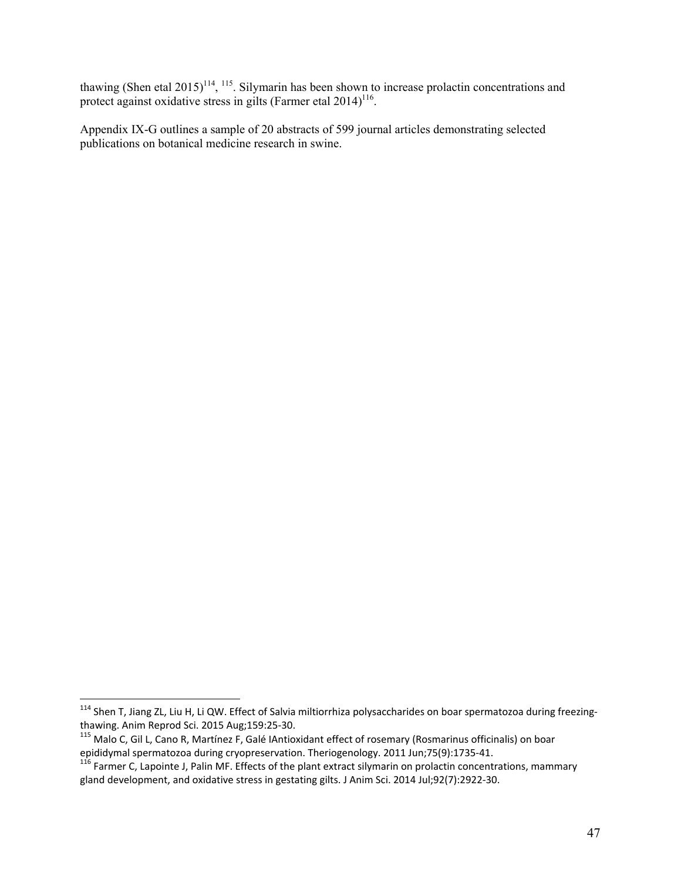thawing (Shen etal 2015)[114], [115]. Silymarin has been shown to increase prolactin concentrations and protect against oxidative stress in gilts (Farmer etal 2014)[116].

Appendix IX-G outlines a sample of 20 abstracts of 599 journal articles demonstrating selected publications on botanical medicine research in swine.

---

[114] Shen T, Jiang ZL, Liu H, Li QW. Effect of Salvia miltiorrhiza polysaccharides on boar spermatozoa during freezing-thawing. Anim Reprod Sci. 2015 Aug;159:25-30.

[115] Malo C, Gil L, Cano R, Martínez F, Galé IAntioxidant effect of rosemary (Rosmarinus officinalis) on boar epididymal spermatozoa during cryopreservation. Theriogenology. 2011 Jun;75(9):1735-41.

[116] Farmer C, Lapointe J, Palin MF. Effects of the plant extract silymarin on prolactin concentrations, mammary gland development, and oxidative stress in gestating gilts. J Anim Sci. 2014 Jul;92(7):2922-30.